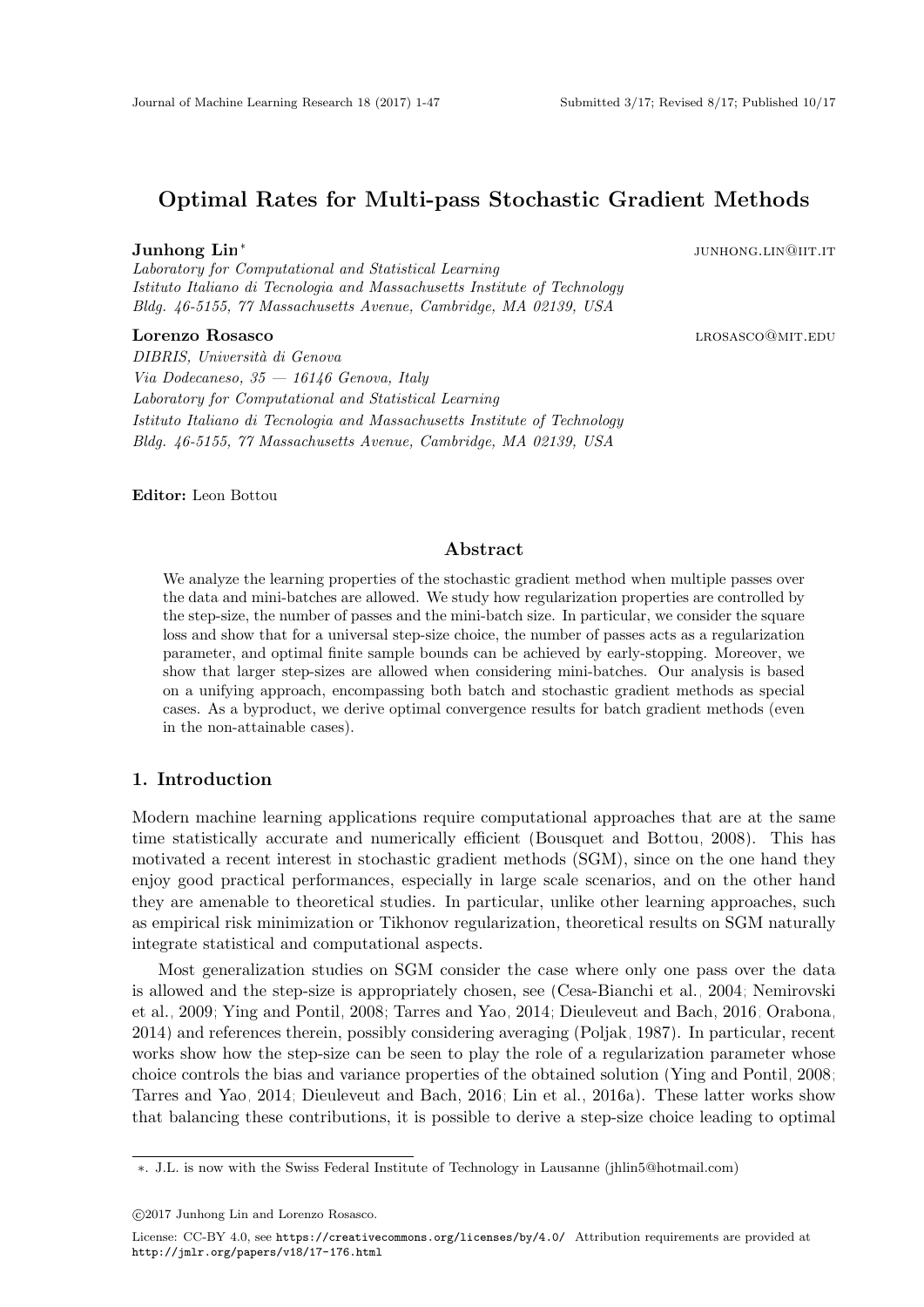# Optimal Rates for Multi-pass Stochastic Gradient Methods

**Junhong Lin**[*] junhong.lin@iit.it

*Laboratory for Computational and Statistical Learning*
*Istituto Italiano di Tecnologia and Massachusetts Institute of Technology*
*Bldg. 46-5155, 77 Massachusetts Avenue, Cambridge, MA 02139, USA*

**Lorenzo Rosasco** lrosasco@mit.edu

*DIBRIS, Università di Genova*
*Via Dodecaneso, 35 — 16146 Genova, Italy*
*Laboratory for Computational and Statistical Learning*
*Istituto Italiano di Tecnologia and Massachusetts Institute of Technology*
*Bldg. 46-5155, 77 Massachusetts Avenue, Cambridge, MA 02139, USA*

**Editor:** Leon Bottou

## Abstract

We analyze the learning properties of the stochastic gradient method when multiple passes over the data and mini-batches are allowed. We study how regularization properties are controlled by the step-size, the number of passes and the mini-batch size. In particular, we consider the square loss and show that for a universal step-size choice, the number of passes acts as a regularization parameter, and optimal finite sample bounds can be achieved by early-stopping. Moreover, we show that larger step-sizes are allowed when considering mini-batches. Our analysis is based on a unifying approach, encompassing both batch and stochastic gradient methods as special cases. As a byproduct, we derive optimal convergence results for batch gradient methods (even in the non-attainable cases).

## 1. Introduction

Modern machine learning applications require computational approaches that are at the same time statistically accurate and numerically efficient (Bousquet and Bottou, 2008). This has motivated a recent interest in stochastic gradient methods (SGM), since on the one hand they enjoy good practical performances, especially in large scale scenarios, and on the other hand they are amenable to theoretical studies. In particular, unlike other learning approaches, such as empirical risk minimization or Tikhonov regularization, theoretical results on SGM naturally integrate statistical and computational aspects.

Most generalization studies on SGM consider the case where only one pass over the data is allowed and the step-size is appropriately chosen, see (Cesa-Bianchi et al., 2004; Nemirovski et al., 2009; Ying and Pontil, 2008; Tarres and Yao, 2014; Dieuleveut and Bach, 2016; Orabona, 2014) and references therein, possibly considering averaging (Poljak, 1987). In particular, recent works show how the step-size can be seen to play the role of a regularization parameter whose choice controls the bias and variance properties of the obtained solution (Ying and Pontil, 2008; Tarres and Yao, 2014; Dieuleveut and Bach, 2016; Lin et al., 2016a). These latter works show that balancing these contributions, it is possible to derive a step-size choice leading to optimal

---

*. J.L. is now with the Swiss Federal Institute of Technology in Lausanne (jhlin5@hotmail.com)

©2017 Junhong Lin and Lorenzo Rosasco.

License: CC-BY 4.0, see https://creativecommons.org/licenses/by/4.0/ Attribution requirements are provided at http://jmlr.org/papers/v18/17-176.html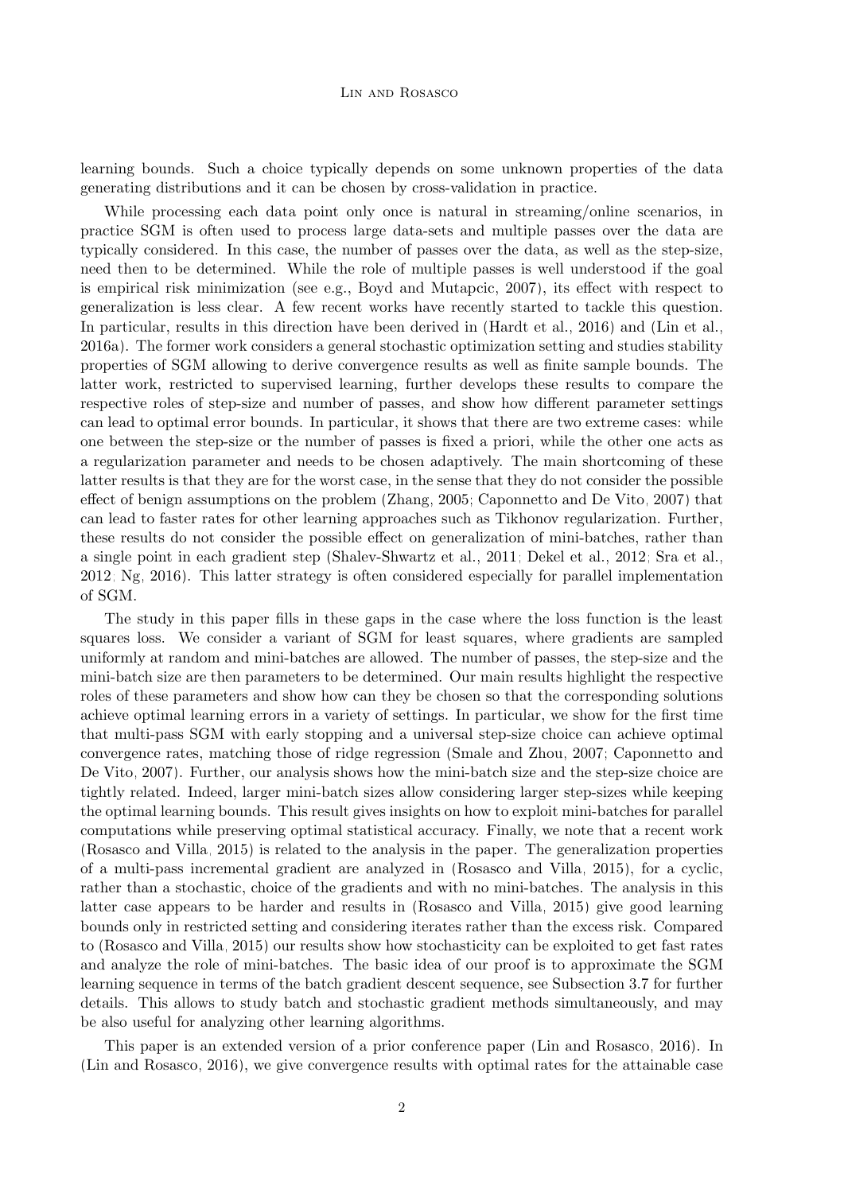learning bounds. Such a choice typically depends on some unknown properties of the data generating distributions and it can be chosen by cross-validation in practice.

While processing each data point only once is natural in streaming/online scenarios, in practice SGM is often used to process large data-sets and multiple passes over the data are typically considered. In this case, the number of passes over the data, as well as the step-size, need then to be determined. While the role of multiple passes is well understood if the goal is empirical risk minimization (see e.g., Boyd and Mutapcic, 2007), its effect with respect to generalization is less clear. A few recent works have recently started to tackle this question. In particular, results in this direction have been derived in (Hardt et al., 2016) and (Lin et al., 2016a). The former work considers a general stochastic optimization setting and studies stability properties of SGM allowing to derive convergence results as well as finite sample bounds. The latter work, restricted to supervised learning, further develops these results to compare the respective roles of step-size and number of passes, and show how different parameter settings can lead to optimal error bounds. In particular, it shows that there are two extreme cases: while one between the step-size or the number of passes is fixed a priori, while the other one acts as a regularization parameter and needs to be chosen adaptively. The main shortcoming of these latter results is that they are for the worst case, in the sense that they do not consider the possible effect of benign assumptions on the problem (Zhang, 2005; Caponnetto and De Vito, 2007) that can lead to faster rates for other learning approaches such as Tikhonov regularization. Further, these results do not consider the possible effect on generalization of mini-batches, rather than a single point in each gradient step (Shalev-Shwartz et al., 2011; Dekel et al., 2012; Sra et al., 2012; Ng, 2016). This latter strategy is often considered especially for parallel implementation of SGM.

The study in this paper fills in these gaps in the case where the loss function is the least squares loss. We consider a variant of SGM for least squares, where gradients are sampled uniformly at random and mini-batches are allowed. The number of passes, the step-size and the mini-batch size are then parameters to be determined. Our main results highlight the respective roles of these parameters and show how can they be chosen so that the corresponding solutions achieve optimal learning errors in a variety of settings. In particular, we show for the first time that multi-pass SGM with early stopping and a universal step-size choice can achieve optimal convergence rates, matching those of ridge regression (Smale and Zhou, 2007; Caponnetto and De Vito, 2007). Further, our analysis shows how the mini-batch size and the step-size choice are tightly related. Indeed, larger mini-batch sizes allow considering larger step-sizes while keeping the optimal learning bounds. This result gives insights on how to exploit mini-batches for parallel computations while preserving optimal statistical accuracy. Finally, we note that a recent work (Rosasco and Villa, 2015) is related to the analysis in the paper. The generalization properties of a multi-pass incremental gradient are analyzed in (Rosasco and Villa, 2015), for a cyclic, rather than a stochastic, choice of the gradients and with no mini-batches. The analysis in this latter case appears to be harder and results in (Rosasco and Villa, 2015) give good learning bounds only in restricted setting and considering iterates rather than the excess risk. Compared to (Rosasco and Villa, 2015) our results show how stochasticity can be exploited to get fast rates and analyze the role of mini-batches. The basic idea of our proof is to approximate the SGM learning sequence in terms of the batch gradient descent sequence, see Subsection 3.7 for further details. This allows to study batch and stochastic gradient methods simultaneously, and may be also useful for analyzing other learning algorithms.

This paper is an extended version of a prior conference paper (Lin and Rosasco, 2016). In (Lin and Rosasco, 2016), we give convergence results with optimal rates for the attainable case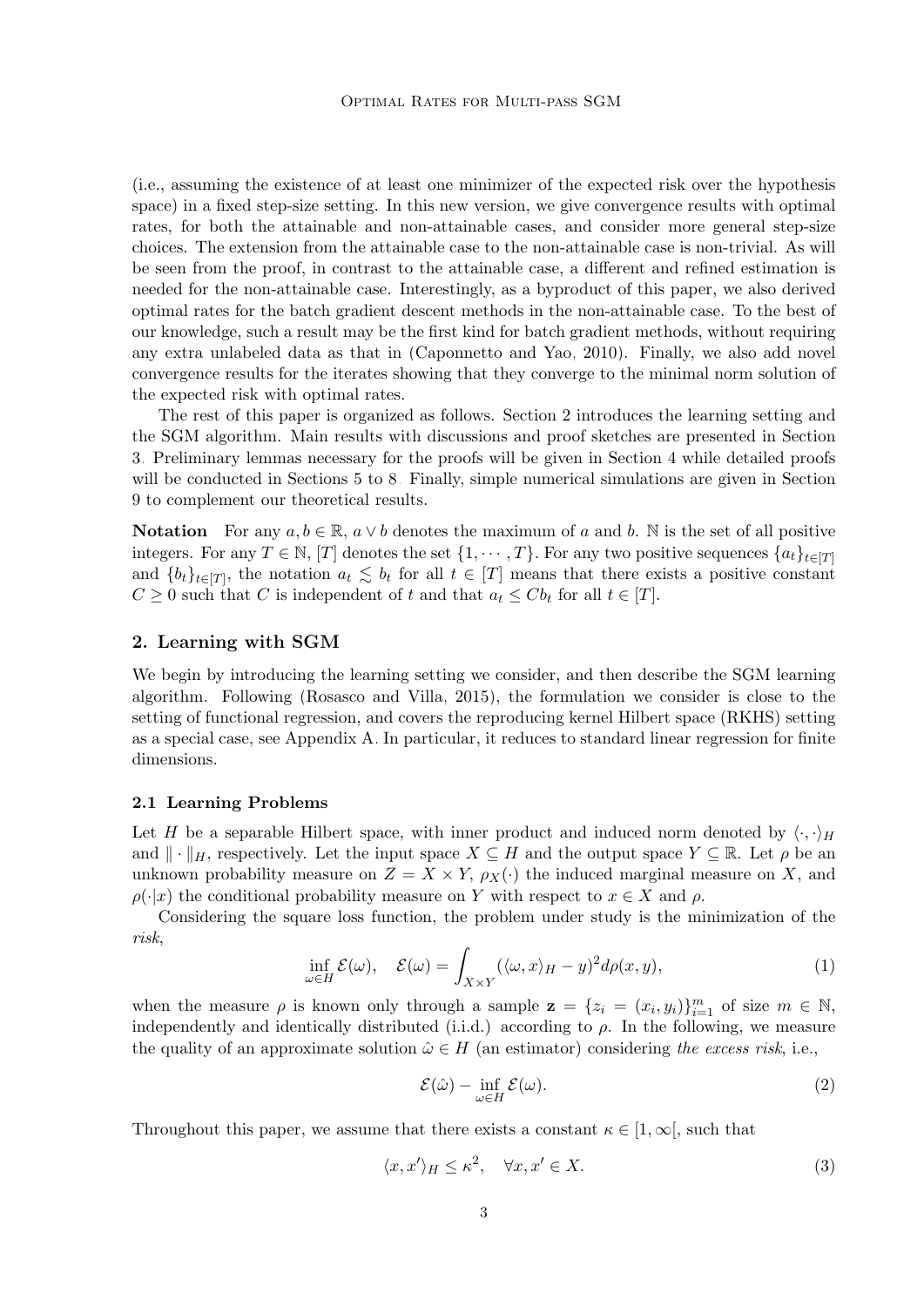(i.e., assuming the existence of at least one minimizer of the expected risk over the hypothesis space) in a fixed step-size setting. In this new version, we give convergence results with optimal rates, for both the attainable and non-attainable cases, and consider more general step-size choices. The extension from the attainable case to the non-attainable case is non-trivial. As will be seen from the proof, in contrast to the attainable case, a different and refined estimation is needed for the non-attainable case. Interestingly, as a byproduct of this paper, we also derived optimal rates for the batch gradient descent methods in the non-attainable case. To the best of our knowledge, such a result may be the first kind for batch gradient methods, without requiring any extra unlabeled data as that in (Caponnetto and Yao, 2010). Finally, we also add novel convergence results for the iterates showing that they converge to the minimal norm solution of the expected risk with optimal rates.

The rest of this paper is organized as follows. Section 2 introduces the learning setting and the SGM algorithm. Main results with discussions and proof sketches are presented in Section 3. Preliminary lemmas necessary for the proofs will be given in Section 4 while detailed proofs will be conducted in Sections 5 to 8. Finally, simple numerical simulations are given in Section 9 to complement our theoretical results.

**Notation** For any $a, b \in \mathbb{R}$, $a \vee b$ denotes the maximum of $a$ and $b$. $\mathbb{N}$ is the set of all positive integers. For any $T \in \mathbb{N}$, $[T]$ denotes the set $\{1, \cdots, T\}$. For any two positive sequences $\{a_t\}_{t\in[T]}$ and $\{b_t\}_{t\in[T]}$, the notation $a_t \lesssim b_t$ for all $t \in [T]$ means that there exists a positive constant $C \geq 0$ such that $C$ is independent of $t$ and that $a_t \leq C b_t$ for all $t \in [T]$.

## 2. Learning with SGM

We begin by introducing the learning setting we consider, and then describe the SGM learning algorithm. Following (Rosasco and Villa, 2015), the formulation we consider is close to the setting of functional regression, and covers the reproducing kernel Hilbert space (RKHS) setting as a special case, see Appendix A. In particular, it reduces to standard linear regression for finite dimensions.

### 2.1 Learning Problems

Let $H$ be a separable Hilbert space, with inner product and induced norm denoted by $\langle \cdot, \cdot \rangle_H$ and $\| \cdot \|_H$, respectively. Let the input space $X \subseteq H$ and the output space $Y \subseteq \mathbb{R}$. Let $\rho$ be an unknown probability measure on $Z = X \times Y$, $\rho_X(\cdot)$ the induced marginal measure on $X$, and $\rho(\cdot|x)$ the conditional probability measure on $Y$ with respect to $x \in X$ and $\rho$.

Considering the square loss function, the problem under study is the minimization of the *risk*,

$$\inf_{\omega \in H} \mathcal{E}(\omega), \quad \mathcal{E}(\omega) = \int_{X \times Y} (\langle \omega, x \rangle_H - y)^2 d\rho(x, y), \tag{1}$$

when the measure $\rho$ is known only through a sample $\mathbf{z} = \{z_i = (x_i, y_i)\}_{i=1}^m$ of size $m \in \mathbb{N}$, independently and identically distributed (i.i.d.) according to $\rho$. In the following, we measure the quality of an approximate solution $\hat{\omega} \in H$ (an estimator) considering *the excess risk*, i.e.,

$$\mathcal{E}(\hat{\omega}) - \inf_{\omega \in H} \mathcal{E}(\omega). \tag{2}$$

Throughout this paper, we assume that there exists a constant $\kappa \in [1, \infty[$, such that

$$\langle x, x' \rangle_H \leq \kappa^2, \quad \forall x, x' \in X. \tag{3}$$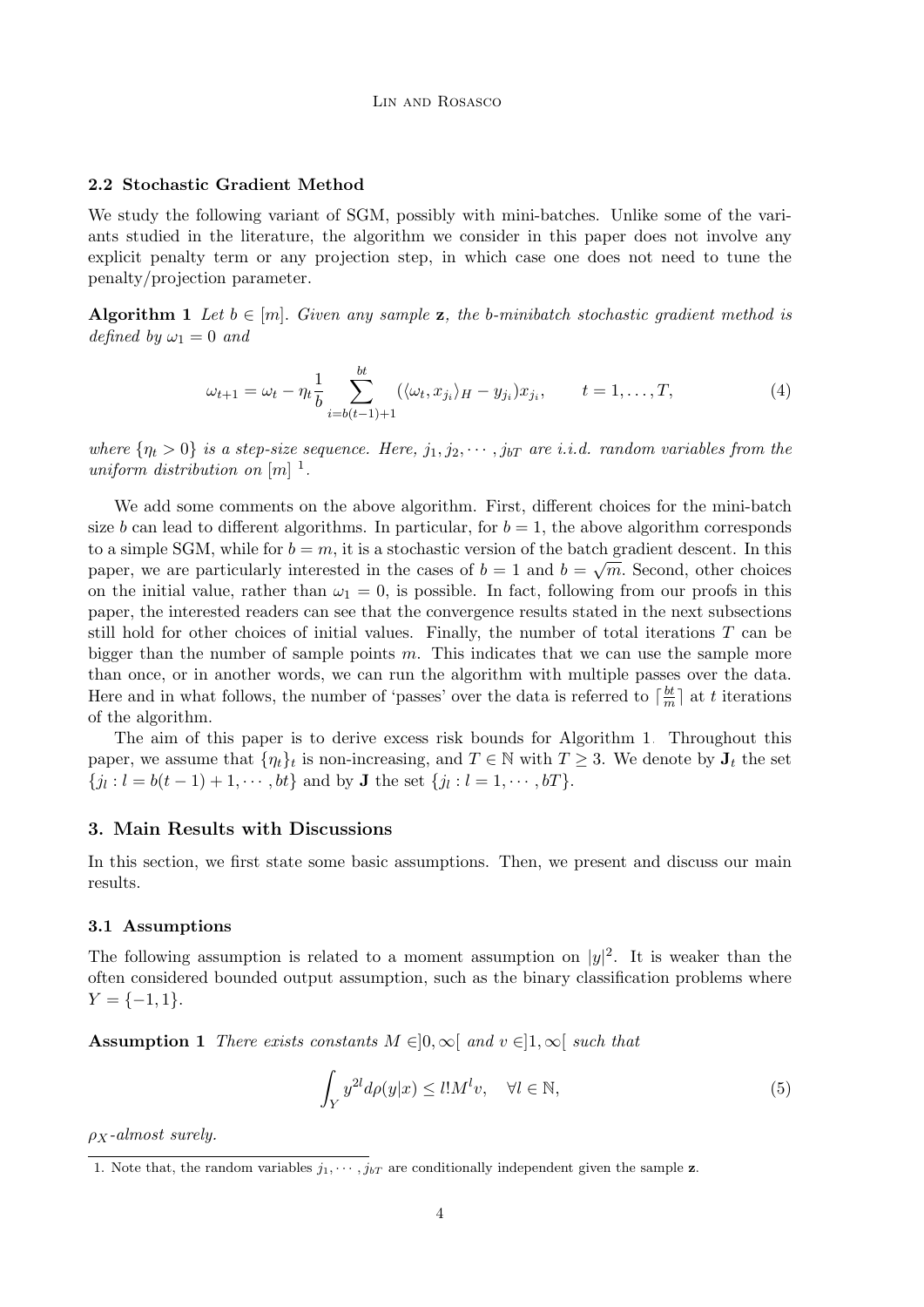### 2.2 Stochastic Gradient Method

We study the following variant of SGM, possibly with mini-batches. Unlike some of the variants studied in the literature, the algorithm we consider in this paper does not involve any explicit penalty term or any projection step, in which case one does not need to tune the penalty/projection parameter.

**Algorithm 1** *Let $b \in [m]$. Given any sample $\mathbf{z}$, the $b$-minibatch stochastic gradient method is defined by $\omega_1 = 0$ and*

$$\omega_{t+1} = \omega_t - \eta_t \frac{1}{b} \sum_{i=b(t-1)+1}^{bt} (\langle \omega_t, x_{j_i} \rangle_H - y_{j_i}) x_{j_i}, \qquad t = 1, \ldots, T, \tag{4}$$

*where $\{\eta_t > 0\}$ is a step-size sequence. Here, $j_1, j_2, \cdots, j_{bT}$ are i.i.d. random variables from the uniform distribution on $[m]$* [1].

We add some comments on the above algorithm. First, different choices for the mini-batch size $b$ can lead to different algorithms. In particular, for $b = 1$, the above algorithm corresponds to a simple SGM, while for $b = m$, it is a stochastic version of the batch gradient descent. In this paper, we are particularly interested in the cases of $b = 1$ and $b = \sqrt{m}$. Second, other choices on the initial value, rather than $\omega_1 = 0$, is possible. In fact, following from our proofs in this paper, the interested readers can see that the convergence results stated in the next subsections still hold for other choices of initial values. Finally, the number of total iterations $T$ can be bigger than the number of sample points $m$. This indicates that we can use the sample more than once, or in another words, we can run the algorithm with multiple passes over the data. Here and in what follows, the number of 'passes' over the data is referred to $\lceil \frac{bt}{m} \rceil$ at $t$ iterations of the algorithm.

The aim of this paper is to derive excess risk bounds for Algorithm 1. Throughout this paper, we assume that $\{\eta_t\}_t$ is non-increasing, and $T \in \mathbb{N}$ with $T \geq 3$. We denote by $\mathbf{J}_t$ the set $\{j_l : l = b(t-1)+1, \cdots, bt\}$ and by $\mathbf{J}$ the set $\{j_l : l = 1, \cdots, bT\}$.

## 3. Main Results with Discussions

In this section, we first state some basic assumptions. Then, we present and discuss our main results.

### 3.1 Assumptions

The following assumption is related to a moment assumption on $|y|^2$. It is weaker than the often considered bounded output assumption, such as the binary classification problems where $Y = \{-1, 1\}$.

**Assumption 1** *There exists constants $M \in ]0, \infty[$ and $v \in ]1, \infty[$ such that*

$$\int_Y y^{2l} d\rho(y|x) \leq l! M^l v, \quad \forall l \in \mathbb{N}, \tag{5}$$

*$\rho_X$-almost surely.*

1. Note that, the random variables $j_1, \cdots, j_{bT}$ are conditionally independent given the sample $\mathbf{z}$.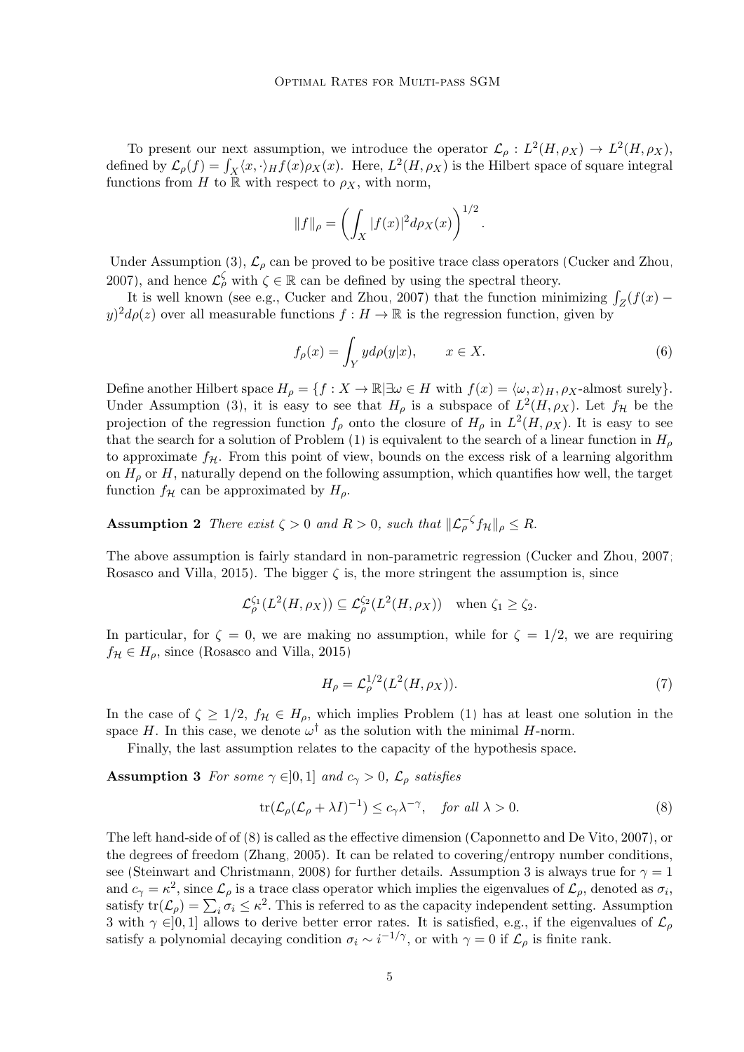To present our next assumption, we introduce the operator $\mathcal{L}_\rho : L^2(H, \rho_X) \to L^2(H, \rho_X)$, defined by $\mathcal{L}_\rho(f) = \int_X \langle x, \cdot \rangle_H f(x) \rho_X(x)$. Here, $L^2(H, \rho_X)$ is the Hilbert space of square integral functions from $H$ to $\mathbb{R}$ with respect to $\rho_X$, with norm,

$$\|f\|_\rho = \left( \int_X |f(x)|^2 d\rho_X(x) \right)^{1/2}.$$

Under Assumption (3), $\mathcal{L}_\rho$ can be proved to be positive trace class operators (Cucker and Zhou, 2007), and hence $\mathcal{L}_\rho^\zeta$ with $\zeta \in \mathbb{R}$ can be defined by using the spectral theory.

It is well known (see e.g., Cucker and Zhou, 2007) that the function minimizing $\int_Z (f(x) - y)^2 d\rho(z)$ over all measurable functions $f : H \to \mathbb{R}$ is the regression function, given by

$$f_\rho(x) = \int_Y y d\rho(y|x), \qquad x \in X. \tag{6}$$

Define another Hilbert space $H_\rho = \{f : X \to \mathbb{R} | \exists \omega \in H \text{ with } f(x) = \langle \omega, x \rangle_H, \rho_X\text{-almost surely}\}$. Under Assumption (3), it is easy to see that $H_\rho$ is a subspace of $L^2(H, \rho_X)$. Let $f_{\mathcal{H}}$ be the projection of the regression function $f_\rho$ onto the closure of $H_\rho$ in $L^2(H, \rho_X)$. It is easy to see that the search for a solution of Problem (1) is equivalent to the search of a linear function in $H_\rho$ to approximate $f_{\mathcal{H}}$. From this point of view, bounds on the excess risk of a learning algorithm on $H_\rho$ or $H$, naturally depend on the following assumption, which quantifies how well, the target function $f_{\mathcal{H}}$ can be approximated by $H_\rho$.

**Assumption 2** *There exist $\zeta > 0$ and $R > 0$, such that $\|\mathcal{L}_\rho^{-\zeta} f_{\mathcal{H}}\|_\rho \leq R$.*

The above assumption is fairly standard in non-parametric regression (Cucker and Zhou, 2007; Rosasco and Villa, 2015). The bigger $\zeta$ is, the more stringent the assumption is, since

$$\mathcal{L}_\rho^{\zeta_1}(L^2(H, \rho_X)) \subseteq \mathcal{L}_\rho^{\zeta_2}(L^2(H, \rho_X)) \quad \text{when } \zeta_1 \geq \zeta_2.$$

In particular, for $\zeta = 0$, we are making no assumption, while for $\zeta = 1/2$, we are requiring $f_{\mathcal{H}} \in H_\rho$, since (Rosasco and Villa, 2015)

$$H_\rho = \mathcal{L}_\rho^{1/2}(L^2(H, \rho_X)). \tag{7}$$

In the case of $\zeta \geq 1/2$, $f_{\mathcal{H}} \in H_\rho$, which implies Problem (1) has at least one solution in the space $H$. In this case, we denote $\omega^\dagger$ as the solution with the minimal $H$-norm.

Finally, the last assumption relates to the capacity of the hypothesis space.

**Assumption 3** *For some $\gamma \in ]0, 1]$ and $c_\gamma > 0$, $\mathcal{L}_\rho$ satisfies*

$$\operatorname{tr}(\mathcal{L}_\rho(\mathcal{L}_\rho + \lambda I)^{-1}) \leq c_\gamma \lambda^{-\gamma}, \quad \textit{for all } \lambda > 0. \tag{8}$$

The left hand-side of of (8) is called as the effective dimension (Caponnetto and De Vito, 2007), or the degrees of freedom (Zhang, 2005). It can be related to covering/entropy number conditions, see (Steinwart and Christmann, 2008) for further details. Assumption 3 is always true for $\gamma = 1$ and $c_\gamma = \kappa^2$, since $\mathcal{L}_\rho$ is a trace class operator which implies the eigenvalues of $\mathcal{L}_\rho$, denoted as $\sigma_i$, satisfy $\operatorname{tr}(\mathcal{L}_\rho) = \sum_i \sigma_i \leq \kappa^2$. This is referred to as the capacity independent setting. Assumption 3 with $\gamma \in ]0, 1]$ allows to derive better error rates. It is satisfied, e.g., if the eigenvalues of $\mathcal{L}_\rho$ satisfy a polynomial decaying condition $\sigma_i \sim i^{-1/\gamma}$, or with $\gamma = 0$ if $\mathcal{L}_\rho$ is finite rank.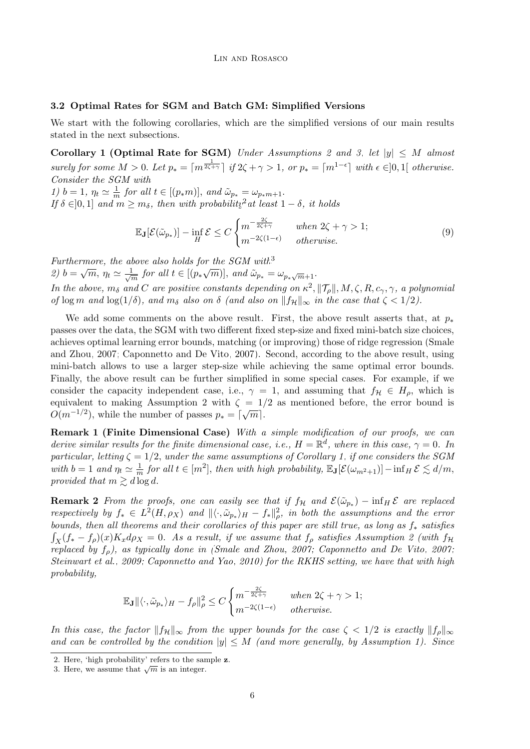### 3.2 Optimal Rates for SGM and Batch GM: Simplified Versions

We start with the following corollaries, which are the simplified versions of our main results stated in the next subsections.

**Corollary 1 (Optimal Rate for SGM)** *Under Assumptions 2 and 3, let $|y| \leq M$ almost surely for some $M > 0$. Let $p_* = \lceil m^{\frac{1}{2\zeta+\gamma}} \rceil$ if $2\zeta + \gamma > 1$, or $p_* = \lceil m^{1-\epsilon} \rceil$ with $\epsilon \in ]0, 1[$ otherwise. Consider the SGM with*

*1) $b = 1$, $\eta_t \simeq \frac{1}{m}$ for all $t \in [(p_* m)]$, and $\tilde{\omega}_{p_*} = \omega_{p_* m+1}$.*

*If $\delta \in ]0, 1]$ and $m \geq m_\delta$, then with probability[2] at least $1 - \delta$, it holds*

$$
\mathbb{E}_{\mathbf{J}}[\mathcal{E}(\tilde{\omega}_{p_*})] - \inf_H \mathcal{E} \leq C \begin{cases} m^{-\frac{2\zeta}{2\zeta+\gamma}} & \text{when } 2\zeta + \gamma > 1; \\ m^{-2\zeta(1-\epsilon)} & \text{otherwise.} \end{cases} \tag{9}
$$

*Furthermore, the above also holds for the SGM with[3]*

*2) $b = \sqrt{m}$, $\eta_t \simeq \frac{1}{\sqrt{m}}$ for all $t \in [(p_* \sqrt{m})]$, and $\tilde{\omega}_{p_*} = \omega_{p_* \sqrt{m}+1}$.*

*In the above, $m_\delta$ and $C$ are positive constants depending on $\kappa^2, \|\mathcal{T}_\rho\|, M, \zeta, R, c_\gamma, \gamma$, a polynomial of $\log m$ and $\log(1/\delta)$, and $m_\delta$ also on $\delta$ (and also on $\|f_{\mathcal{H}}\|_\infty$ in the case that $\zeta < 1/2$).*

We add some comments on the above result. First, the above result asserts that, at $p_*$ passes over the data, the SGM with two different fixed step-size and fixed mini-batch size choices, achieves optimal learning error bounds, matching (or improving) those of ridge regression (Smale and Zhou, 2007; Caponnetto and De Vito, 2007). Second, according to the above result, using mini-batch allows to use a larger step-size while achieving the same optimal error bounds. Finally, the above result can be further simplified in some special cases. For example, if we consider the capacity independent case, i.e., $\gamma = 1$, and assuming that $f_{\mathcal{H}} \in H_\rho$, which is equivalent to making Assumption 2 with $\zeta = 1/2$ as mentioned before, the error bound is $O(m^{-1/2})$, while the number of passes $p_* = \lceil \sqrt{m} \rceil$.

**Remark 1 (Finite Dimensional Case)** *With a simple modification of our proofs, we can derive similar results for the finite dimensional case, i.e., $H = \mathbb{R}^d$, where in this case, $\gamma = 0$. In particular, letting $\zeta = 1/2$, under the same assumptions of Corollary 1, if one considers the SGM with $b = 1$ and $\eta_t \simeq \frac{1}{m}$ for all $t \in [m^2]$, then with high probability, $\mathbb{E}_{\mathbf{J}}[\mathcal{E}(\omega_{m^2+1})] - \inf_H \mathcal{E} \lesssim d/m$, provided that $m \gtrsim d \log d$.*

**Remark 2** *From the proofs, one can easily see that if $f_{\mathcal{H}}$ and $\mathcal{E}(\tilde{\omega}_{p_*}) - \inf_H \mathcal{E}$ are replaced respectively by $f_* \in L^2(H, \rho_X)$ and $\|\langle \cdot, \tilde{\omega}_{p_*} \rangle_H - f_*\|_\rho^2$, in both the assumptions and the error bounds, then all theorems and their corollaries of this paper are still true, as long as $f_*$ satisfies $\int_X (f_* - f_\rho)(x) K_x d\rho_X = 0$. As a result, if we assume that $f_\rho$ satisfies Assumption 2 (with $f_{\mathcal{H}}$ replaced by $f_\rho$), as typically done in (Smale and Zhou, 2007; Caponnetto and De Vito, 2007; Steinwart et al., 2009; Caponnetto and Yao, 2010) for the RKHS setting, we have that with high probability,*

$$
\mathbb{E}_{\mathbf{J}} \|\langle \cdot, \tilde{\omega}_{p_*} \rangle_H - f_\rho\|_\rho^2 \leq C \begin{cases} m^{-\frac{2\zeta}{2\zeta+\gamma}} & \text{when } 2\zeta + \gamma > 1; \\ m^{-2\zeta(1-\epsilon)} & \text{otherwise.} \end{cases}
$$

*In this case, the factor $\|f_{\mathcal{H}}\|_\infty$ from the upper bounds for the case $\zeta < 1/2$ is exactly $\|f_\rho\|_\infty$ and can be controlled by the condition $|y| \leq M$ (and more generally, by Assumption 1). Since*

2. Here, 'high probability' refers to the sample $\mathbf{z}$.
3. Here, we assume that $\sqrt{m}$ is an integer.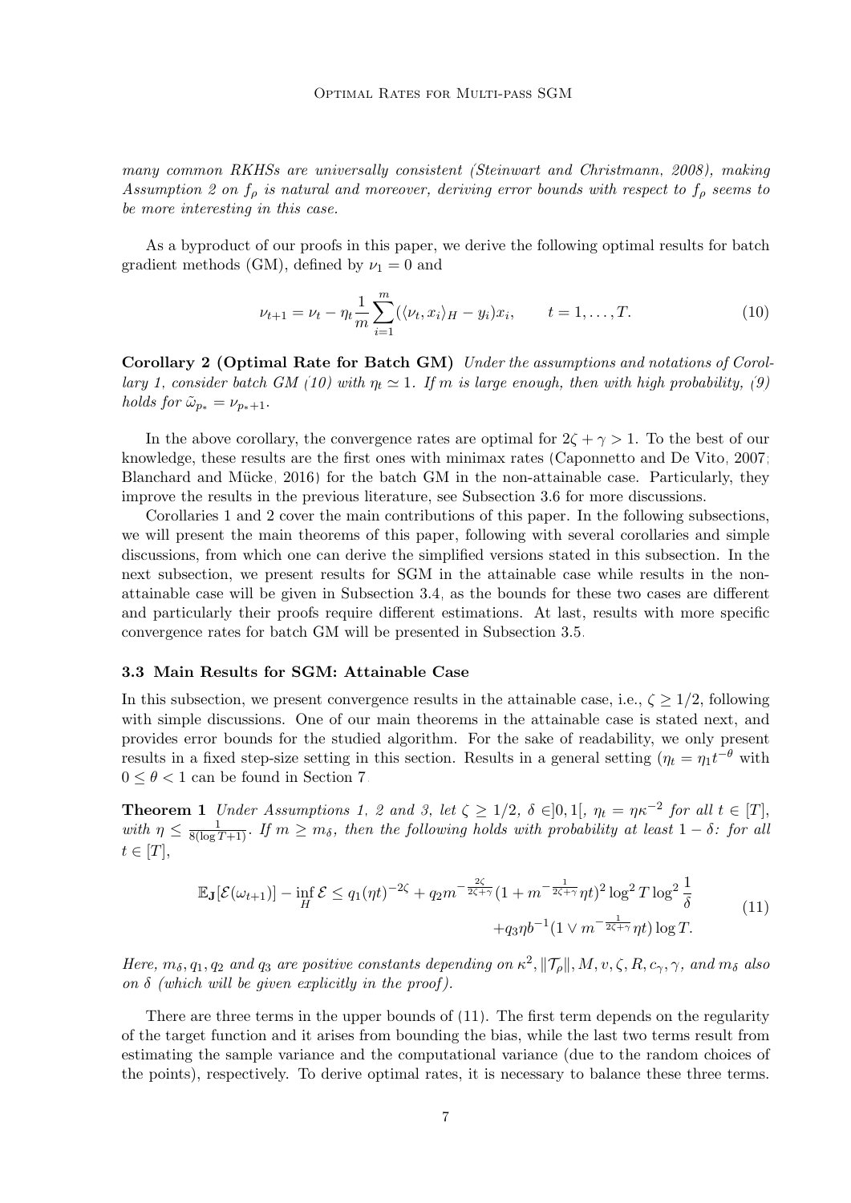*many common RKHSs are universally consistent (Steinwart and Christmann, 2008), making Assumption 2 on $f_\rho$ is natural and moreover, deriving error bounds with respect to $f_\rho$ seems to be more interesting in this case.*

As a byproduct of our proofs in this paper, we derive the following optimal results for batch gradient methods (GM), defined by $\nu_1 = 0$ and

$$\nu_{t+1} = \nu_t - \eta_t \frac{1}{m} \sum_{i=1}^{m} (\langle \nu_t, x_i \rangle_H - y_i) x_i, \qquad t = 1, \ldots, T. \tag{10}$$

**Corollary 2 (Optimal Rate for Batch GM)** *Under the assumptions and notations of Corollary 1, consider batch GM (10) with $\eta_t \simeq 1$. If $m$ is large enough, then with high probability, (9) holds for $\tilde{\omega}_{p_*} = \nu_{p_*+1}$.*

In the above corollary, the convergence rates are optimal for $2\zeta + \gamma > 1$. To the best of our knowledge, these results are the first ones with minimax rates (Caponnetto and De Vito, 2007; Blanchard and Mücke, 2016) for the batch GM in the non-attainable case. Particularly, they improve the results in the previous literature, see Subsection 3.6 for more discussions.

Corollaries 1 and 2 cover the main contributions of this paper. In the following subsections, we will present the main theorems of this paper, following with several corollaries and simple discussions, from which one can derive the simplified versions stated in this subsection. In the next subsection, we present results for SGM in the attainable case while results in the non-attainable case will be given in Subsection 3.4, as the bounds for these two cases are different and particularly their proofs require different estimations. At last, results with more specific convergence rates for batch GM will be presented in Subsection 3.5.

### 3.3 Main Results for SGM: Attainable Case

In this subsection, we present convergence results in the attainable case, i.e., $\zeta \geq 1/2$, following with simple discussions. One of our main theorems in the attainable case is stated next, and provides error bounds for the studied algorithm. For the sake of readability, we only present results in a fixed step-size setting in this section. Results in a general setting ($\eta_t = \eta_1 t^{-\theta}$ with $0 \leq \theta < 1$ can be found in Section 7.

**Theorem 1** *Under Assumptions 1, 2 and 3, let $\zeta \geq 1/2$, $\delta \in ]0, 1[$, $\eta_t = \eta \kappa^{-2}$ for all $t \in [T]$, with $\eta \leq \frac{1}{8(\log T + 1)}$. If $m \geq m_\delta$, then the following holds with probability at least $1 - \delta$: for all $t \in [T]$,*

$$\begin{aligned} \mathbb{E}_{\mathbf{J}}[\mathcal{E}(\omega_{t+1})] - \inf_H \mathcal{E} \leq q_1 (\eta t)^{-2\zeta} + q_2 m^{-\frac{2\zeta}{2\zeta+\gamma}} (1 + m^{-\frac{1}{2\zeta+\gamma}} \eta t)^2 \log^2 T \log^2 \frac{1}{\delta} \\ + q_3 \eta b^{-1} (1 \vee m^{-\frac{1}{2\zeta+\gamma}} \eta t) \log T. \end{aligned} \tag{11}$$

*Here, $m_\delta, q_1, q_2$ and $q_3$ are positive constants depending on $\kappa^2, \|\mathcal{T}_\rho\|, M, v, \zeta, R, c_\gamma, \gamma$, and $m_\delta$ also on $\delta$ (which will be given explicitly in the proof).*

There are three terms in the upper bounds of (11). The first term depends on the regularity of the target function and it arises from bounding the bias, while the last two terms result from estimating the sample variance and the computational variance (due to the random choices of the points), respectively. To derive optimal rates, it is necessary to balance these three terms.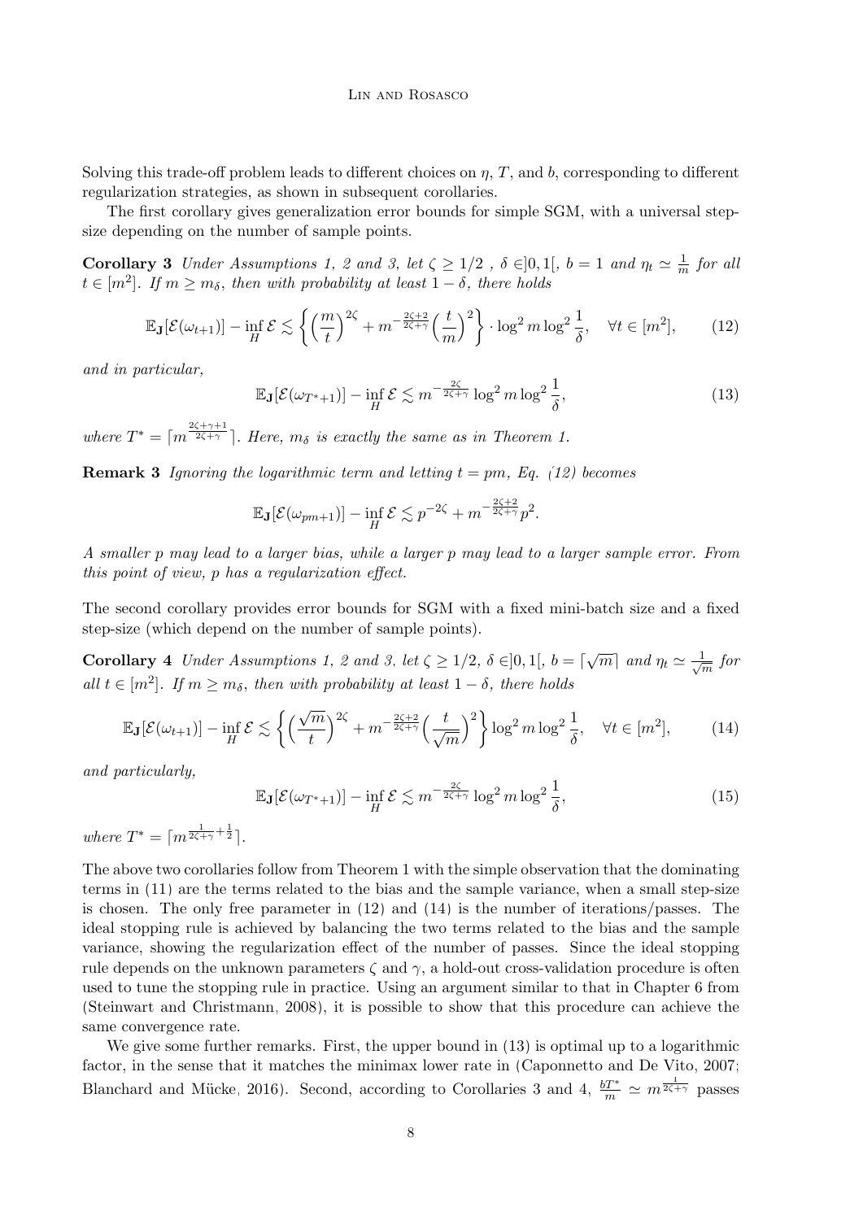Solving this trade-off problem leads to different choices on $\eta$, $T$, and $b$, corresponding to different regularization strategies, as shown in subsequent corollaries.

The first corollary gives generalization error bounds for simple SGM, with a universal step-size depending on the number of sample points.

**Corollary 3** *Under Assumptions 1, 2 and 3, let $\zeta \geq 1/2$ , $\delta \in ]0,1[$, $b = 1$ and $\eta_t \simeq \frac{1}{m}$ for all $t \in [m^2]$. If $m \geq m_\delta$, then with probability at least $1-\delta$, there holds*

$$\mathbb{E}_{\mathbf{J}}[\mathcal{E}(\omega_{t+1})] - \inf_H \mathcal{E} \lesssim \left\{ \left(\frac{m}{t}\right)^{2\zeta} + m^{-\frac{2\zeta+2}{2\zeta+\gamma}} \left(\frac{t}{m}\right)^2 \right\} \cdot \log^2 m \log^2 \frac{1}{\delta}, \quad \forall t \in [m^2], \tag{12}$$

*and in particular,*

$$\mathbb{E}_{\mathbf{J}}[\mathcal{E}(\omega_{T^*+1})] - \inf_H \mathcal{E} \lesssim m^{-\frac{2\zeta}{2\zeta+\gamma}} \log^2 m \log^2 \frac{1}{\delta}, \tag{13}$$

*where $T^* = \lceil m^{\frac{2\zeta+\gamma+1}{2\zeta+\gamma}} \rceil$. Here, $m_\delta$ is exactly the same as in Theorem 1.*

**Remark 3** *Ignoring the logarithmic term and letting $t = pm$, Eq. (12) becomes*

$$\mathbb{E}_{\mathbf{J}}[\mathcal{E}(\omega_{pm+1})] - \inf_H \mathcal{E} \lesssim p^{-2\zeta} + m^{-\frac{2\zeta+2}{2\zeta+\gamma}} p^2.$$

*A smaller $p$ may lead to a larger bias, while a larger $p$ may lead to a larger sample error. From this point of view, $p$ has a regularization effect.*

The second corollary provides error bounds for SGM with a fixed mini-batch size and a fixed step-size (which depend on the number of sample points).

**Corollary 4** *Under Assumptions 1, 2 and 3, let $\zeta \geq 1/2$, $\delta \in ]0,1[$, $b = \lceil \sqrt{m} \rceil$ and $\eta_t \simeq \frac{1}{\sqrt{m}}$ for all $t \in [m^2]$. If $m \geq m_\delta$, then with probability at least $1-\delta$, there holds*

$$\mathbb{E}_{\mathbf{J}}[\mathcal{E}(\omega_{t+1})] - \inf_H \mathcal{E} \lesssim \left\{ \left(\frac{\sqrt{m}}{t}\right)^{2\zeta} + m^{-\frac{2\zeta+2}{2\zeta+\gamma}} \left(\frac{t}{\sqrt{m}}\right)^2 \right\} \log^2 m \log^2 \frac{1}{\delta}, \quad \forall t \in [m^2], \tag{14}$$

*and particularly,*

$$\mathbb{E}_{\mathbf{J}}[\mathcal{E}(\omega_{T^*+1})] - \inf_H \mathcal{E} \lesssim m^{-\frac{2\zeta}{2\zeta+\gamma}} \log^2 m \log^2 \frac{1}{\delta}, \tag{15}$$

*where $T^* = \lceil m^{\frac{1}{2\zeta+\gamma}+\frac{1}{2}} \rceil$.*

The above two corollaries follow from Theorem 1 with the simple observation that the dominating terms in (11) are the terms related to the bias and the sample variance, when a small step-size is chosen. The only free parameter in (12) and (14) is the number of iterations/passes. The ideal stopping rule is achieved by balancing the two terms related to the bias and the sample variance, showing the regularization effect of the number of passes. Since the ideal stopping rule depends on the unknown parameters $\zeta$ and $\gamma$, a hold-out cross-validation procedure is often used to tune the stopping rule in practice. Using an argument similar to that in Chapter 6 from (Steinwart and Christmann, 2008), it is possible to show that this procedure can achieve the same convergence rate.

We give some further remarks. First, the upper bound in (13) is optimal up to a logarithmic factor, in the sense that it matches the minimax lower rate in (Caponnetto and De Vito, 2007; Blanchard and Mücke, 2016). Second, according to Corollaries 3 and 4, $\frac{bT^*}{m} \simeq m^{\frac{1}{2\zeta+\gamma}}$ passes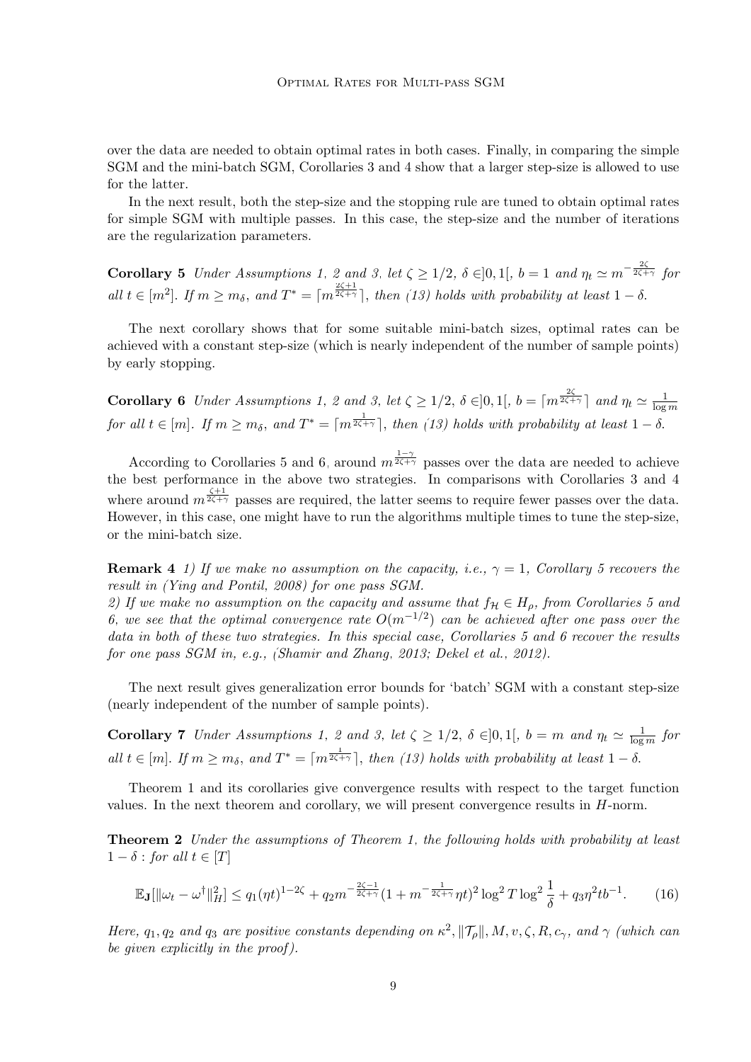over the data are needed to obtain optimal rates in both cases. Finally, in comparing the simple SGM and the mini-batch SGM, Corollaries 3 and 4 show that a larger step-size is allowed to use for the latter.

In the next result, both the step-size and the stopping rule are tuned to obtain optimal rates for simple SGM with multiple passes. In this case, the step-size and the number of iterations are the regularization parameters.

**Corollary 5** *Under Assumptions 1, 2 and 3, let $\zeta \geq 1/2$, $\delta \in ]0,1[$, $b = 1$ and $\eta_t \simeq m^{-\frac{2\zeta}{2\zeta+\gamma}}$ for all $t \in [m^2]$. If $m \geq m_\delta$, and $T^* = \lceil m^{\frac{2\zeta+1}{2\zeta+\gamma}} \rceil$, then (13) holds with probability at least $1-\delta$.*

The next corollary shows that for some suitable mini-batch sizes, optimal rates can be achieved with a constant step-size (which is nearly independent of the number of sample points) by early stopping.

**Corollary 6** *Under Assumptions 1, 2 and 3, let $\zeta \geq 1/2$, $\delta \in ]0,1[$, $b = \lceil m^{\frac{2\zeta}{2\zeta+\gamma}} \rceil$ and $\eta_t \simeq \frac{1}{\log m}$ for all $t \in [m]$. If $m \geq m_\delta$, and $T^* = \lceil m^{\frac{1}{2\zeta+\gamma}} \rceil$, then (13) holds with probability at least $1-\delta$.*

According to Corollaries 5 and 6, around $m^{\frac{1-\gamma}{2\zeta+\gamma}}$ passes over the data are needed to achieve the best performance in the above two strategies. In comparisons with Corollaries 3 and 4 where around $m^{\frac{\zeta+1}{2\zeta+\gamma}}$ passes are required, the latter seems to require fewer passes over the data. However, in this case, one might have to run the algorithms multiple times to tune the step-size, or the mini-batch size.

**Remark 4** *1) If we make no assumption on the capacity, i.e., $\gamma = 1$, Corollary 5 recovers the result in (Ying and Pontil, 2008) for one pass SGM.*
*2) If we make no assumption on the capacity and assume that $f_{\mathcal{H}} \in H_\rho$, from Corollaries 5 and 6, we see that the optimal convergence rate $O(m^{-1/2})$ can be achieved after one pass over the data in both of these two strategies. In this special case, Corollaries 5 and 6 recover the results for one pass SGM in, e.g., (Shamir and Zhang, 2013; Dekel et al., 2012).*

The next result gives generalization error bounds for 'batch' SGM with a constant step-size (nearly independent of the number of sample points).

**Corollary 7** *Under Assumptions 1, 2 and 3, let $\zeta \geq 1/2$, $\delta \in ]0,1[$, $b = m$ and $\eta_t \simeq \frac{1}{\log m}$ for all $t \in [m]$. If $m \geq m_\delta$, and $T^* = \lceil m^{\frac{1}{2\zeta+\gamma}} \rceil$, then (13) holds with probability at least $1-\delta$.*

Theorem 1 and its corollaries give convergence results with respect to the target function values. In the next theorem and corollary, we will present convergence results in $H$-norm.

**Theorem 2** *Under the assumptions of Theorem 1, the following holds with probability at least $1-\delta$ : for all $t \in [T]$*

$$\mathbb{E}_{\mathbf{J}}[\|\omega_t - \omega^\dagger\|_H^2] \leq q_1(\eta t)^{1-2\zeta} + q_2 m^{-\frac{2\zeta-1}{2\zeta+\gamma}}(1 + m^{-\frac{1}{2\zeta+\gamma}}\eta t)^2 \log^2 T \log^2 \frac{1}{\delta} + q_3 \eta^2 t b^{-1}. \tag{16}$$

*Here, $q_1, q_2$ and $q_3$ are positive constants depending on $\kappa^2, \|\mathcal{T}_\rho\|, M, v, \zeta, R, c_\gamma$, and $\gamma$ (which can be given explicitly in the proof).*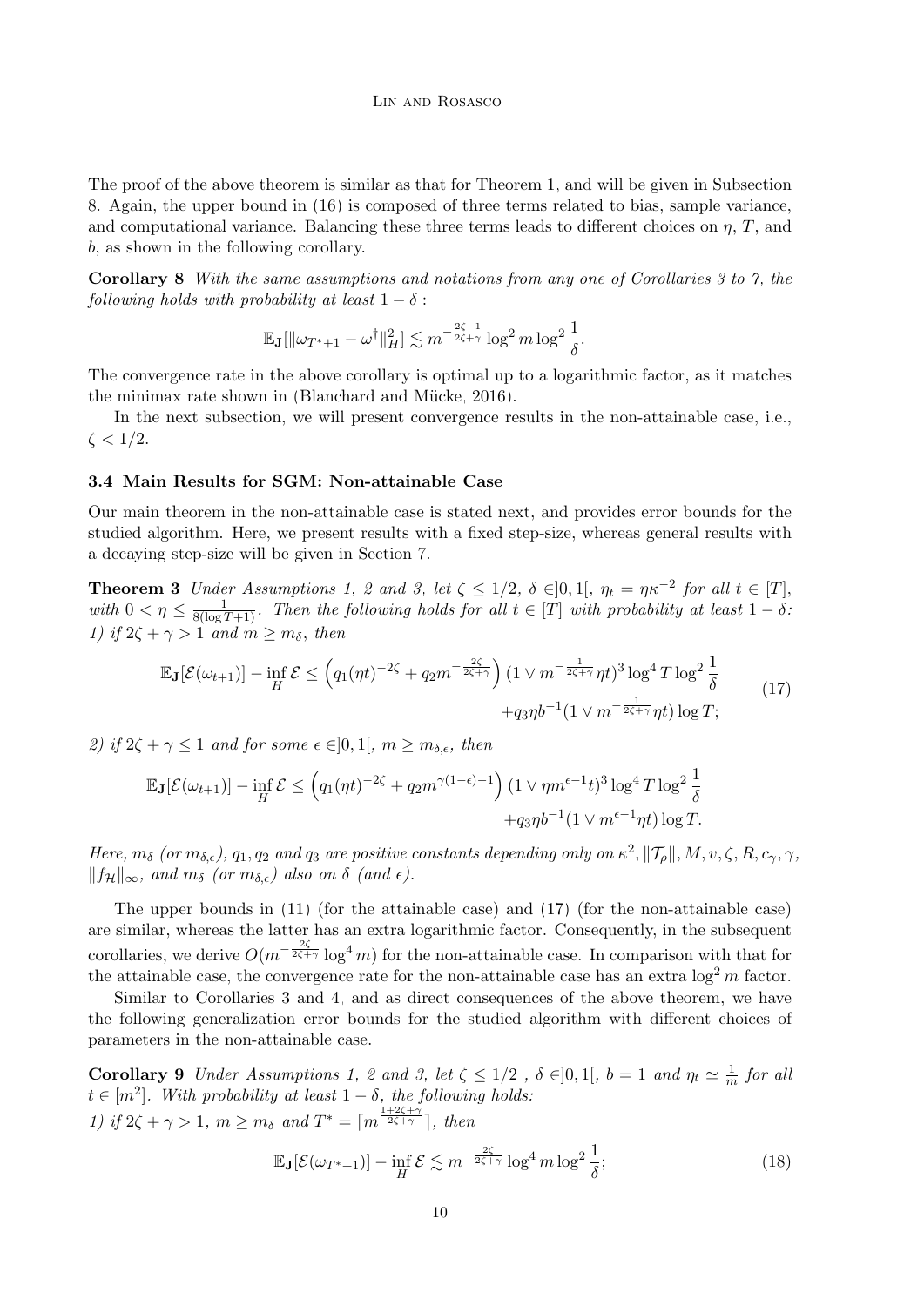The proof of the above theorem is similar as that for Theorem 1, and will be given in Subsection 8. Again, the upper bound in (16) is composed of three terms related to bias, sample variance, and computational variance. Balancing these three terms leads to different choices on $\eta$, $T$, and $b$, as shown in the following corollary.

**Corollary 8** *With the same assumptions and notations from any one of Corollaries 3 to 7, the following holds with probability at least $1-\delta$ :*

$$\mathbb{E}_{\mathbf{J}}[\|\omega_{T^*+1} - \omega^\dagger\|_H^2] \lesssim m^{-\frac{2\zeta-1}{2\zeta+\gamma}} \log^2 m \log^2 \frac{1}{\delta}.$$

The convergence rate in the above corollary is optimal up to a logarithmic factor, as it matches the minimax rate shown in (Blanchard and Mücke, 2016).

In the next subsection, we will present convergence results in the non-attainable case, i.e., $\zeta < 1/2$.

### 3.4 Main Results for SGM: Non-attainable Case

Our main theorem in the non-attainable case is stated next, and provides error bounds for the studied algorithm. Here, we present results with a fixed step-size, whereas general results with a decaying step-size will be given in Section 7.

**Theorem 3** *Under Assumptions 1, 2 and 3, let $\zeta \le 1/2$, $\delta \in ]0,1[$, $\eta_t = \eta\kappa^{-2}$ for all $t \in [T]$, with $0 < \eta \le \frac{1}{8(\log T + 1)}$. Then the following holds for all $t \in [T]$ with probability at least $1-\delta$:*
*1) if $2\zeta + \gamma > 1$ and $m \ge m_\delta$, then*

$$\mathbb{E}_{\mathbf{J}}[\mathcal{E}(\omega_{t+1})] - \inf_H \mathcal{E} \le \left(q_1(\eta t)^{-2\zeta} + q_2 m^{-\frac{2\zeta}{2\zeta+\gamma}}\right)(1 \vee m^{-\frac{1}{2\zeta+\gamma}}\eta t)^3 \log^4 T \log^2 \frac{1}{\delta} + q_3 \eta b^{-1}(1 \vee m^{-\frac{1}{2\zeta+\gamma}}\eta t)\log T; \tag{17}$$

*2) if $2\zeta + \gamma \le 1$ and for some $\epsilon \in ]0,1[$, $m \ge m_{\delta,\epsilon}$, then*

$$\mathbb{E}_{\mathbf{J}}[\mathcal{E}(\omega_{t+1})] - \inf_H \mathcal{E} \le \left(q_1(\eta t)^{-2\zeta} + q_2 m^{\gamma(1-\epsilon)-1}\right)(1 \vee \eta m^{\epsilon-1} t)^3 \log^4 T \log^2 \frac{1}{\delta} + q_3 \eta b^{-1}(1 \vee m^{\epsilon-1}\eta t)\log T.$$

*Here, $m_\delta$ (or $m_{\delta,\epsilon}$), $q_1, q_2$ and $q_3$ are positive constants depending only on $\kappa^2, \|\mathcal{T}_\rho\|, M, v, \zeta, R, c_\gamma, \gamma$, $\|f_{\mathcal{H}}\|_\infty$, and $m_\delta$ (or $m_{\delta,\epsilon}$) also on $\delta$ (and $\epsilon$).*

The upper bounds in (11) (for the attainable case) and (17) (for the non-attainable case) are similar, whereas the latter has an extra logarithmic factor. Consequently, in the subsequent corollaries, we derive $O(m^{-\frac{2\zeta}{2\zeta+\gamma}} \log^4 m)$ for the non-attainable case. In comparison with that for the attainable case, the convergence rate for the non-attainable case has an extra $\log^2 m$ factor.

Similar to Corollaries 3 and 4, and as direct consequences of the above theorem, we have the following generalization error bounds for the studied algorithm with different choices of parameters in the non-attainable case.

**Corollary 9** *Under Assumptions 1, 2 and 3, let $\zeta \le 1/2$ , $\delta \in ]0,1[$, $b = 1$ and $\eta_t \simeq \frac{1}{m}$ for all $t \in [m^2]$. With probability at least $1-\delta$, the following holds:*
*1) if $2\zeta + \gamma > 1$, $m \ge m_\delta$ and $T^* = \lceil m^{\frac{1+2\zeta+\gamma}{2\zeta+\gamma}} \rceil$, then*

$$\mathbb{E}_{\mathbf{J}}[\mathcal{E}(\omega_{T^*+1})] - \inf_H \mathcal{E} \lesssim m^{-\frac{2\zeta}{2\zeta+\gamma}} \log^4 m \log^2 \frac{1}{\delta}; \tag{18}$$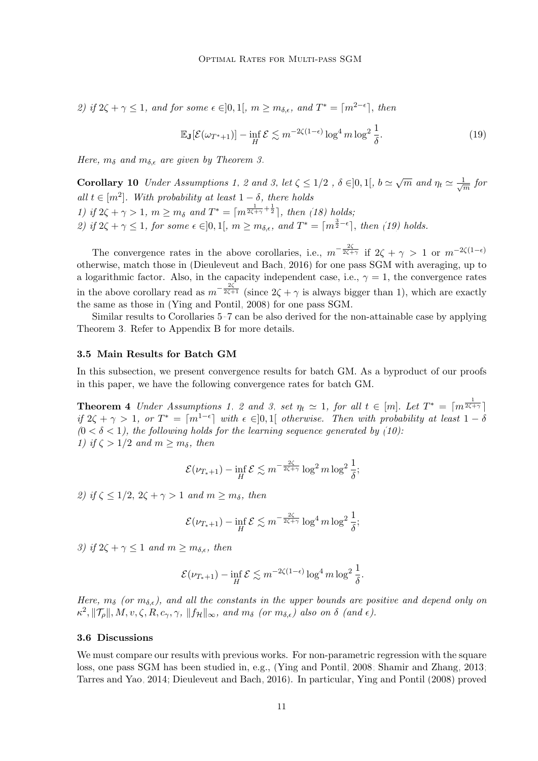*2) if $2\zeta + \gamma \leq 1$, and for some $\epsilon \in ]0,1[$, $m \geq m_{\delta,\epsilon}$, and $T^* = \lceil m^{2-\epsilon} \rceil$, then*

$$\mathbb{E}_{\mathbf{J}}[\mathcal{E}(\omega_{T^*+1})] - \inf_H \mathcal{E} \lesssim m^{-2\zeta(1-\epsilon)} \log^4 m \log^2 \frac{1}{\delta}. \tag{19}$$

*Here, $m_\delta$ and $m_{\delta,\epsilon}$ are given by Theorem 3.*

**Corollary 10** *Under Assumptions 1, 2 and 3, let $\zeta \leq 1/2$ , $\delta \in ]0,1[$, $b \simeq \sqrt{m}$ and $\eta_t \simeq \frac{1}{\sqrt{m}}$ for all $t \in [m^2]$. With probability at least $1-\delta$, there holds*
*1) if $2\zeta + \gamma > 1$, $m \geq m_\delta$ and $T^* = \lceil m^{\frac{1}{2\zeta+\gamma}+\frac{1}{2}} \rceil$, then (18) holds;*
*2) if $2\zeta + \gamma \leq 1$, for some $\epsilon \in ]0,1[$, $m \geq m_{\delta,\epsilon}$, and $T^* = \lceil m^{\frac{3}{2}-\epsilon} \rceil$, then (19) holds.*

The convergence rates in the above corollaries, i.e., $m^{-\frac{2\zeta}{2\zeta+\gamma}}$ if $2\zeta + \gamma > 1$ or $m^{-2\zeta(1-\epsilon)}$ otherwise, match those in (Dieuleveut and Bach, 2016) for one pass SGM with averaging, up to a logarithmic factor. Also, in the capacity independent case, i.e., $\gamma = 1$, the convergence rates in the above corollary read as $m^{-\frac{2\zeta}{2\zeta+1}}$ (since $2\zeta + \gamma$ is always bigger than 1), which are exactly the same as those in (Ying and Pontil, 2008) for one pass SGM.

Similar results to Corollaries 5-7 can be also derived for the non-attainable case by applying Theorem 3. Refer to Appendix B for more details.

### 3.5 Main Results for Batch GM

In this subsection, we present convergence results for batch GM. As a byproduct of our proofs in this paper, we have the following convergence rates for batch GM.

**Theorem 4** *Under Assumptions 1, 2 and 3, set $\eta_t \simeq 1$, for all $t \in [m]$. Let $T^* = \lceil m^{\frac{1}{2\zeta+\gamma}} \rceil$ if $2\zeta + \gamma > 1$, or $T^* = \lceil m^{1-\epsilon} \rceil$ with $\epsilon \in ]0,1[$ otherwise. Then with probability at least $1-\delta$ $(0 < \delta < 1)$, the following holds for the learning sequence generated by (10):*
*1) if $\zeta > 1/2$ and $m \geq m_\delta$, then*

$$\mathcal{E}(\nu_{T_*+1}) - \inf_H \mathcal{E} \lesssim m^{-\frac{2\zeta}{2\zeta+\gamma}} \log^2 m \log^2 \frac{1}{\delta};$$

*2) if $\zeta \leq 1/2$, $2\zeta + \gamma > 1$ and $m \geq m_\delta$, then*

$$\mathcal{E}(\nu_{T_*+1}) - \inf_H \mathcal{E} \lesssim m^{-\frac{2\zeta}{2\zeta+\gamma}} \log^4 m \log^2 \frac{1}{\delta};$$

*3) if $2\zeta + \gamma \leq 1$ and $m \geq m_{\delta,\epsilon}$, then*

$$\mathcal{E}(\nu_{T_*+1}) - \inf_H \mathcal{E} \lesssim m^{-2\zeta(1-\epsilon)} \log^4 m \log^2 \frac{1}{\delta}.$$

*Here, $m_\delta$ (or $m_{\delta,\epsilon}$), and all the constants in the upper bounds are positive and depend only on $\kappa^2, \|\mathcal{T}_\rho\|, M, v, \zeta, R, c_\gamma, \gamma$, $\|f_{\mathcal{H}}\|_\infty$, and $m_\delta$ (or $m_{\delta,\epsilon}$) also on $\delta$ (and $\epsilon$).*

### 3.6 Discussions

We must compare our results with previous works. For non-parametric regression with the square loss, one pass SGM has been studied in, e.g., (Ying and Pontil, 2008; Shamir and Zhang, 2013; Tarres and Yao, 2014; Dieuleveut and Bach, 2016). In particular, Ying and Pontil (2008) proved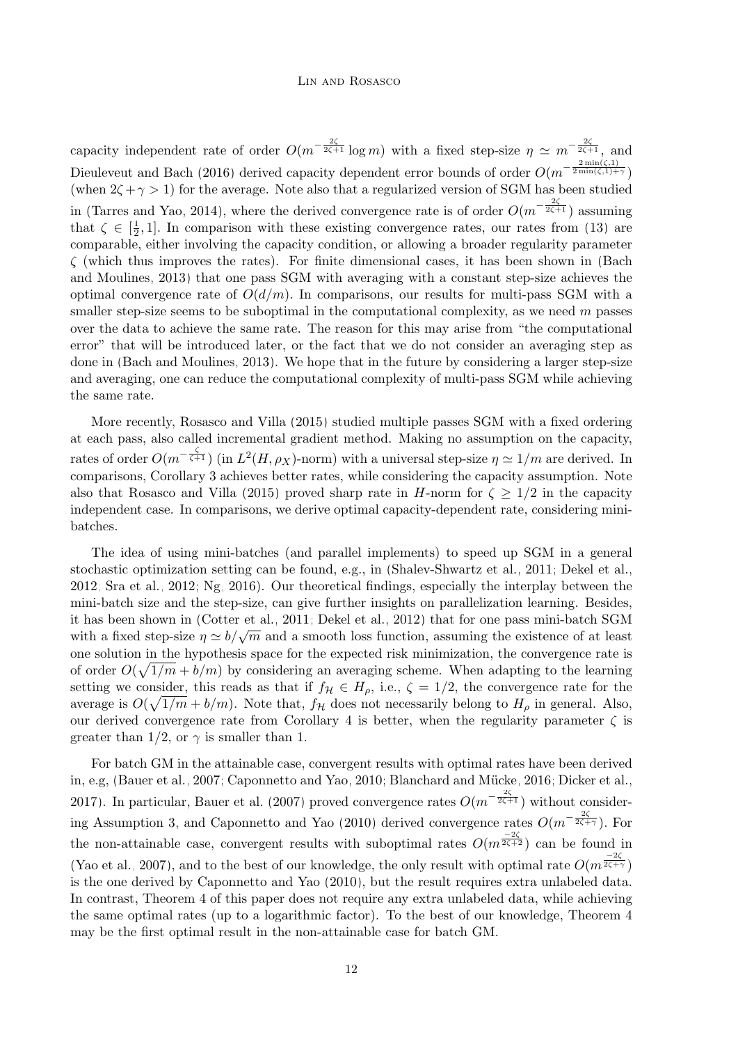capacity independent rate of order $O(m^{-\frac{2\zeta}{2\zeta+1}} \log m)$ with a fixed step-size $\eta \simeq m^{-\frac{2\zeta}{2\zeta+1}}$, and Dieuleveut and Bach (2016) derived capacity dependent error bounds of order $O(m^{-\frac{2\min(\zeta,1)}{2\min(\zeta,1)+\gamma}})$ (when $2\zeta + \gamma > 1$) for the average. Note also that a regularized version of SGM has been studied in (Tarres and Yao, 2014), where the derived convergence rate is of order $O(m^{-\frac{2\zeta}{2\zeta+1}})$ assuming that $\zeta \in [\frac{1}{2}, 1]$. In comparison with these existing convergence rates, our rates from (13) are comparable, either involving the capacity condition, or allowing a broader regularity parameter $\zeta$ (which thus improves the rates). For finite dimensional cases, it has been shown in (Bach and Moulines, 2013) that one pass SGM with averaging with a constant step-size achieves the optimal convergence rate of $O(d/m)$. In comparisons, our results for multi-pass SGM with a smaller step-size seems to be suboptimal in the computational complexity, as we need $m$ passes over the data to achieve the same rate. The reason for this may arise from "the computational error" that will be introduced later, or the fact that we do not consider an averaging step as done in (Bach and Moulines, 2013). We hope that in the future by considering a larger step-size and averaging, one can reduce the computational complexity of multi-pass SGM while achieving the same rate.

More recently, Rosasco and Villa (2015) studied multiple passes SGM with a fixed ordering at each pass, also called incremental gradient method. Making no assumption on the capacity, rates of order $O(m^{-\frac{\zeta}{\zeta+1}})$ (in $L^2(H, \rho_X)$-norm) with a universal step-size $\eta \simeq 1/m$ are derived. In comparisons, Corollary 3 achieves better rates, while considering the capacity assumption. Note also that Rosasco and Villa (2015) proved sharp rate in $H$-norm for $\zeta \geq 1/2$ in the capacity independent case. In comparisons, we derive optimal capacity-dependent rate, considering mini-batches.

The idea of using mini-batches (and parallel implements) to speed up SGM in a general stochastic optimization setting can be found, e.g., in (Shalev-Shwartz et al., 2011; Dekel et al., 2012; Sra et al., 2012; Ng, 2016). Our theoretical findings, especially the interplay between the mini-batch size and the step-size, can give further insights on parallelization learning. Besides, it has been shown in (Cotter et al., 2011; Dekel et al., 2012) that for one pass mini-batch SGM with a fixed step-size $\eta \simeq b/\sqrt{m}$ and a smooth loss function, assuming the existence of at least one solution in the hypothesis space for the expected risk minimization, the convergence rate is of order $O(\sqrt{1/m} + b/m)$ by considering an averaging scheme. When adapting to the learning setting we consider, this reads as that if $f_{\mathcal{H}} \in H_\rho$, i.e., $\zeta = 1/2$, the convergence rate for the average is $O(\sqrt{1/m} + b/m)$. Note that, $f_{\mathcal{H}}$ does not necessarily belong to $H_\rho$ in general. Also, our derived convergence rate from Corollary 4 is better, when the regularity parameter $\zeta$ is greater than $1/2$, or $\gamma$ is smaller than 1.

For batch GM in the attainable case, convergent results with optimal rates have been derived in, e.g, (Bauer et al., 2007; Caponnetto and Yao, 2010; Blanchard and Mücke, 2016; Dicker et al., 2017). In particular, Bauer et al. (2007) proved convergence rates $O(m^{-\frac{2\zeta}{2\zeta+1}})$ without considering Assumption 3, and Caponnetto and Yao (2010) derived convergence rates $O(m^{-\frac{2\zeta}{2\zeta+\gamma}})$. For the non-attainable case, convergent results with suboptimal rates $O(m^{\frac{-2\zeta}{2\zeta+2}})$ can be found in (Yao et al., 2007), and to the best of our knowledge, the only result with optimal rate $O(m^{\frac{-2\zeta}{2\zeta+\gamma}})$ is the one derived by Caponnetto and Yao (2010), but the result requires extra unlabeled data. In contrast, Theorem 4 of this paper does not require any extra unlabeled data, while achieving the same optimal rates (up to a logarithmic factor). To the best of our knowledge, Theorem 4 may be the first optimal result in the non-attainable case for batch GM.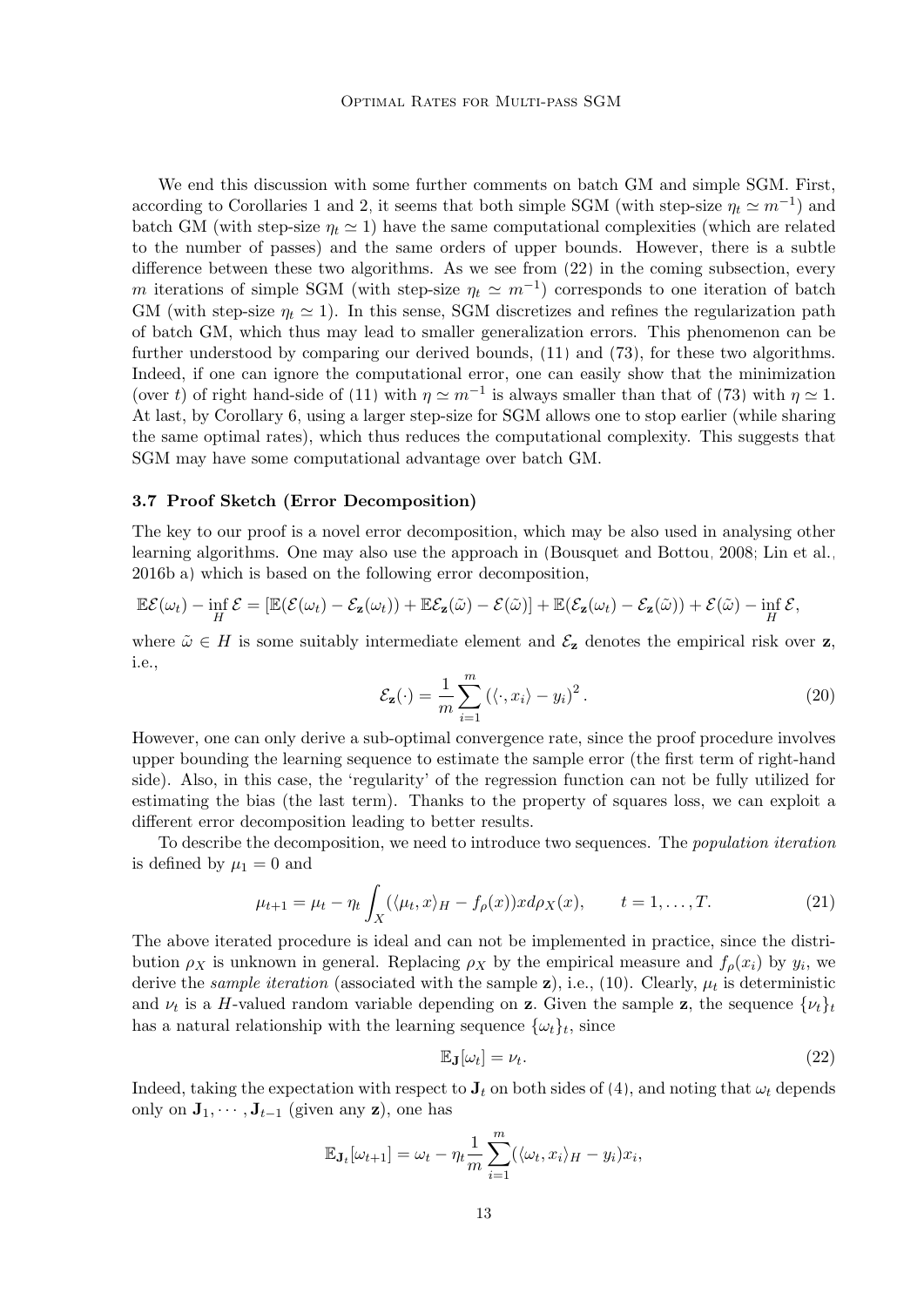We end this discussion with some further comments on batch GM and simple SGM. First, according to Corollaries 1 and 2, it seems that both simple SGM (with step-size $\eta_t \simeq m^{-1}$) and batch GM (with step-size $\eta_t \simeq 1$) have the same computational complexities (which are related to the number of passes) and the same orders of upper bounds. However, there is a subtle difference between these two algorithms. As we see from (22) in the coming subsection, every $m$ iterations of simple SGM (with step-size $\eta_t \simeq m^{-1}$) corresponds to one iteration of batch GM (with step-size $\eta_t \simeq 1$). In this sense, SGM discretizes and refines the regularization path of batch GM, which thus may lead to smaller generalization errors. This phenomenon can be further understood by comparing our derived bounds, (11) and (73), for these two algorithms. Indeed, if one can ignore the computational error, one can easily show that the minimization (over $t$) of right hand-side of (11) with $\eta \simeq m^{-1}$ is always smaller than that of (73) with $\eta \simeq 1$. At last, by Corollary 6, using a larger step-size for SGM allows one to stop earlier (while sharing the same optimal rates), which thus reduces the computational complexity. This suggests that SGM may have some computational advantage over batch GM.

### 3.7 Proof Sketch (Error Decomposition)

The key to our proof is a novel error decomposition, which may be also used in analysing other learning algorithms. One may also use the approach in (Bousquet and Bottou, 2008; Lin et al., 2016b a) which is based on the following error decomposition,

$$\mathbb{E}\mathcal{E}(\omega_t) - \inf_H \mathcal{E} = [\mathbb{E}(\mathcal{E}(\omega_t) - \mathcal{E}_{\mathbf{z}}(\omega_t)) + \mathbb{E}\mathcal{E}_{\mathbf{z}}(\tilde{\omega}) - \mathcal{E}(\tilde{\omega})] + \mathbb{E}(\mathcal{E}_{\mathbf{z}}(\omega_t) - \mathcal{E}_{\mathbf{z}}(\tilde{\omega})) + \mathcal{E}(\tilde{\omega}) - \inf_H \mathcal{E},$$

where $\tilde{\omega} \in H$ is some suitably intermediate element and $\mathcal{E}_{\mathbf{z}}$ denotes the empirical risk over $\mathbf{z}$, i.e.,

$$\mathcal{E}_{\mathbf{z}}(\cdot) = \frac{1}{m}\sum_{i=1}^{m} (\langle \cdot, x_i \rangle - y_i)^2 . \tag{20}$$

However, one can only derive a sub-optimal convergence rate, since the proof procedure involves upper bounding the learning sequence to estimate the sample error (the first term of right-hand side). Also, in this case, the 'regularity' of the regression function can not be fully utilized for estimating the bias (the last term). Thanks to the property of squares loss, we can exploit a different error decomposition leading to better results.

To describe the decomposition, we need to introduce two sequences. The *population iteration* is defined by $\mu_1 = 0$ and

$$\mu_{t+1} = \mu_t - \eta_t \int_X (\langle \mu_t, x \rangle_H - f_\rho(x)) x d\rho_X(x), \qquad t = 1, \ldots, T. \tag{21}$$

The above iterated procedure is ideal and can not be implemented in practice, since the distribution $\rho_X$ is unknown in general. Replacing $\rho_X$ by the empirical measure and $f_\rho(x_i)$ by $y_i$, we derive the *sample iteration* (associated with the sample $\mathbf{z}$), i.e., (10). Clearly, $\mu_t$ is deterministic and $\nu_t$ is a $H$-valued random variable depending on $\mathbf{z}$. Given the sample $\mathbf{z}$, the sequence $\{\nu_t\}_t$ has a natural relationship with the learning sequence $\{\omega_t\}_t$, since

$$\mathbb{E}_{\mathbf{J}}[\omega_t] = \nu_t. \tag{22}$$

Indeed, taking the expectation with respect to $\mathbf{J}_t$ on both sides of (4), and noting that $\omega_t$ depends only on $\mathbf{J}_1, \cdots, \mathbf{J}_{t-1}$ (given any $\mathbf{z}$), one has

$$\mathbb{E}_{\mathbf{J}_t}[\omega_{t+1}] = \omega_t - \eta_t \frac{1}{m}\sum_{i=1}^{m} (\langle \omega_t, x_i \rangle_H - y_i) x_i,$$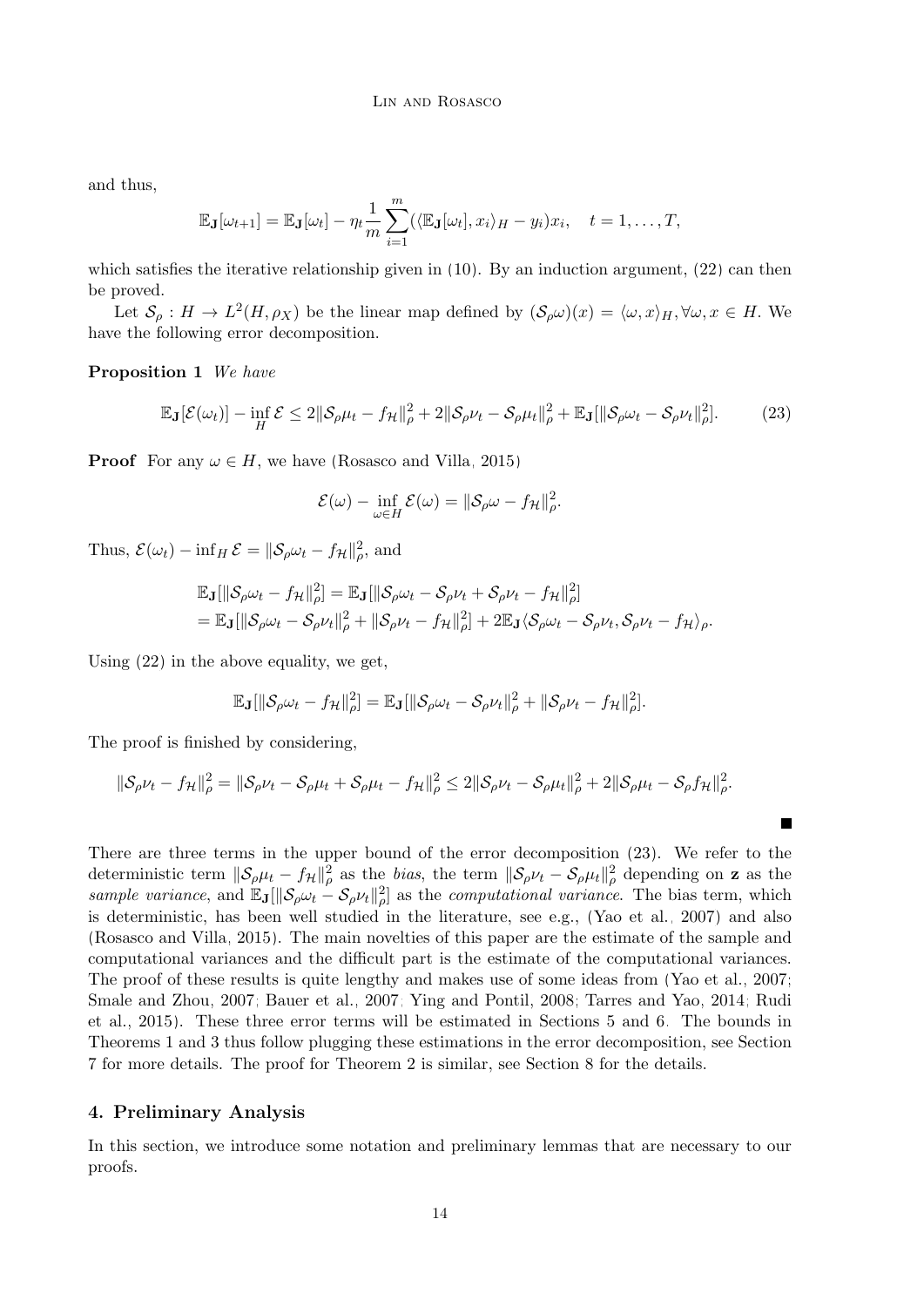and thus,

$$\mathbb{E}_{\mathbf{J}}[\omega_{t+1}] = \mathbb{E}_{\mathbf{J}}[\omega_t] - \eta_t \frac{1}{m}\sum_{i=1}^{m}(\langle \mathbb{E}_{\mathbf{J}}[\omega_t], x_i\rangle_H - y_i)x_i, \quad t = 1, \ldots, T,$$

which satisfies the iterative relationship given in (10). By an induction argument, (22) can then be proved.

Let $\mathcal{S}_\rho : H \to L^2(H, \rho_X)$ be the linear map defined by $(\mathcal{S}_\rho \omega)(x) = \langle \omega, x\rangle_H, \forall \omega, x \in H$. We have the following error decomposition.

**Proposition 1** *We have*

$$\mathbb{E}_{\mathbf{J}}[\mathcal{E}(\omega_t)] - \inf_H \mathcal{E} \leq 2\|\mathcal{S}_\rho \mu_t - f_{\mathcal{H}}\|_\rho^2 + 2\|\mathcal{S}_\rho \nu_t - \mathcal{S}_\rho \mu_t\|_\rho^2 + \mathbb{E}_{\mathbf{J}}[\|\mathcal{S}_\rho \omega_t - \mathcal{S}_\rho \nu_t\|_\rho^2]. \tag{23}$$

**Proof** For any $\omega \in H$, we have (Rosasco and Villa, 2015)

$$\mathcal{E}(\omega) - \inf_{\omega \in H} \mathcal{E}(\omega) = \|\mathcal{S}_\rho \omega - f_{\mathcal{H}}\|_\rho^2.$$

Thus, $\mathcal{E}(\omega_t) - \inf_H \mathcal{E} = \|\mathcal{S}_\rho \omega_t - f_{\mathcal{H}}\|_\rho^2$, and

$$\begin{aligned}
&\mathbb{E}_{\mathbf{J}}[\|\mathcal{S}_\rho \omega_t - f_{\mathcal{H}}\|_\rho^2] = \mathbb{E}_{\mathbf{J}}[\|\mathcal{S}_\rho \omega_t - \mathcal{S}_\rho \nu_t + \mathcal{S}_\rho \nu_t - f_{\mathcal{H}}\|_\rho^2] \\
&= \mathbb{E}_{\mathbf{J}}[\|\mathcal{S}_\rho \omega_t - \mathcal{S}_\rho \nu_t\|_\rho^2 + \|\mathcal{S}_\rho \nu_t - f_{\mathcal{H}}\|_\rho^2] + 2\mathbb{E}_{\mathbf{J}}\langle \mathcal{S}_\rho \omega_t - \mathcal{S}_\rho \nu_t, \mathcal{S}_\rho \nu_t - f_{\mathcal{H}}\rangle_\rho.
\end{aligned}$$

Using (22) in the above equality, we get,

$$\mathbb{E}_{\mathbf{J}}[\|\mathcal{S}_\rho \omega_t - f_{\mathcal{H}}\|_\rho^2] = \mathbb{E}_{\mathbf{J}}[\|\mathcal{S}_\rho \omega_t - \mathcal{S}_\rho \nu_t\|_\rho^2 + \|\mathcal{S}_\rho \nu_t - f_{\mathcal{H}}\|_\rho^2].$$

The proof is finished by considering,

$$\|\mathcal{S}_\rho \nu_t - f_{\mathcal{H}}\|_\rho^2 = \|\mathcal{S}_\rho \nu_t - \mathcal{S}_\rho \mu_t + \mathcal{S}_\rho \mu_t - f_{\mathcal{H}}\|_\rho^2 \leq 2\|\mathcal{S}_\rho \nu_t - \mathcal{S}_\rho \mu_t\|_\rho^2 + 2\|\mathcal{S}_\rho \mu_t - \mathcal{S}_\rho f_{\mathcal{H}}\|_\rho^2.$$

■

There are three terms in the upper bound of the error decomposition (23). We refer to the deterministic term $\|\mathcal{S}_\rho \mu_t - f_{\mathcal{H}}\|_\rho^2$ as the *bias*, the term $\|\mathcal{S}_\rho \nu_t - \mathcal{S}_\rho \mu_t\|_\rho^2$ depending on $\mathbf{z}$ as the *sample variance*, and $\mathbb{E}_{\mathbf{J}}[\|\mathcal{S}_\rho \omega_t - \mathcal{S}_\rho \nu_t\|_\rho^2]$ as the *computational variance*. The bias term, which is deterministic, has been well studied in the literature, see e.g., (Yao et al., 2007) and also (Rosasco and Villa, 2015). The main novelties of this paper are the estimate of the sample and computational variances and the difficult part is the estimate of the computational variances. The proof of these results is quite lengthy and makes use of some ideas from (Yao et al., 2007; Smale and Zhou, 2007; Bauer et al., 2007; Ying and Pontil, 2008; Tarres and Yao, 2014; Rudi et al., 2015). These three error terms will be estimated in Sections 5 and 6. The bounds in Theorems 1 and 3 thus follow plugging these estimations in the error decomposition, see Section 7 for more details. The proof for Theorem 2 is similar, see Section 8 for the details.

## 4. Preliminary Analysis

In this section, we introduce some notation and preliminary lemmas that are necessary to our proofs.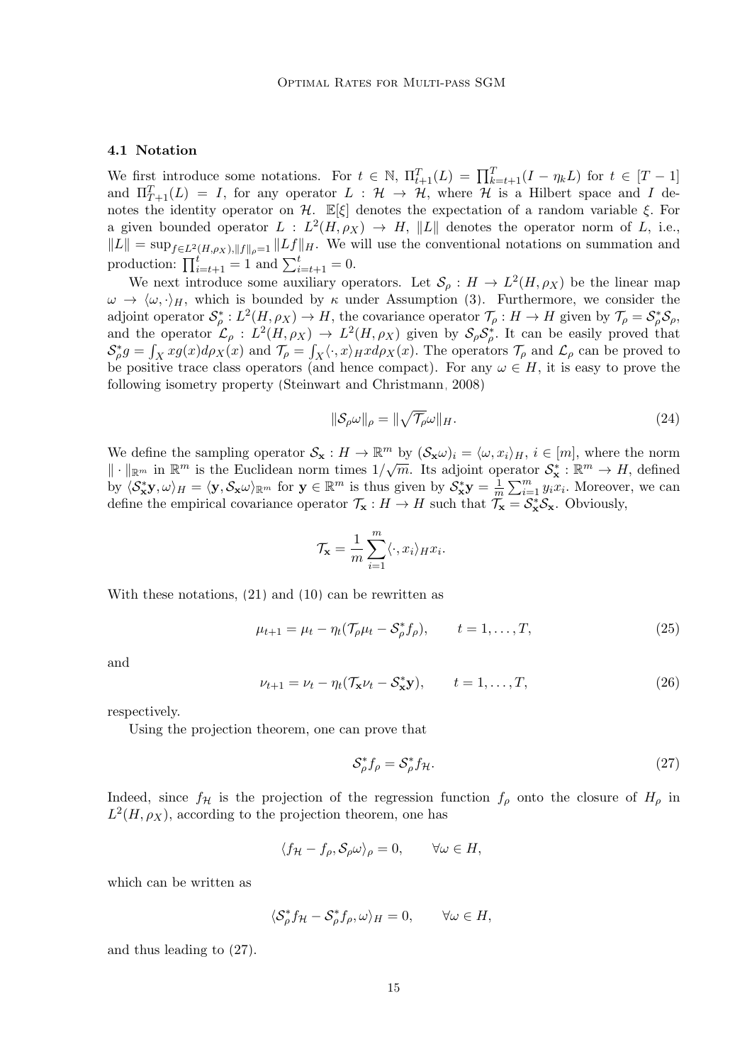### 4.1 Notation

We first introduce some notations. For $t \in \mathbb{N}$, $\Pi_{t+1}^T(L) = \prod_{k=t+1}^T (I - \eta_k L)$ for $t \in [T-1]$ and $\Pi_{T+1}^T(L) = I$, for any operator $L : \mathcal{H} \to \mathcal{H}$, where $\mathcal{H}$ is a Hilbert space and $I$ denotes the identity operator on $\mathcal{H}$. $\mathbb{E}[\xi]$ denotes the expectation of a random variable $\xi$. For a given bounded operator $L : L^2(H, \rho_X) \to H$, $\|L\|$ denotes the operator norm of $L$, i.e., $\|L\| = \sup_{f \in L^2(H,\rho_X), \|f\|_\rho = 1} \|Lf\|_H$. We will use the conventional notations on summation and production: $\prod_{i=t+1}^t = 1$ and $\sum_{i=t+1}^t = 0$.

We next introduce some auxiliary operators. Let $\mathcal{S}_\rho : H \to L^2(H, \rho_X)$ be the linear map $\omega \to \langle \omega, \cdot \rangle_H$, which is bounded by $\kappa$ under Assumption (3). Furthermore, we consider the adjoint operator $\mathcal{S}_\rho^* : L^2(H, \rho_X) \to H$, the covariance operator $\mathcal{T}_\rho : H \to H$ given by $\mathcal{T}_\rho = \mathcal{S}_\rho^* \mathcal{S}_\rho$, and the operator $\mathcal{L}_\rho : L^2(H, \rho_X) \to L^2(H, \rho_X)$ given by $\mathcal{S}_\rho \mathcal{S}_\rho^*$. It can be easily proved that $\mathcal{S}_\rho^* g = \int_X x g(x) d\rho_X(x)$ and $\mathcal{T}_\rho = \int_X \langle \cdot, x \rangle_H x d\rho_X(x)$. The operators $\mathcal{T}_\rho$ and $\mathcal{L}_\rho$ can be proved to be positive trace class operators (and hence compact). For any $\omega \in H$, it is easy to prove the following isometry property (Steinwart and Christmann, 2008)

$$\|\mathcal{S}_\rho \omega\|_\rho = \|\sqrt{\mathcal{T}_\rho} \omega\|_H. \tag{24}$$

We define the sampling operator $\mathcal{S}_\mathbf{x} : H \to \mathbb{R}^m$ by $(\mathcal{S}_\mathbf{x} \omega)_i = \langle \omega, x_i \rangle_H$, $i \in [m]$, where the norm $\|\cdot\|_{\mathbb{R}^m}$ in $\mathbb{R}^m$ is the Euclidean norm times $1/\sqrt{m}$. Its adjoint operator $\mathcal{S}_\mathbf{x}^* : \mathbb{R}^m \to H$, defined by $\langle \mathcal{S}_\mathbf{x}^* \mathbf{y}, \omega \rangle_H = \langle \mathbf{y}, \mathcal{S}_\mathbf{x} \omega \rangle_{\mathbb{R}^m}$ for $\mathbf{y} \in \mathbb{R}^m$ is thus given by $\mathcal{S}_\mathbf{x}^* \mathbf{y} = \frac{1}{m} \sum_{i=1}^m y_i x_i$. Moreover, we can define the empirical covariance operator $\mathcal{T}_\mathbf{x} : H \to H$ such that $\mathcal{T}_\mathbf{x} = \mathcal{S}_\mathbf{x}^* \mathcal{S}_\mathbf{x}$. Obviously,

$$\mathcal{T}_\mathbf{x} = \frac{1}{m} \sum_{i=1}^m \langle \cdot, x_i \rangle_H x_i.$$

With these notations, (21) and (10) can be rewritten as

$$\mu_{t+1} = \mu_t - \eta_t (\mathcal{T}_\rho \mu_t - \mathcal{S}_\rho^* f_\rho), \qquad t = 1, \ldots, T, \tag{25}$$

and

$$\nu_{t+1} = \nu_t - \eta_t (\mathcal{T}_\mathbf{x} \nu_t - \mathcal{S}_\mathbf{x}^* \mathbf{y}), \qquad t = 1, \ldots, T, \tag{26}$$

respectively.

Using the projection theorem, one can prove that

$$\mathcal{S}_\rho^* f_\rho = \mathcal{S}_\rho^* f_\mathcal{H}. \tag{27}$$

Indeed, since $f_\mathcal{H}$ is the projection of the regression function $f_\rho$ onto the closure of $H_\rho$ in $L^2(H, \rho_X)$, according to the projection theorem, one has

$$\langle f_\mathcal{H} - f_\rho, \mathcal{S}_\rho \omega \rangle_\rho = 0, \qquad \forall \omega \in H,$$

which can be written as

$$\langle \mathcal{S}_\rho^* f_\mathcal{H} - \mathcal{S}_\rho^* f_\rho, \omega \rangle_H = 0, \qquad \forall \omega \in H,$$

and thus leading to (27).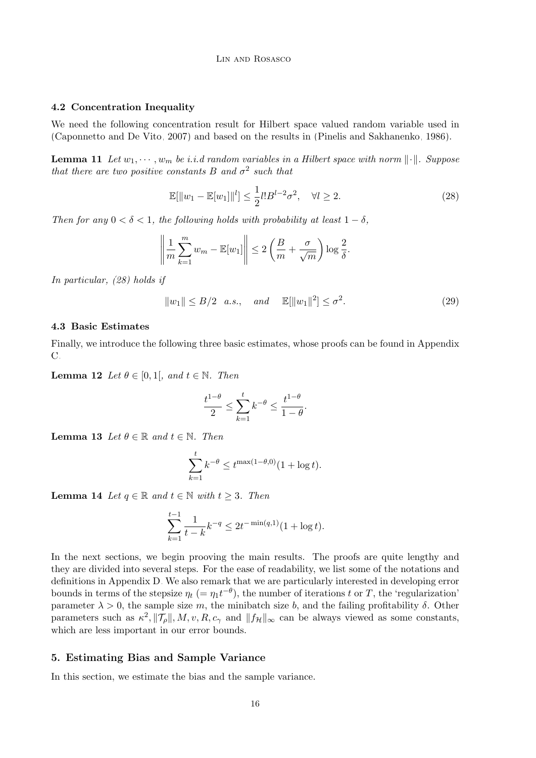### 4.2 Concentration Inequality

We need the following concentration result for Hilbert space valued random variable used in (Caponnetto and De Vito, 2007) and based on the results in (Pinelis and Sakhanenko, 1986).

**Lemma 11** *Let $w_1, \cdots, w_m$ be i.i.d random variables in a Hilbert space with norm $\|\cdot\|$. Suppose that there are two positive constants $B$ and $\sigma^2$ such that*

$$\mathbb{E}[\|w_1 - \mathbb{E}[w_1]\|^l] \leq \frac{1}{2} l! B^{l-2} \sigma^2, \quad \forall l \geq 2. \tag{28}$$

*Then for any $0 < \delta < 1$, the following holds with probability at least $1 - \delta$,*

$$\left\| \frac{1}{m} \sum_{k=1}^{m} w_m - \mathbb{E}[w_1] \right\| \leq 2 \left( \frac{B}{m} + \frac{\sigma}{\sqrt{m}} \right) \log \frac{2}{\delta}.$$

*In particular, (28) holds if*

$$\|w_1\| \leq B/2 \quad a.s., \quad \text{and} \quad \mathbb{E}[\|w_1\|^2] \leq \sigma^2. \tag{29}$$

### 4.3 Basic Estimates

Finally, we introduce the following three basic estimates, whose proofs can be found in Appendix C.

**Lemma 12** *Let $\theta \in [0, 1[$, and $t \in \mathbb{N}$. Then*

$$\frac{t^{1-\theta}}{2} \leq \sum_{k=1}^{t} k^{-\theta} \leq \frac{t^{1-\theta}}{1-\theta}.$$

**Lemma 13** *Let $\theta \in \mathbb{R}$ and $t \in \mathbb{N}$. Then*

$$\sum_{k=1}^{t} k^{-\theta} \leq t^{\max(1-\theta, 0)}(1 + \log t).$$

**Lemma 14** *Let $q \in \mathbb{R}$ and $t \in \mathbb{N}$ with $t \geq 3$. Then*

$$\sum_{k=1}^{t-1} \frac{1}{t-k} k^{-q} \leq 2t^{-\min(q,1)}(1 + \log t).$$

In the next sections, we begin prooving the main results. The proofs are quite lengthy and they are divided into several steps. For the ease of readability, we list some of the notations and definitions in Appendix D. We also remark that we are particularly interested in developing error bounds in terms of the stepsize $\eta_t$ $(= \eta_1 t^{-\theta})$, the number of iterations $t$ or $T$, the 'regularization' parameter $\lambda > 0$, the sample size $m$, the minibatch size $b$, and the failing profitability $\delta$. Other parameters such as $\kappa^2, \|\mathcal{T}_\rho\|, M, v, R, c_\gamma$ and $\|f_{\mathcal{H}}\|_\infty$ can be always viewed as some constants, which are less important in our error bounds.

## 5. Estimating Bias and Sample Variance

In this section, we estimate the bias and the sample variance.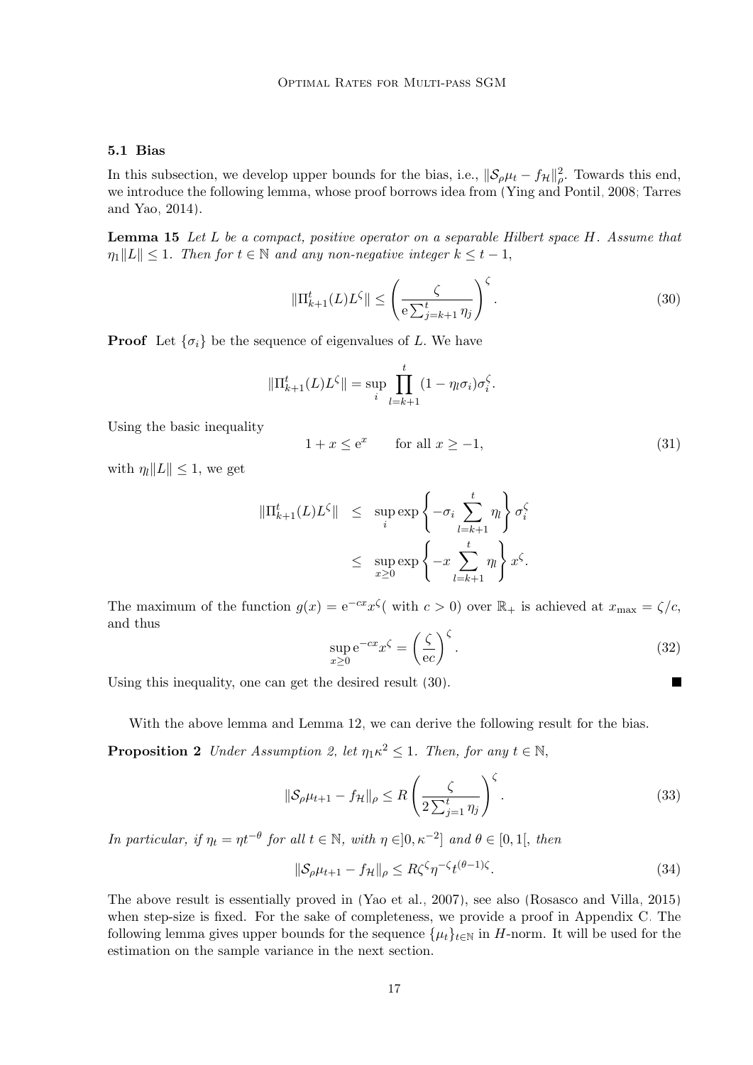### 5.1 Bias

In this subsection, we develop upper bounds for the bias, i.e., $\|\mathcal{S}_\rho \mu_t - f_{\mathcal{H}}\|_\rho^2$. Towards this end, we introduce the following lemma, whose proof borrows idea from (Ying and Pontil, 2008; Tarres and Yao, 2014).

**Lemma 15** *Let $L$ be a compact, positive operator on a separable Hilbert space $H$. Assume that $\eta_1 \|L\| \leq 1$. Then for $t \in \mathbb{N}$ and any non-negative integer $k \leq t-1$,*

$$\|\Pi_{k+1}^t(L) L^\zeta\| \leq \left( \frac{\zeta}{\mathrm{e} \sum_{j=k+1}^t \eta_j} \right)^\zeta. \tag{30}$$

**Proof** Let $\{\sigma_i\}$ be the sequence of eigenvalues of $L$. We have

$$\|\Pi_{k+1}^t(L) L^\zeta\| = \sup_i \prod_{l=k+1}^t (1 - \eta_l \sigma_i) \sigma_i^\zeta.$$

Using the basic inequality

$$1 + x \leq \mathrm{e}^x \qquad \text{for all } x \geq -1, \tag{31}$$

with $\eta_l \|L\| \leq 1$, we get

$$\begin{aligned} \|\Pi_{k+1}^t(L) L^\zeta\| &\leq \sup_i \exp\left\{ -\sigma_i \sum_{l=k+1}^t \eta_l \right\} \sigma_i^\zeta \\ &\leq \sup_{x \geq 0} \exp\left\{ -x \sum_{l=k+1}^t \eta_l \right\} x^\zeta. \end{aligned}$$

The maximum of the function $g(x) = \mathrm{e}^{-cx} x^\zeta$( with $c > 0$) over $\mathbb{R}_+$ is achieved at $x_{\max} = \zeta / c$, and thus

$$\sup_{x \geq 0} \mathrm{e}^{-cx} x^\zeta = \left( \frac{\zeta}{\mathrm{e} c} \right)^\zeta. \tag{32}$$

Using this inequality, one can get the desired result (30). ∎

With the above lemma and Lemma 12, we can derive the following result for the bias.

**Proposition 2** *Under Assumption 2, let $\eta_1 \kappa^2 \leq 1$. Then, for any $t \in \mathbb{N}$,*

$$\|\mathcal{S}_\rho \mu_{t+1} - f_{\mathcal{H}}\|_\rho \leq R \left( \frac{\zeta}{2 \sum_{j=1}^t \eta_j} \right)^\zeta. \tag{33}$$

*In particular, if $\eta_t = \eta t^{-\theta}$ for all $t \in \mathbb{N}$, with $\eta \in ]0, \kappa^{-2}]$ and $\theta \in [0, 1[$, then*

$$\|\mathcal{S}_\rho \mu_{t+1} - f_{\mathcal{H}}\|_\rho \leq R \zeta^\zeta \eta^{-\zeta} t^{(\theta - 1)\zeta}. \tag{34}$$

The above result is essentially proved in (Yao et al., 2007), see also (Rosasco and Villa, 2015) when step-size is fixed. For the sake of completeness, we provide a proof in Appendix C. The following lemma gives upper bounds for the sequence $\{\mu_t\}_{t \in \mathbb{N}}$ in $H$-norm. It will be used for the estimation on the sample variance in the next section.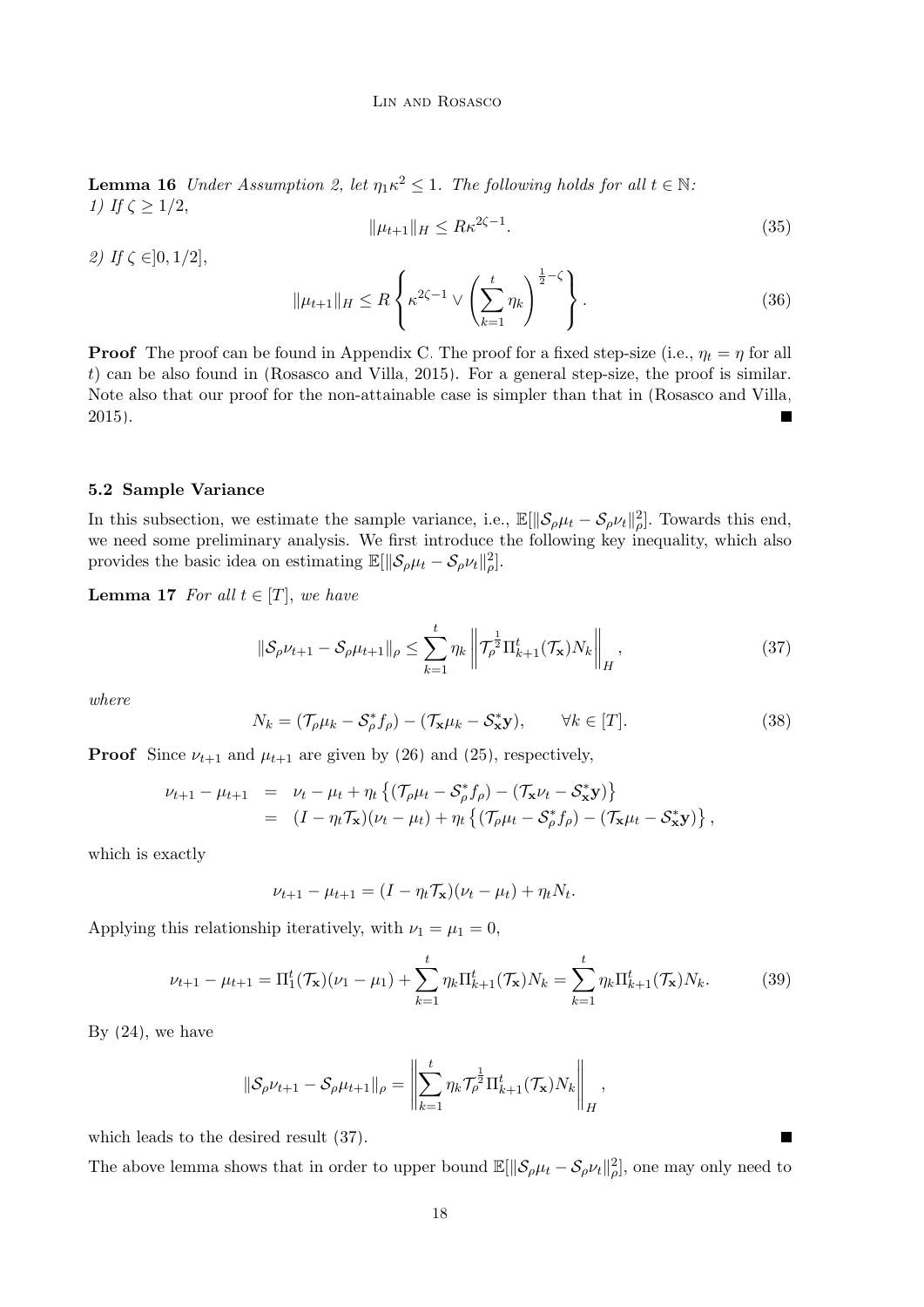**Lemma 16** *Under Assumption 2, let $\eta_1 \kappa^2 \leq 1$. The following holds for all $t \in \mathbb{N}$:*
*1) If $\zeta \geq 1/2$,*

$$\|\mu_{t+1}\|_H \leq R\kappa^{2\zeta-1}. \tag{35}$$

*2) If $\zeta \in ]0, 1/2]$,*

$$\|\mu_{t+1}\|_H \leq R \left\{ \kappa^{2\zeta-1} \vee \left( \sum_{k=1}^{t} \eta_k \right)^{\frac{1}{2}-\zeta} \right\}. \tag{36}$$

**Proof** The proof can be found in Appendix C. The proof for a fixed step-size (i.e., $\eta_t = \eta$ for all $t$) can be also found in (Rosasco and Villa, 2015). For a general step-size, the proof is similar. Note also that our proof for the non-attainable case is simpler than that in (Rosasco and Villa, 2015). ■

### 5.2 Sample Variance

In this subsection, we estimate the sample variance, i.e., $\mathbb{E}[\|\mathcal{S}_\rho \mu_t - \mathcal{S}_\rho \nu_t\|_\rho^2]$. Towards this end, we need some preliminary analysis. We first introduce the following key inequality, which also provides the basic idea on estimating $\mathbb{E}[\|\mathcal{S}_\rho \mu_t - \mathcal{S}_\rho \nu_t\|_\rho^2]$.

**Lemma 17** *For all $t \in [T]$, we have*

$$\|\mathcal{S}_\rho \nu_{t+1} - \mathcal{S}_\rho \mu_{t+1}\|_\rho \leq \sum_{k=1}^{t} \eta_k \left\| \mathcal{T}_\rho^{\frac{1}{2}} \Pi_{k+1}^t(\mathcal{T}_{\mathbf{x}}) N_k \right\|_H, \tag{37}$$

*where*

$$N_k = (\mathcal{T}_\rho \mu_k - \mathcal{S}_\rho^* f_\rho) - (\mathcal{T}_{\mathbf{x}} \mu_k - \mathcal{S}_{\mathbf{x}}^* \mathbf{y}), \qquad \forall k \in [T]. \tag{38}$$

**Proof** Since $\nu_{t+1}$ and $\mu_{t+1}$ are given by (26) and (25), respectively,

$$\begin{aligned}
\nu_{t+1} - \mu_{t+1} &= \nu_t - \mu_t + \eta_t \left\{ (\mathcal{T}_\rho \mu_t - \mathcal{S}_\rho^* f_\rho) - (\mathcal{T}_{\mathbf{x}} \nu_t - \mathcal{S}_{\mathbf{x}}^* \mathbf{y}) \right\} \\
&= (I - \eta_t \mathcal{T}_{\mathbf{x}})(\nu_t - \mu_t) + \eta_t \left\{ (\mathcal{T}_\rho \mu_t - \mathcal{S}_\rho^* f_\rho) - (\mathcal{T}_{\mathbf{x}} \mu_t - \mathcal{S}_{\mathbf{x}}^* \mathbf{y}) \right\},
\end{aligned}$$

which is exactly

$$\nu_{t+1} - \mu_{t+1} = (I - \eta_t \mathcal{T}_{\mathbf{x}})(\nu_t - \mu_t) + \eta_t N_t.$$

Applying this relationship iteratively, with $\nu_1 = \mu_1 = 0$,

$$\nu_{t+1} - \mu_{t+1} = \Pi_1^t(\mathcal{T}_{\mathbf{x}})(\nu_1 - \mu_1) + \sum_{k=1}^{t} \eta_k \Pi_{k+1}^t(\mathcal{T}_{\mathbf{x}}) N_k = \sum_{k=1}^{t} \eta_k \Pi_{k+1}^t(\mathcal{T}_{\mathbf{x}}) N_k. \tag{39}$$

By (24), we have

$$\|\mathcal{S}_\rho \nu_{t+1} - \mathcal{S}_\rho \mu_{t+1}\|_\rho = \left\| \sum_{k=1}^{t} \eta_k \mathcal{T}_\rho^{\frac{1}{2}} \Pi_{k+1}^t(\mathcal{T}_{\mathbf{x}}) N_k \right\|_H,$$

which leads to the desired result (37). ■

The above lemma shows that in order to upper bound $\mathbb{E}[\|\mathcal{S}_\rho \mu_t - \mathcal{S}_\rho \nu_t\|_\rho^2]$, one may only need to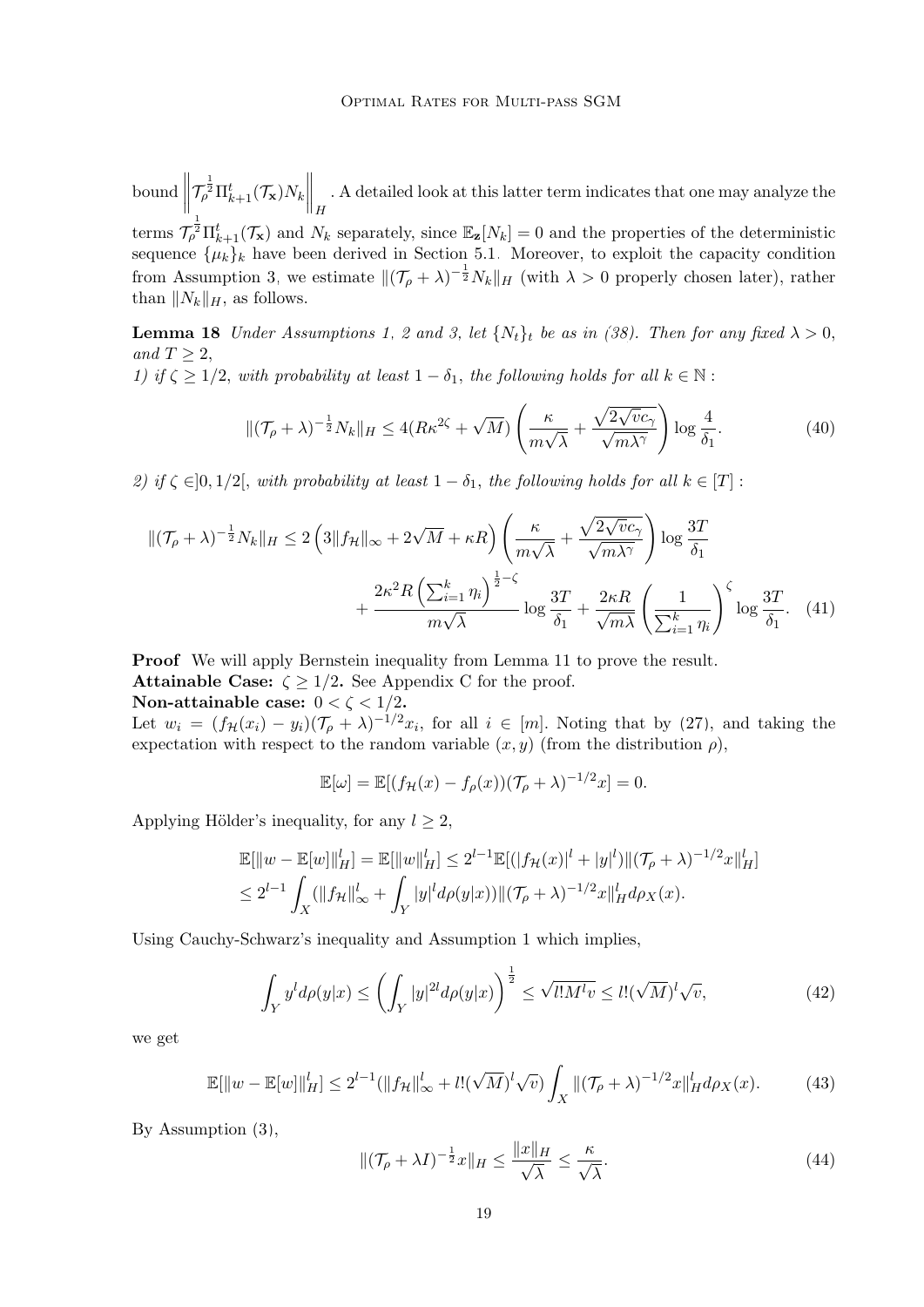bound $\left\|\mathcal{T}_\rho^{\frac{1}{2}}\Pi_{k+1}^t(\mathcal{T}_{\mathbf{x}})N_k\right\|_H$. A detailed look at this latter term indicates that one may analyze the terms $\mathcal{T}_\rho^{\frac{1}{2}}\Pi_{k+1}^t(\mathcal{T}_{\mathbf{x}})$ and $N_k$ separately, since $\mathbb{E}_{\mathbf{z}}[N_k] = 0$ and the properties of the deterministic sequence $\{\mu_k\}_k$ have been derived in Section 5.1. Moreover, to exploit the capacity condition from Assumption 3, we estimate $\|(\mathcal{T}_\rho + \lambda)^{-\frac{1}{2}}N_k\|_H$ (with $\lambda > 0$ properly chosen later), rather than $\|N_k\|_H$, as follows.

**Lemma 18** *Under Assumptions 1, 2 and 3, let $\{N_t\}_t$ be as in (38). Then for any fixed $\lambda > 0$, and $T \geq 2$,*
*1) if $\zeta \geq 1/2$, with probability at least $1 - \delta_1$, the following holds for all $k \in \mathbb{N}$ :*

$$\|(\mathcal{T}_\rho + \lambda)^{-\frac{1}{2}}N_k\|_H \leq 4(R\kappa^{2\zeta} + \sqrt{M})\left(\frac{\kappa}{m\sqrt{\lambda}} + \frac{\sqrt{2\sqrt{v}c_\gamma}}{\sqrt{m\lambda^\gamma}}\right)\log\frac{4}{\delta_1}. \tag{40}$$

*2) if $\zeta \in ]0, 1/2[$, with probability at least $1 - \delta_1$, the following holds for all $k \in [T]$ :*

$$\|(\mathcal{T}_\rho + \lambda)^{-\frac{1}{2}}N_k\|_H \leq 2\left(3\|f_{\mathcal{H}}\|_\infty + 2\sqrt{M} + \kappa R\right)\left(\frac{\kappa}{m\sqrt{\lambda}} + \frac{\sqrt{2\sqrt{v}c_\gamma}}{\sqrt{m\lambda^\gamma}}\right)\log\frac{3T}{\delta_1}$$
$$+ \frac{2\kappa^2 R\left(\sum_{i=1}^k \eta_i\right)^{\frac{1}{2}-\zeta}}{m\sqrt{\lambda}}\log\frac{3T}{\delta_1} + \frac{2\kappa R}{\sqrt{m\lambda}}\left(\frac{1}{\sum_{i=1}^k \eta_i}\right)^\zeta \log\frac{3T}{\delta_1}. \tag{41}$$

**Proof** We will apply Bernstein inequality from Lemma 11 to prove the result.
**Attainable Case: $\zeta \geq 1/2$.** See Appendix C for the proof.
**Non-attainable case: $0 < \zeta < 1/2$.**
Let $w_i = (f_{\mathcal{H}}(x_i) - y_i)(\mathcal{T}_\rho + \lambda)^{-1/2}x_i$, for all $i \in [m]$. Noting that by (27), and taking the expectation with respect to the random variable $(x, y)$ (from the distribution $\rho$),

$$\mathbb{E}[\omega] = \mathbb{E}[(f_{\mathcal{H}}(x) - f_\rho(x))(\mathcal{T}_\rho + \lambda)^{-1/2}x] = 0.$$

Applying Hölder's inequality, for any $l \geq 2$,

$$\mathbb{E}[\|w - \mathbb{E}[w]\|_H^l] = \mathbb{E}[\|w\|_H^l] \leq 2^{l-1}\mathbb{E}[(|f_{\mathcal{H}}(x)|^l + |y|^l)\|(\mathcal{T}_\rho + \lambda)^{-1/2}x\|_H^l]$$
$$\leq 2^{l-1}\int_X (\|f_{\mathcal{H}}\|_\infty^l + \int_Y |y|^l d\rho(y|x))\|(\mathcal{T}_\rho + \lambda)^{-1/2}x\|_H^l d\rho_X(x).$$

Using Cauchy-Schwarz's inequality and Assumption 1 which implies,

$$\int_Y y^l d\rho(y|x) \leq \left(\int_Y |y|^{2l} d\rho(y|x)\right)^{\frac{1}{2}} \leq \sqrt{l!M^l v} \leq l!(\sqrt{M})^l\sqrt{v}, \tag{42}$$

we get

$$\mathbb{E}[\|w - \mathbb{E}[w]\|_H^l] \leq 2^{l-1}(\|f_{\mathcal{H}}\|_\infty^l + l!(\sqrt{M})^l\sqrt{v})\int_X \|(\mathcal{T}_\rho + \lambda)^{-1/2}x\|_H^l d\rho_X(x). \tag{43}$$

By Assumption (3),

$$\|(\mathcal{T}_\rho + \lambda I)^{-\frac{1}{2}}x\|_H \leq \frac{\|x\|_H}{\sqrt{\lambda}} \leq \frac{\kappa}{\sqrt{\lambda}}. \tag{44}$$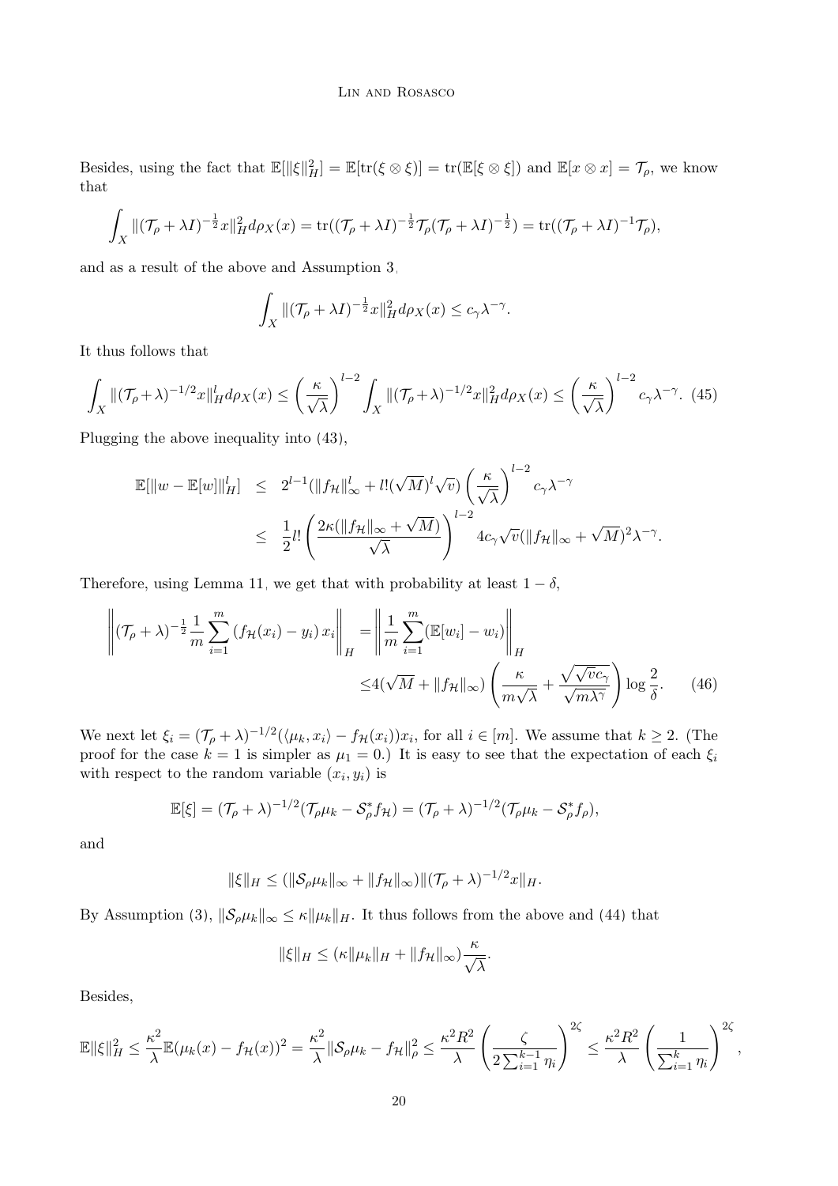Besides, using the fact that $\mathbb{E}[\|\xi\|_H^2] = \mathbb{E}[\mathrm{tr}(\xi \otimes \xi)] = \mathrm{tr}(\mathbb{E}[\xi \otimes \xi])$ and $\mathbb{E}[x \otimes x] = \mathcal{T}_\rho$, we know that

$$\int_X \|(\mathcal{T}_\rho + \lambda I)^{-\frac{1}{2}} x\|_H^2 d\rho_X(x) = \mathrm{tr}((\mathcal{T}_\rho + \lambda I)^{-\frac{1}{2}} \mathcal{T}_\rho (\mathcal{T}_\rho + \lambda I)^{-\frac{1}{2}}) = \mathrm{tr}((\mathcal{T}_\rho + \lambda I)^{-1} \mathcal{T}_\rho),$$

and as a result of the above and Assumption 3,

$$\int_X \|(\mathcal{T}_\rho + \lambda I)^{-\frac{1}{2}} x\|_H^2 d\rho_X(x) \leq c_\gamma \lambda^{-\gamma}.$$

It thus follows that

$$\int_X \|(\mathcal{T}_\rho + \lambda)^{-1/2} x\|_H^l d\rho_X(x) \leq \left(\frac{\kappa}{\sqrt{\lambda}}\right)^{l-2} \int_X \|(\mathcal{T}_\rho + \lambda)^{-1/2} x\|_H^2 d\rho_X(x) \leq \left(\frac{\kappa}{\sqrt{\lambda}}\right)^{l-2} c_\gamma \lambda^{-\gamma}. \quad (45)$$

Plugging the above inequality into (43),

$$\begin{aligned}
\mathbb{E}[\|w - \mathbb{E}[w]\|_H^l] &\leq 2^{l-1}(\|f_{\mathcal{H}}\|_\infty^l + l!(\sqrt{M})^l \sqrt{v}) \left(\frac{\kappa}{\sqrt{\lambda}}\right)^{l-2} c_\gamma \lambda^{-\gamma} \\
&\leq \frac{1}{2} l! \left(\frac{2\kappa(\|f_{\mathcal{H}}\|_\infty + \sqrt{M})}{\sqrt{\lambda}}\right)^{l-2} 4 c_\gamma \sqrt{v} (\|f_{\mathcal{H}}\|_\infty + \sqrt{M})^2 \lambda^{-\gamma}.
\end{aligned}$$

Therefore, using Lemma 11, we get that with probability at least $1 - \delta$,

$$\begin{aligned}
\left\| (\mathcal{T}_\rho + \lambda)^{-\frac{1}{2}} \frac{1}{m} \sum_{i=1}^m (f_{\mathcal{H}}(x_i) - y_i) x_i \right\|_H &= \left\| \frac{1}{m} \sum_{i=1}^m (\mathbb{E}[w_i] - w_i) \right\|_H \\
&\leq 4(\sqrt{M} + \|f_{\mathcal{H}}\|_\infty) \left( \frac{\kappa}{m\sqrt{\lambda}} + \frac{\sqrt{\sqrt{v} c_\gamma}}{\sqrt{m \lambda^\gamma}} \right) \log \frac{2}{\delta}. \quad (46)
\end{aligned}$$

We next let $\xi_i = (\mathcal{T}_\rho + \lambda)^{-1/2}(\langle \mu_k, x_i \rangle - f_{\mathcal{H}}(x_i)) x_i$, for all $i \in [m]$. We assume that $k \geq 2$. (The proof for the case $k = 1$ is simpler as $\mu_1 = 0$.) It is easy to see that the expectation of each $\xi_i$ with respect to the random variable $(x_i, y_i)$ is

$$\mathbb{E}[\xi] = (\mathcal{T}_\rho + \lambda)^{-1/2}(\mathcal{T}_\rho \mu_k - \mathcal{S}_\rho^* f_{\mathcal{H}}) = (\mathcal{T}_\rho + \lambda)^{-1/2}(\mathcal{T}_\rho \mu_k - \mathcal{S}_\rho^* f_\rho),$$

and

$$\|\xi\|_H \leq (\|\mathcal{S}_\rho \mu_k\|_\infty + \|f_{\mathcal{H}}\|_\infty) \|(\mathcal{T}_\rho + \lambda)^{-1/2} x\|_H.$$

By Assumption (3), $\|\mathcal{S}_\rho \mu_k\|_\infty \leq \kappa \|\mu_k\|_H$. It thus follows from the above and (44) that

$$\|\xi\|_H \leq (\kappa \|\mu_k\|_H + \|f_{\mathcal{H}}\|_\infty) \frac{\kappa}{\sqrt{\lambda}}.$$

Besides,

$$\mathbb{E}\|\xi\|_H^2 \leq \frac{\kappa^2}{\lambda} \mathbb{E}(\mu_k(x) - f_{\mathcal{H}}(x))^2 = \frac{\kappa^2}{\lambda} \|\mathcal{S}_\rho \mu_k - f_{\mathcal{H}}\|_\rho^2 \leq \frac{\kappa^2 R^2}{\lambda} \left( \frac{\zeta}{2 \sum_{i=1}^{k-1} \eta_i} \right)^{2\zeta} \leq \frac{\kappa^2 R^2}{\lambda} \left( \frac{1}{\sum_{i=1}^k \eta_i} \right)^{2\zeta},$$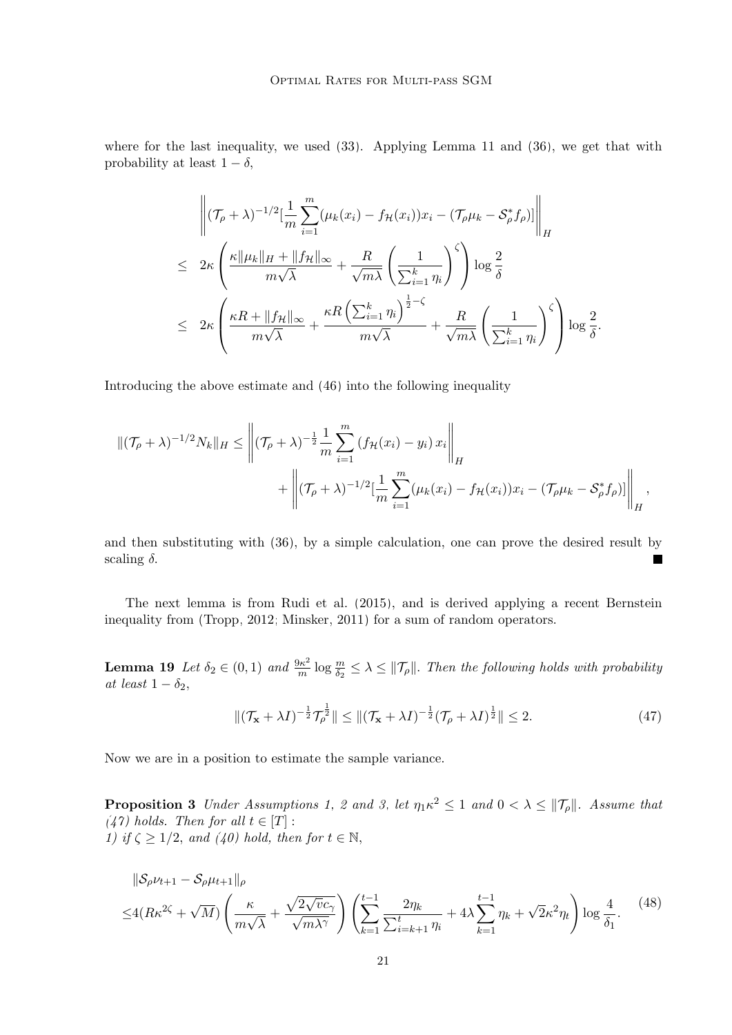where for the last inequality, we used (33). Applying Lemma 11 and (36), we get that with probability at least $1-\delta$,

$$
\begin{aligned}
&\left\| (\mathcal{T}_\rho + \lambda)^{-1/2} [\frac{1}{m}\sum_{i=1}^m (\mu_k(x_i) - f_{\mathcal{H}}(x_i))x_i - (\mathcal{T}_\rho \mu_k - \mathcal{S}_\rho^* f_\rho)] \right\|_H \\
\leq\ & 2\kappa \left( \frac{\kappa \|\mu_k\|_H + \|f_{\mathcal{H}}\|_\infty}{m\sqrt{\lambda}} + \frac{R}{\sqrt{m\lambda}} \left( \frac{1}{\sum_{i=1}^k \eta_i} \right)^{\zeta} \right) \log \frac{2}{\delta} \\
\leq\ & 2\kappa \left( \frac{\kappa R + \|f_{\mathcal{H}}\|_\infty}{m\sqrt{\lambda}} + \frac{\kappa R \left(\sum_{i=1}^k \eta_i\right)^{\frac{1}{2}-\zeta}}{m\sqrt{\lambda}} + \frac{R}{\sqrt{m\lambda}} \left( \frac{1}{\sum_{i=1}^k \eta_i} \right)^{\zeta} \right) \log \frac{2}{\delta}.
\end{aligned}
$$

Introducing the above estimate and (46) into the following inequality

$$
\begin{aligned}
\|(\mathcal{T}_\rho + \lambda)^{-1/2} N_k\|_H \leq & \left\| (\mathcal{T}_\rho + \lambda)^{-\frac{1}{2}} \frac{1}{m} \sum_{i=1}^m \left( f_{\mathcal{H}}(x_i) - y_i \right) x_i \right\|_H \\
& + \left\| (\mathcal{T}_\rho + \lambda)^{-1/2} [\frac{1}{m}\sum_{i=1}^m (\mu_k(x_i) - f_{\mathcal{H}}(x_i))x_i - (\mathcal{T}_\rho \mu_k - \mathcal{S}_\rho^* f_\rho)] \right\|_H,
\end{aligned}
$$

and then substituting with (36), by a simple calculation, one can prove the desired result by scaling $\delta$. ■

The next lemma is from Rudi et al. (2015), and is derived applying a recent Bernstein inequality from (Tropp, 2012; Minsker, 2011) for a sum of random operators.

**Lemma 19** *Let $\delta_2 \in (0,1)$ and $\frac{9\kappa^2}{m} \log \frac{m}{\delta_2} \leq \lambda \leq \|\mathcal{T}_\rho\|$. Then the following holds with probability at least $1-\delta_2$,*

$$
\|(\mathcal{T}_{\mathbf{x}} + \lambda I)^{-\frac{1}{2}} \mathcal{T}_\rho^{\frac{1}{2}}\| \leq \|(\mathcal{T}_{\mathbf{x}} + \lambda I)^{-\frac{1}{2}} (\mathcal{T}_\rho + \lambda I)^{\frac{1}{2}}\| \leq 2. \tag{47}
$$

Now we are in a position to estimate the sample variance.

**Proposition 3** *Under Assumptions 1, 2 and 3, let $\eta_1 \kappa^2 \leq 1$ and $0 < \lambda \leq \|\mathcal{T}_\rho\|$. Assume that (47) holds. Then for all $t \in [T]$ :*
*1) if $\zeta \geq 1/2$, and (40) hold, then for $t \in \mathbb{N}$,*

$$
\begin{aligned}
&\|\mathcal{S}_\rho \nu_{t+1} - \mathcal{S}_\rho \mu_{t+1}\|_\rho \\
\leq & 4(R\kappa^{2\zeta} + \sqrt{M}) \left( \frac{\kappa}{m\sqrt{\lambda}} + \frac{\sqrt{2\sqrt{v}c_\gamma}}{\sqrt{m\lambda^\gamma}} \right) \left( \sum_{k=1}^{t-1} \frac{2\eta_k}{\sum_{i=k+1}^t \eta_i} + 4\lambda \sum_{k=1}^{t-1} \eta_k + \sqrt{2}\kappa^2 \eta_t \right) \log \frac{4}{\delta_1}.
\end{aligned} \tag{48}
$$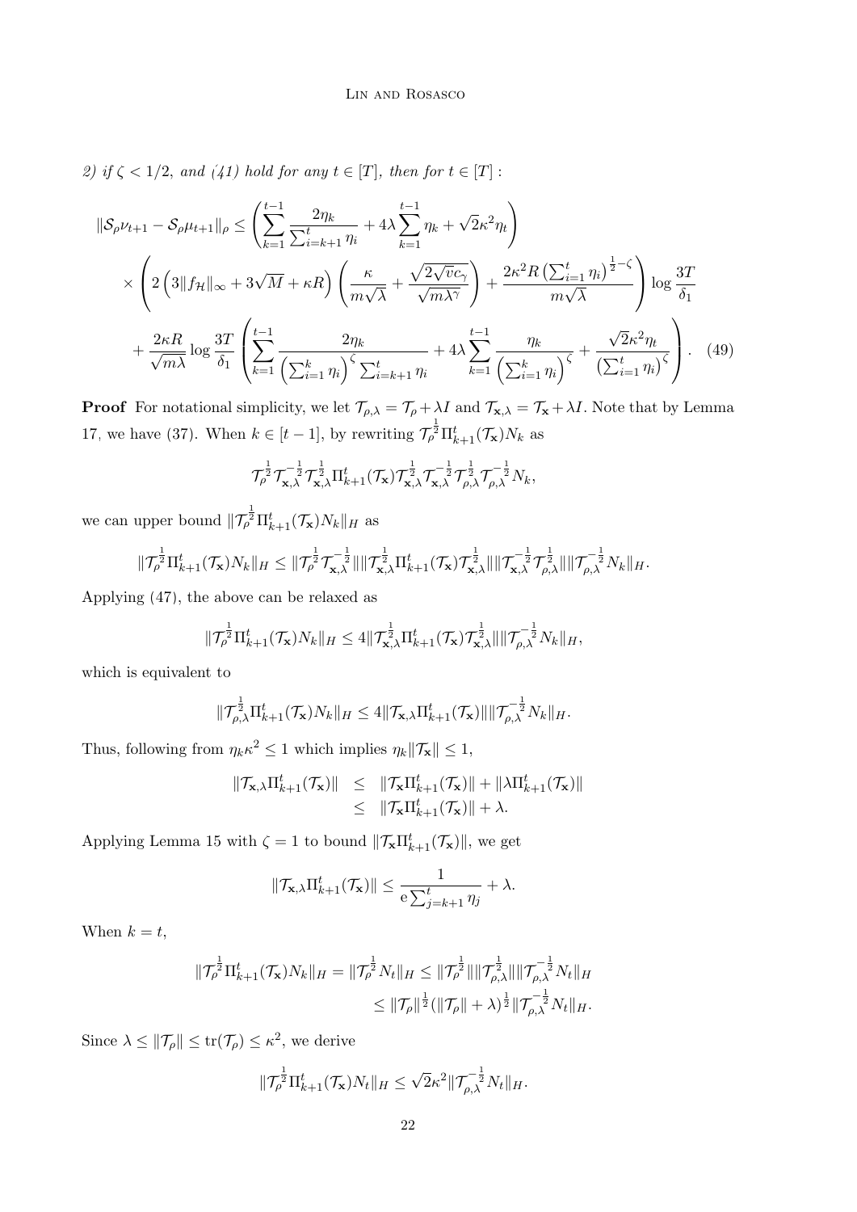*2) if $\zeta < 1/2$, and (41) hold for any $t \in [T]$, then for $t \in [T]$ :*

$$
\begin{aligned}
\|\mathcal{S}_\rho \nu_{t+1} - \mathcal{S}_\rho \mu_{t+1}\|_\rho &\leq \left( \sum_{k=1}^{t-1} \frac{2\eta_k}{\sum_{i=k+1}^t \eta_i} + 4\lambda \sum_{k=1}^{t-1} \eta_k + \sqrt{2}\kappa^2 \eta_t \right) \\
&\times \left( 2\left(3\|f_{\mathcal{H}}\|_\infty + 3\sqrt{M} + \kappa R\right)\left( \frac{\kappa}{m\sqrt{\lambda}} + \frac{\sqrt{2\sqrt{v}c_\gamma}}{\sqrt{m\lambda^\gamma}} \right) + \frac{2\kappa^2 R \left(\sum_{i=1}^t \eta_i\right)^{\frac{1}{2}-\zeta}}{m\sqrt{\lambda}} \right) \log \frac{3T}{\delta_1} \\
&+ \frac{2\kappa R}{\sqrt{m\lambda}} \log\frac{3T}{\delta_1} \left( \sum_{k=1}^{t-1} \frac{2\eta_k}{\left(\sum_{i=1}^k \eta_i\right)^\zeta \sum_{i=k+1}^t \eta_i} + 4\lambda \sum_{k=1}^{t-1} \frac{\eta_k}{\left(\sum_{i=1}^k \eta_i\right)^\zeta} + \frac{\sqrt{2}\kappa^2 \eta_t}{\left(\sum_{i=1}^t \eta_i\right)^\zeta} \right). \quad (49)
\end{aligned}
$$

**Proof** For notational simplicity, we let $\mathcal{T}_{\rho,\lambda} = \mathcal{T}_\rho + \lambda I$ and $\mathcal{T}_{\mathbf{x},\lambda} = \mathcal{T}_{\mathbf{x}} + \lambda I$. Note that by Lemma 17, we have (37). When $k \in [t-1]$, by rewriting $\mathcal{T}_\rho^{\frac{1}{2}} \Pi_{k+1}^t(\mathcal{T}_{\mathbf{x}}) N_k$ as

$$
\mathcal{T}_\rho^{\frac{1}{2}} \mathcal{T}_{\mathbf{x},\lambda}^{-\frac{1}{2}} \mathcal{T}_{\mathbf{x},\lambda}^{\frac{1}{2}} \Pi_{k+1}^t(\mathcal{T}_{\mathbf{x}}) \mathcal{T}_{\mathbf{x},\lambda}^{\frac{1}{2}} \mathcal{T}_{\mathbf{x},\lambda}^{-\frac{1}{2}} \mathcal{T}_{\rho,\lambda}^{\frac{1}{2}} \mathcal{T}_{\rho,\lambda}^{-\frac{1}{2}} N_k,
$$

we can upper bound $\|\mathcal{T}_\rho^{\frac{1}{2}} \Pi_{k+1}^t(\mathcal{T}_{\mathbf{x}}) N_k\|_H$ as

$$
\|\mathcal{T}_\rho^{\frac{1}{2}} \Pi_{k+1}^t(\mathcal{T}_{\mathbf{x}}) N_k\|_H \leq \|\mathcal{T}_\rho^{\frac{1}{2}} \mathcal{T}_{\mathbf{x},\lambda}^{-\frac{1}{2}}\| \|\mathcal{T}_{\mathbf{x},\lambda}^{\frac{1}{2}} \Pi_{k+1}^t(\mathcal{T}_{\mathbf{x}}) \mathcal{T}_{\mathbf{x},\lambda}^{\frac{1}{2}}\| \|\mathcal{T}_{\mathbf{x},\lambda}^{-\frac{1}{2}} \mathcal{T}_{\rho,\lambda}^{\frac{1}{2}}\| \|\mathcal{T}_{\rho,\lambda}^{-\frac{1}{2}} N_k\|_H.
$$

Applying (47), the above can be relaxed as

$$
\|\mathcal{T}_\rho^{\frac{1}{2}} \Pi_{k+1}^t(\mathcal{T}_{\mathbf{x}}) N_k\|_H \leq 4 \|\mathcal{T}_{\mathbf{x},\lambda}^{\frac{1}{2}} \Pi_{k+1}^t(\mathcal{T}_{\mathbf{x}}) \mathcal{T}_{\mathbf{x},\lambda}^{\frac{1}{2}}\| \|\mathcal{T}_{\rho,\lambda}^{-\frac{1}{2}} N_k\|_H,
$$

which is equivalent to

$$
\|\mathcal{T}_{\rho,\lambda}^{\frac{1}{2}} \Pi_{k+1}^t(\mathcal{T}_{\mathbf{x}}) N_k\|_H \leq 4 \|\mathcal{T}_{\mathbf{x},\lambda} \Pi_{k+1}^t(\mathcal{T}_{\mathbf{x}})\| \|\mathcal{T}_{\rho,\lambda}^{-\frac{1}{2}} N_k\|_H.
$$

Thus, following from $\eta_k \kappa^2 \leq 1$ which implies $\eta_k \|\mathcal{T}_{\mathbf{x}}\| \leq 1$,

$$
\begin{aligned}
\|\mathcal{T}_{\mathbf{x},\lambda} \Pi_{k+1}^t(\mathcal{T}_{\mathbf{x}})\| &\leq \|\mathcal{T}_{\mathbf{x}} \Pi_{k+1}^t(\mathcal{T}_{\mathbf{x}})\| + \|\lambda \Pi_{k+1}^t(\mathcal{T}_{\mathbf{x}})\| \\
&\leq \|\mathcal{T}_{\mathbf{x}} \Pi_{k+1}^t(\mathcal{T}_{\mathbf{x}})\| + \lambda.
\end{aligned}
$$

Applying Lemma 15 with $\zeta = 1$ to bound $\|\mathcal{T}_{\mathbf{x}} \Pi_{k+1}^t(\mathcal{T}_{\mathbf{x}})\|$, we get

$$
\|\mathcal{T}_{\mathbf{x},\lambda} \Pi_{k+1}^t(\mathcal{T}_{\mathbf{x}})\| \leq \frac{1}{\mathrm{e} \sum_{j=k+1}^t \eta_j} + \lambda.
$$

When $k = t$,

$$
\begin{aligned}
\|\mathcal{T}_\rho^{\frac{1}{2}} \Pi_{k+1}^t(\mathcal{T}_{\mathbf{x}}) N_k\|_H = \|\mathcal{T}_\rho^{\frac{1}{2}} N_t\|_H &\leq \|\mathcal{T}_\rho^{\frac{1}{2}}\| \|\mathcal{T}_{\rho,\lambda}^{\frac{1}{2}}\| \|\mathcal{T}_{\rho,\lambda}^{-\frac{1}{2}} N_t\|_H \\
&\leq \|\mathcal{T}_\rho\|^{\frac{1}{2}} (\|\mathcal{T}_\rho\| + \lambda)^{\frac{1}{2}} \|\mathcal{T}_{\rho,\lambda}^{-\frac{1}{2}} N_t\|_H.
\end{aligned}
$$

Since $\lambda \leq \|\mathcal{T}_\rho\| \leq \mathrm{tr}(\mathcal{T}_\rho) \leq \kappa^2$, we derive

$$
\|\mathcal{T}_\rho^{\frac{1}{2}} \Pi_{k+1}^t(\mathcal{T}_{\mathbf{x}}) N_t\|_H \leq \sqrt{2}\kappa^2 \|\mathcal{T}_{\rho,\lambda}^{-\frac{1}{2}} N_t\|_H.
$$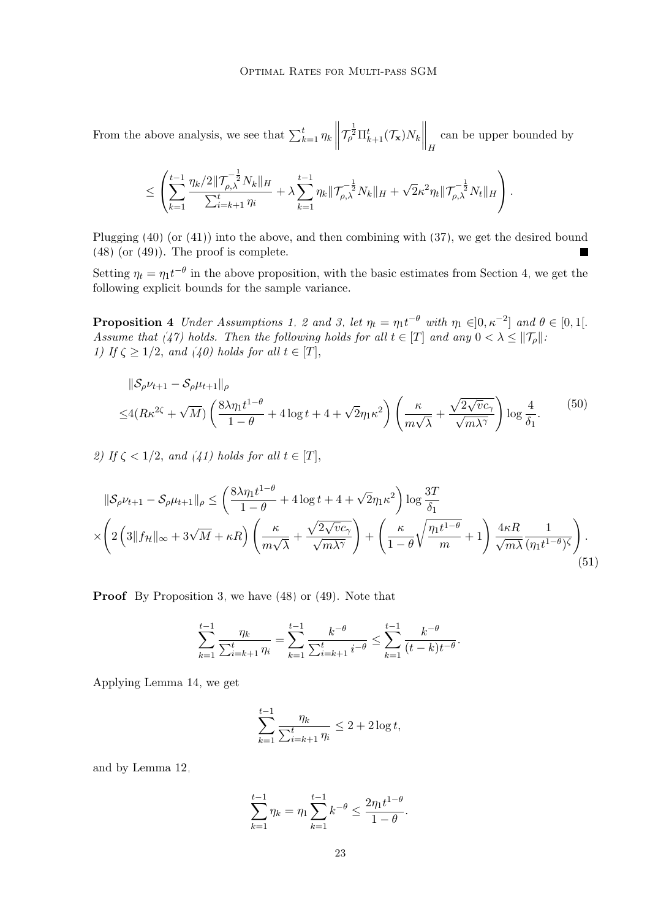From the above analysis, we see that $\sum_{k=1}^{t} \eta_k \left\| \mathcal{T}_\rho^{\frac{1}{2}} \Pi_{k+1}^t(\mathcal{T}_{\mathbf{x}}) N_k \right\|_H$ can be upper bounded by

$$
\leq \left( \sum_{k=1}^{t-1} \frac{\eta_k/2 \|\mathcal{T}_{\rho,\lambda}^{-\frac{1}{2}} N_k\|_H}{\sum_{i=k+1}^{t} \eta_i} + \lambda \sum_{k=1}^{t-1} \eta_k \|\mathcal{T}_{\rho,\lambda}^{-\frac{1}{2}} N_k\|_H + \sqrt{2}\kappa^2 \eta_t \|\mathcal{T}_{\rho,\lambda}^{-\frac{1}{2}} N_t\|_H \right).
$$

Plugging (40) (or (41)) into the above, and then combining with (37), we get the desired bound (48) (or (49)). The proof is complete. ■

Setting $\eta_t = \eta_1 t^{-\theta}$ in the above proposition, with the basic estimates from Section 4, we get the following explicit bounds for the sample variance.

**Proposition 4** *Under Assumptions 1, 2 and 3, let $\eta_t = \eta_1 t^{-\theta}$ with $\eta_1 \in ]0, \kappa^{-2}]$ and $\theta \in [0, 1[$. Assume that (47) holds. Then the following holds for all $t \in [T]$ and any $0 < \lambda \leq \|\mathcal{T}_\rho\|$:*
*1) If $\zeta \geq 1/2$, and (40) holds for all $t \in [T]$,*

$$
\begin{aligned}
&\|\mathcal{S}_\rho \nu_{t+1} - \mathcal{S}_\rho \mu_{t+1}\|_\rho \\
\leq& 4(R\kappa^{2\zeta} + \sqrt{M}) \left( \frac{8\lambda \eta_1 t^{1-\theta}}{1-\theta} + 4 \log t + 4 + \sqrt{2}\eta_1 \kappa^2 \right) \left( \frac{\kappa}{m\sqrt{\lambda}} + \frac{\sqrt{2\sqrt{v}c_\gamma}}{\sqrt{m\lambda^\gamma}} \right) \log \frac{4}{\delta_1}.
\end{aligned} \tag{50}
$$

*2) If $\zeta < 1/2$, and (41) holds for all $t \in [T]$,*

$$
\begin{aligned}
\|\mathcal{S}_\rho \nu_{t+1} - \mathcal{S}_\rho \mu_{t+1}\|_\rho \leq& \left( \frac{8\lambda \eta_1 t^{1-\theta}}{1-\theta} + 4 \log t + 4 + \sqrt{2}\eta_1 \kappa^2 \right) \log \frac{3T}{\delta_1} \\
\times& \left( 2\left(3\|f_{\mathcal{H}}\|_\infty + 3\sqrt{M} + \kappa R\right) \left( \frac{\kappa}{m\sqrt{\lambda}} + \frac{\sqrt{2\sqrt{v}c_\gamma}}{\sqrt{m\lambda^\gamma}} \right) + \left( \frac{\kappa}{1-\theta}\sqrt{\frac{\eta_1 t^{1-\theta}}{m}} + 1 \right) \frac{4\kappa R}{\sqrt{m\lambda}} \frac{1}{(\eta_1 t^{1-\theta})^\zeta} \right).
\end{aligned} \tag{51}
$$

**Proof** By Proposition 3, we have (48) or (49). Note that

$$
\sum_{k=1}^{t-1} \frac{\eta_k}{\sum_{i=k+1}^{t} \eta_i} = \sum_{k=1}^{t-1} \frac{k^{-\theta}}{\sum_{i=k+1}^{t} i^{-\theta}} \leq \sum_{k=1}^{t-1} \frac{k^{-\theta}}{(t-k)t^{-\theta}}.
$$

Applying Lemma 14, we get

$$
\sum_{k=1}^{t-1} \frac{\eta_k}{\sum_{i=k+1}^{t} \eta_i} \leq 2 + 2\log t,
$$

and by Lemma 12,

$$
\sum_{k=1}^{t-1} \eta_k = \eta_1 \sum_{k=1}^{t-1} k^{-\theta} \leq \frac{2\eta_1 t^{1-\theta}}{1-\theta}.
$$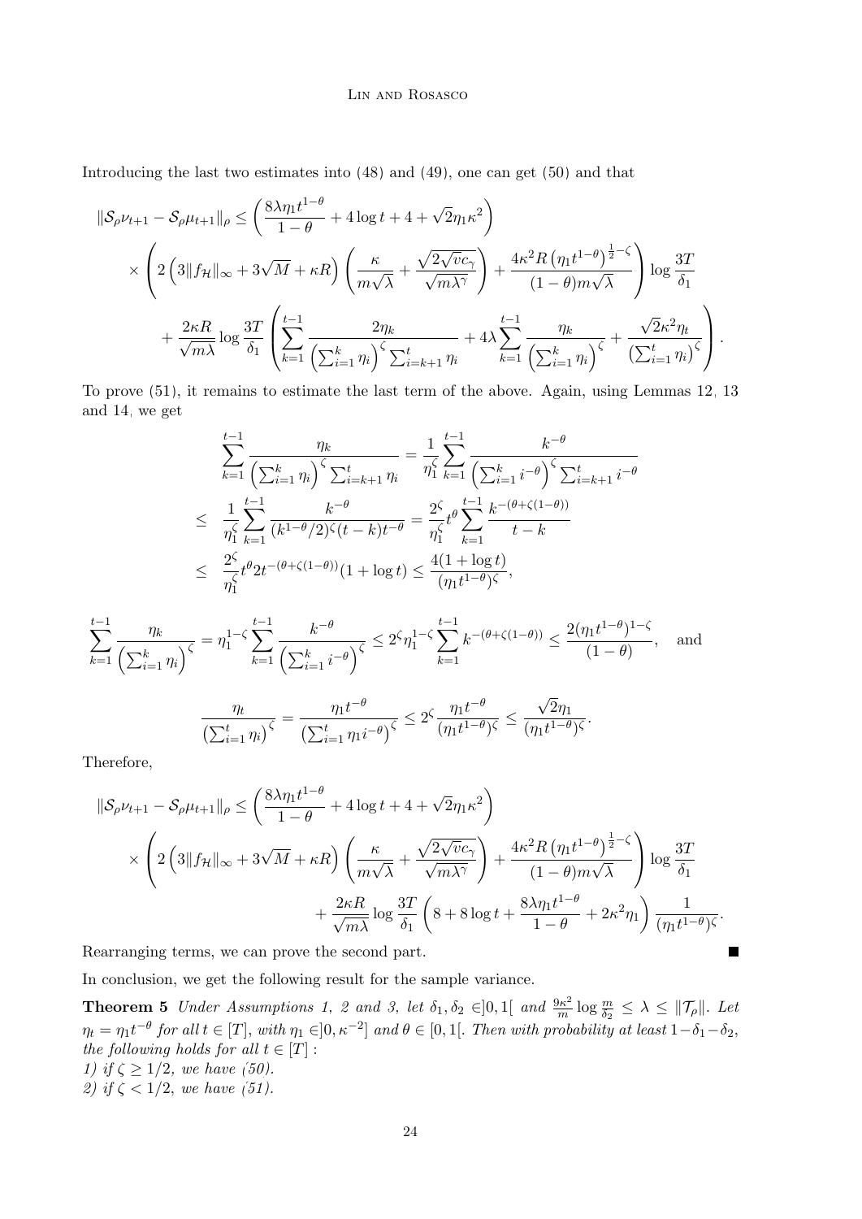Introducing the last two estimates into (48) and (49), one can get (50) and that

$$
\begin{aligned}
\|\mathcal{S}_\rho \nu_{t+1} - \mathcal{S}_\rho \mu_{t+1}\|_\rho \leq & \left( \frac{8\lambda \eta_1 t^{1-\theta}}{1-\theta} + 4\log t + 4 + \sqrt{2}\eta_1 \kappa^2 \right) \\
& \times \left( 2\left(3\|f_{\mathcal{H}}\|_\infty + 3\sqrt{M} + \kappa R\right) \left( \frac{\kappa}{m\sqrt{\lambda}} + \frac{\sqrt{2\sqrt{v}c_\gamma}}{\sqrt{m\lambda^\gamma}} \right) + \frac{4\kappa^2 R \left(\eta_1 t^{1-\theta}\right)^{\frac{1}{2}-\zeta}}{(1-\theta)m\sqrt{\lambda}} \right) \log \frac{3T}{\delta_1} \\
& + \frac{2\kappa R}{\sqrt{m\lambda}} \log \frac{3T}{\delta_1} \left( \sum_{k=1}^{t-1} \frac{2\eta_k}{\left(\sum_{i=1}^k \eta_i\right)^\zeta \sum_{i=k+1}^t \eta_i} + 4\lambda \sum_{k=1}^{t-1} \frac{\eta_k}{\left(\sum_{i=1}^k \eta_i\right)^\zeta} + \frac{\sqrt{2}\kappa^2 \eta_t}{\left(\sum_{i=1}^t \eta_i\right)^\zeta} \right).
\end{aligned}
$$

To prove (51), it remains to estimate the last term of the above. Again, using Lemmas 12, 13 and 14, we get

$$
\begin{aligned}
& \sum_{k=1}^{t-1} \frac{\eta_k}{\left(\sum_{i=1}^k \eta_i\right)^\zeta \sum_{i=k+1}^t \eta_i} = \frac{1}{\eta_1^\zeta} \sum_{k=1}^{t-1} \frac{k^{-\theta}}{\left(\sum_{i=1}^k i^{-\theta}\right)^\zeta \sum_{i=k+1}^t i^{-\theta}} \\
\leq & \ \frac{1}{\eta_1^\zeta} \sum_{k=1}^{t-1} \frac{k^{-\theta}}{(k^{1-\theta}/2)^\zeta (t-k) t^{-\theta}} = \frac{2^\zeta}{\eta_1^\zeta} t^\theta \sum_{k=1}^{t-1} \frac{k^{-(\theta+\zeta(1-\theta))}}{t-k} \\
\leq & \ \frac{2^\zeta}{\eta_1^\zeta} t^\theta 2 t^{-(\theta+\zeta(1-\theta))}(1+\log t) \leq \frac{4(1+\log t)}{(\eta_1 t^{1-\theta})^\zeta},
\end{aligned}
$$

$$
\sum_{k=1}^{t-1} \frac{\eta_k}{\left(\sum_{i=1}^k \eta_i\right)^\zeta} = \eta_1^{1-\zeta} \sum_{k=1}^{t-1} \frac{k^{-\theta}}{\left(\sum_{i=1}^k i^{-\theta}\right)^\zeta} \leq 2^\zeta \eta_1^{1-\zeta} \sum_{k=1}^{t-1} k^{-(\theta+\zeta(1-\theta))} \leq \frac{2(\eta_1 t^{1-\theta})^{1-\zeta}}{(1-\theta)}, \quad \text{and}
$$

$$
\frac{\eta_t}{\left(\sum_{i=1}^t \eta_i\right)^\zeta} = \frac{\eta_1 t^{-\theta}}{\left(\sum_{i=1}^t \eta_1 i^{-\theta}\right)^\zeta} \leq 2^\zeta \frac{\eta_1 t^{-\theta}}{(\eta_1 t^{1-\theta})^\zeta} \leq \frac{\sqrt{2}\eta_1}{(\eta_1 t^{1-\theta})^\zeta}.
$$

Therefore,

$$
\begin{aligned}
\|\mathcal{S}_\rho \nu_{t+1} - \mathcal{S}_\rho \mu_{t+1}\|_\rho \leq & \left( \frac{8\lambda \eta_1 t^{1-\theta}}{1-\theta} + 4\log t + 4 + \sqrt{2}\eta_1 \kappa^2 \right) \\
& \times \left( 2\left(3\|f_{\mathcal{H}}\|_\infty + 3\sqrt{M} + \kappa R\right) \left( \frac{\kappa}{m\sqrt{\lambda}} + \frac{\sqrt{2\sqrt{v}c_\gamma}}{\sqrt{m\lambda^\gamma}} \right) + \frac{4\kappa^2 R \left(\eta_1 t^{1-\theta}\right)^{\frac{1}{2}-\zeta}}{(1-\theta)m\sqrt{\lambda}} \right) \log \frac{3T}{\delta_1} \\
& + \frac{2\kappa R}{\sqrt{m\lambda}} \log \frac{3T}{\delta_1} \left( 8 + 8\log t + \frac{8\lambda \eta_1 t^{1-\theta}}{1-\theta} + 2\kappa^2 \eta_1 \right) \frac{1}{(\eta_1 t^{1-\theta})^\zeta}.
\end{aligned}
$$

Rearranging terms, we can prove the second part. ∎

In conclusion, we get the following result for the sample variance.

**Theorem 5** *Under Assumptions 1, 2 and 3, let $\delta_1, \delta_2 \in ]0,1[$ and $\frac{9\kappa^2}{m} \log \frac{m}{\delta_2} \leq \lambda \leq \|\mathcal{T}_\rho\|$. Let $\eta_t = \eta_1 t^{-\theta}$ for all $t \in [T]$, with $\eta_1 \in ]0, \kappa^{-2}]$ and $\theta \in [0,1[$. Then with probability at least $1-\delta_1-\delta_2$, the following holds for all $t \in [T]$ :*
*1) if $\zeta \geq 1/2$, we have (50).*
*2) if $\zeta < 1/2$, we have (51).*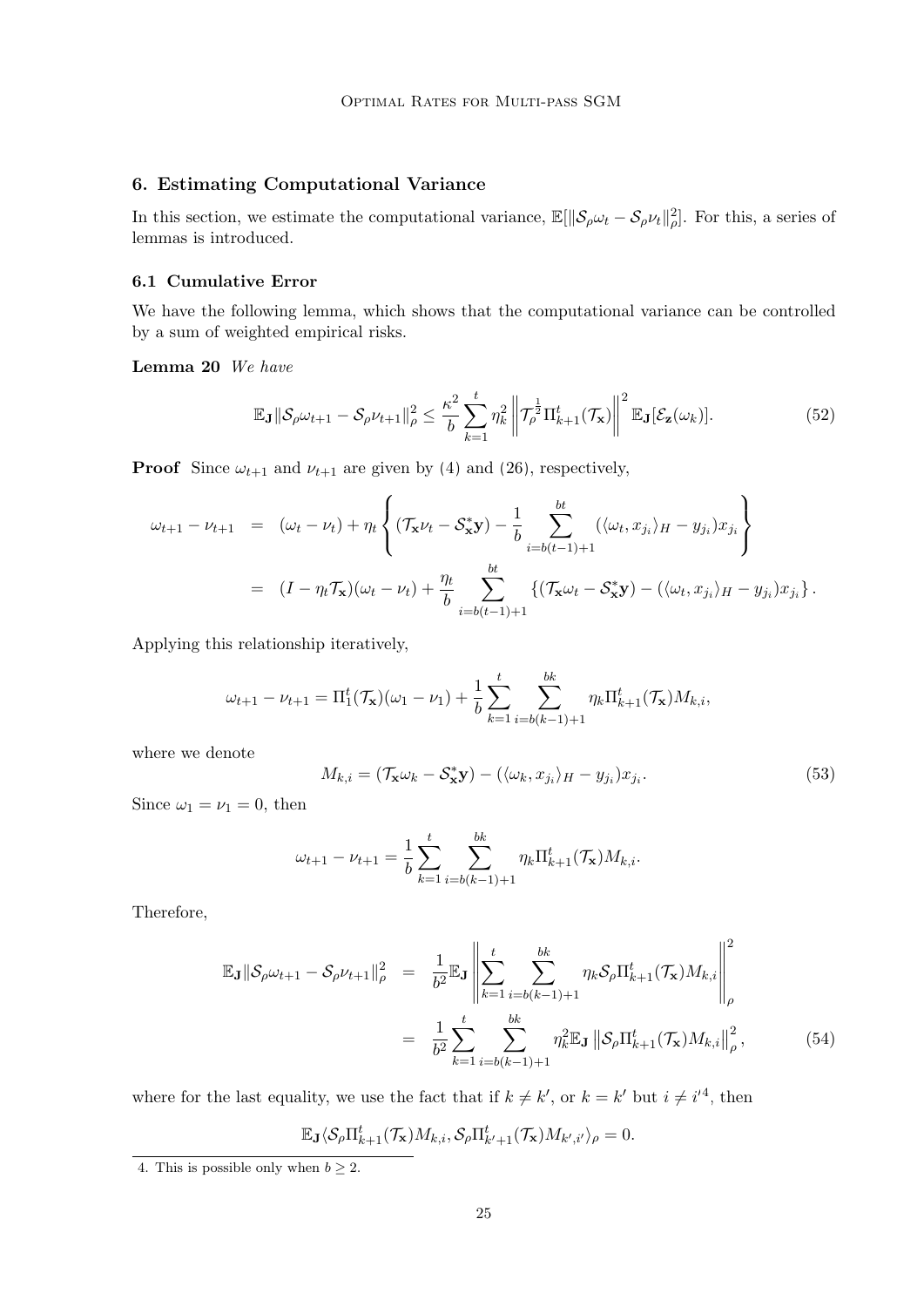## 6. Estimating Computational Variance

In this section, we estimate the computational variance, $\mathbb{E}[\|\mathcal{S}_\rho \omega_t - \mathcal{S}_\rho \nu_t\|_\rho^2]$. For this, a series of lemmas is introduced.

### 6.1 Cumulative Error

We have the following lemma, which shows that the computational variance can be controlled by a sum of weighted empirical risks.

**Lemma 20** *We have*

$$\mathbb{E}_{\mathbf{J}}\|\mathcal{S}_\rho \omega_{t+1} - \mathcal{S}_\rho \nu_{t+1}\|_\rho^2 \leq \frac{\kappa^2}{b} \sum_{k=1}^{t} \eta_k^2 \left\| \mathcal{T}_\rho^{\frac{1}{2}} \Pi_{k+1}^t(\mathcal{T}_{\mathbf{x}}) \right\|^2 \mathbb{E}_{\mathbf{J}}[\mathcal{E}_{\mathbf{z}}(\omega_k)]. \tag{52}$$

**Proof** Since $\omega_{t+1}$ and $\nu_{t+1}$ are given by (4) and (26), respectively,

$$\begin{aligned}
\omega_{t+1} - \nu_{t+1} &= (\omega_t - \nu_t) + \eta_t \left\{ (\mathcal{T}_{\mathbf{x}} \nu_t - \mathcal{S}_{\mathbf{x}}^* \mathbf{y}) - \frac{1}{b} \sum_{i=b(t-1)+1}^{bt} (\langle \omega_t, x_{j_i} \rangle_H - y_{j_i}) x_{j_i} \right\} \\
&= (I - \eta_t \mathcal{T}_{\mathbf{x}})(\omega_t - \nu_t) + \frac{\eta_t}{b} \sum_{i=b(t-1)+1}^{bt} \left\{ (\mathcal{T}_{\mathbf{x}} \omega_t - \mathcal{S}_{\mathbf{x}}^* \mathbf{y}) - (\langle \omega_t, x_{j_i} \rangle_H - y_{j_i}) x_{j_i} \right\}.
\end{aligned}$$

Applying this relationship iteratively,

$$\omega_{t+1} - \nu_{t+1} = \Pi_1^t(\mathcal{T}_{\mathbf{x}})(\omega_1 - \nu_1) + \frac{1}{b} \sum_{k=1}^{t} \sum_{i=b(k-1)+1}^{bk} \eta_k \Pi_{k+1}^t(\mathcal{T}_{\mathbf{x}}) M_{k,i},$$

where we denote

$$M_{k,i} = (\mathcal{T}_{\mathbf{x}} \omega_k - \mathcal{S}_{\mathbf{x}}^* \mathbf{y}) - (\langle \omega_k, x_{j_i} \rangle_H - y_{j_i}) x_{j_i}. \tag{53}$$

Since $\omega_1 = \nu_1 = 0$, then

$$\omega_{t+1} - \nu_{t+1} = \frac{1}{b} \sum_{k=1}^{t} \sum_{i=b(k-1)+1}^{bk} \eta_k \Pi_{k+1}^t(\mathcal{T}_{\mathbf{x}}) M_{k,i}.$$

Therefore,

$$\begin{aligned}
\mathbb{E}_{\mathbf{J}}\|\mathcal{S}_\rho \omega_{t+1} - \mathcal{S}_\rho \nu_{t+1}\|_\rho^2 &= \frac{1}{b^2} \mathbb{E}_{\mathbf{J}} \left\| \sum_{k=1}^{t} \sum_{i=b(k-1)+1}^{bk} \eta_k \mathcal{S}_\rho \Pi_{k+1}^t(\mathcal{T}_{\mathbf{x}}) M_{k,i} \right\|_\rho^2 \\
&= \frac{1}{b^2} \sum_{k=1}^{t} \sum_{i=b(k-1)+1}^{bk} \eta_k^2 \mathbb{E}_{\mathbf{J}} \left\| \mathcal{S}_\rho \Pi_{k+1}^t(\mathcal{T}_{\mathbf{x}}) M_{k,i} \right\|_\rho^2,
\end{aligned} \tag{54}$$

where for the last equality, we use the fact that if $k \neq k'$, or $k = k'$ but $i \neq i'$[4], then

$$\mathbb{E}_{\mathbf{J}} \langle \mathcal{S}_\rho \Pi_{k+1}^t(\mathcal{T}_{\mathbf{x}}) M_{k,i}, \mathcal{S}_\rho \Pi_{k'+1}^t(\mathcal{T}_{\mathbf{x}}) M_{k',i'} \rangle_\rho = 0.$$

4. This is possible only when $b \geq 2$.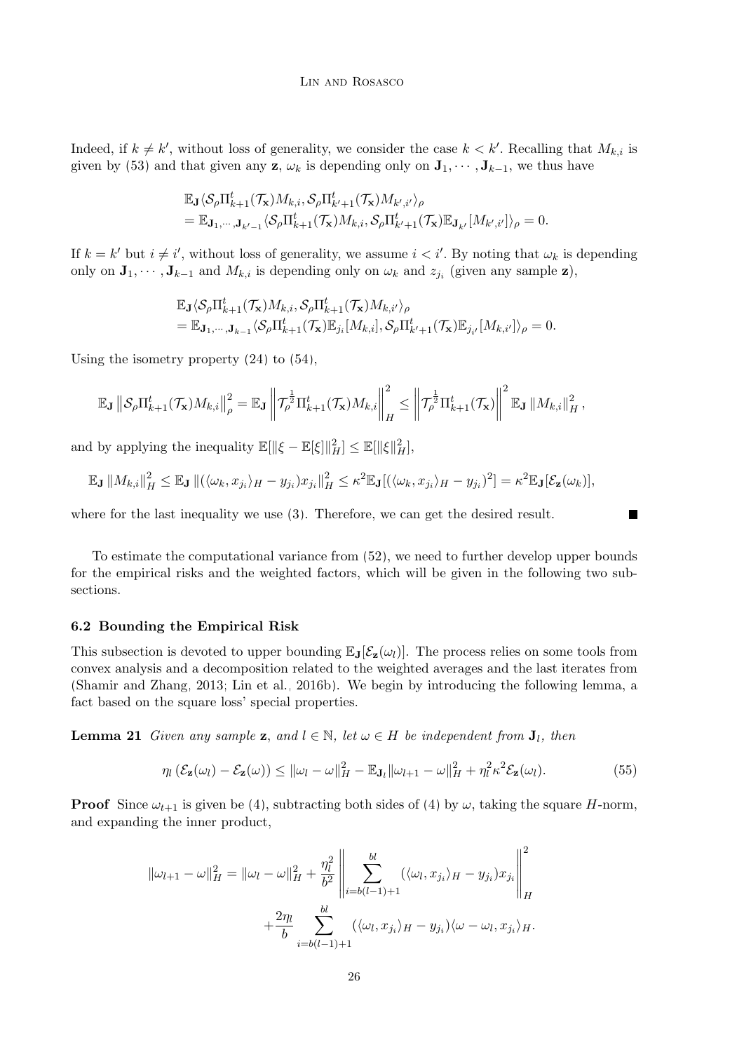Indeed, if $k \neq k'$, without loss of generality, we consider the case $k < k'$. Recalling that $M_{k,i}$ is given by (53) and that given any $\mathbf{z}$, $\omega_k$ is depending only on $\mathbf{J}_1, \cdots, \mathbf{J}_{k-1}$, we thus have

$$
\begin{aligned}
&\mathbb{E}_{\mathbf{J}} \langle \mathcal{S}_\rho \Pi_{k+1}^t(\mathcal{T}_{\mathbf{x}}) M_{k,i}, \mathcal{S}_\rho \Pi_{k'+1}^t(\mathcal{T}_{\mathbf{x}}) M_{k',i'} \rangle_\rho \\
&= \mathbb{E}_{\mathbf{J}_1, \cdots, \mathbf{J}_{k'-1}} \langle \mathcal{S}_\rho \Pi_{k+1}^t(\mathcal{T}_{\mathbf{x}}) M_{k,i}, \mathcal{S}_\rho \Pi_{k'+1}^t(\mathcal{T}_{\mathbf{x}}) \mathbb{E}_{\mathbf{J}_{k'}}[M_{k',i'}] \rangle_\rho = 0.
\end{aligned}
$$

If $k = k'$ but $i \neq i'$, without loss of generality, we assume $i < i'$. By noting that $\omega_k$ is depending only on $\mathbf{J}_1, \cdots, \mathbf{J}_{k-1}$ and $M_{k,i}$ is depending only on $\omega_k$ and $z_{j_i}$ (given any sample $\mathbf{z}$),

$$
\begin{aligned}
&\mathbb{E}_{\mathbf{J}} \langle \mathcal{S}_\rho \Pi_{k+1}^t(\mathcal{T}_{\mathbf{x}}) M_{k,i}, \mathcal{S}_\rho \Pi_{k+1}^t(\mathcal{T}_{\mathbf{x}}) M_{k,i'} \rangle_\rho \\
&= \mathbb{E}_{\mathbf{J}_1, \cdots, \mathbf{J}_{k-1}} \langle \mathcal{S}_\rho \Pi_{k+1}^t(\mathcal{T}_{\mathbf{x}}) \mathbb{E}_{j_i}[M_{k,i}], \mathcal{S}_\rho \Pi_{k'+1}^t(\mathcal{T}_{\mathbf{x}}) \mathbb{E}_{j_{i'}}[M_{k,i'}] \rangle_\rho = 0.
\end{aligned}
$$

Using the isometry property (24) to (54),

$$
\mathbb{E}_{\mathbf{J}} \left\| \mathcal{S}_\rho \Pi_{k+1}^t(\mathcal{T}_{\mathbf{x}}) M_{k,i} \right\|_\rho^2 = \mathbb{E}_{\mathbf{J}} \left\| \mathcal{T}_\rho^{\frac{1}{2}} \Pi_{k+1}^t(\mathcal{T}_{\mathbf{x}}) M_{k,i} \right\|_H^2 \leq \left\| \mathcal{T}_\rho^{\frac{1}{2}} \Pi_{k+1}^t(\mathcal{T}_{\mathbf{x}}) \right\|^2 \mathbb{E}_{\mathbf{J}} \left\| M_{k,i} \right\|_H^2,
$$

and by applying the inequality $\mathbb{E}[\|\xi - \mathbb{E}[\xi]\|_H^2] \leq \mathbb{E}[\|\xi\|_H^2]$,

$$
\mathbb{E}_{\mathbf{J}} \left\| M_{k,i} \right\|_H^2 \leq \mathbb{E}_{\mathbf{J}} \left\| (\langle \omega_k, x_{j_i} \rangle_H - y_{j_i}) x_{j_i} \right\|_H^2 \leq \kappa^2 \mathbb{E}_{\mathbf{J}}[(\langle \omega_k, x_{j_i} \rangle_H - y_{j_i})^2] = \kappa^2 \mathbb{E}_{\mathbf{J}}[\mathcal{E}_{\mathbf{z}}(\omega_k)],
$$

where for the last inequality we use (3). Therefore, we can get the desired result. ∎

To estimate the computational variance from (52), we need to further develop upper bounds for the empirical risks and the weighted factors, which will be given in the following two subsections.

### 6.2 Bounding the Empirical Risk

This subsection is devoted to upper bounding $\mathbb{E}_{\mathbf{J}}[\mathcal{E}_{\mathbf{z}}(\omega_l)]$. The process relies on some tools from convex analysis and a decomposition related to the weighted averages and the last iterates from (Shamir and Zhang, 2013; Lin et al., 2016b). We begin by introducing the following lemma, a fact based on the square loss' special properties.

**Lemma 21** *Given any sample $\mathbf{z}$, and $l \in \mathbb{N}$, let $\omega \in H$ be independent from $\mathbf{J}_l$, then*

$$
\eta_l \left( \mathcal{E}_{\mathbf{z}}(\omega_l) - \mathcal{E}_{\mathbf{z}}(\omega) \right) \leq \|\omega_l - \omega\|_H^2 - \mathbb{E}_{\mathbf{J}_l} \|\omega_{l+1} - \omega\|_H^2 + \eta_l^2 \kappa^2 \mathcal{E}_{\mathbf{z}}(\omega_l). \tag{55}
$$

**Proof** Since $\omega_{t+1}$ is given be (4), subtracting both sides of (4) by $\omega$, taking the square $H$-norm, and expanding the inner product,

$$
\begin{aligned}
\|\omega_{l+1} - \omega\|_H^2 = \|\omega_l - \omega\|_H^2 &+ \frac{\eta_l^2}{b^2} \left\| \sum_{i=b(l-1)+1}^{bl} (\langle \omega_l, x_{j_i} \rangle_H - y_{j_i}) x_{j_i} \right\|_H^2 \\
&+ \frac{2\eta_l}{b} \sum_{i=b(l-1)+1}^{bl} (\langle \omega_l, x_{j_i} \rangle_H - y_{j_i}) \langle \omega - \omega_l, x_{j_i} \rangle_H.
\end{aligned}
$$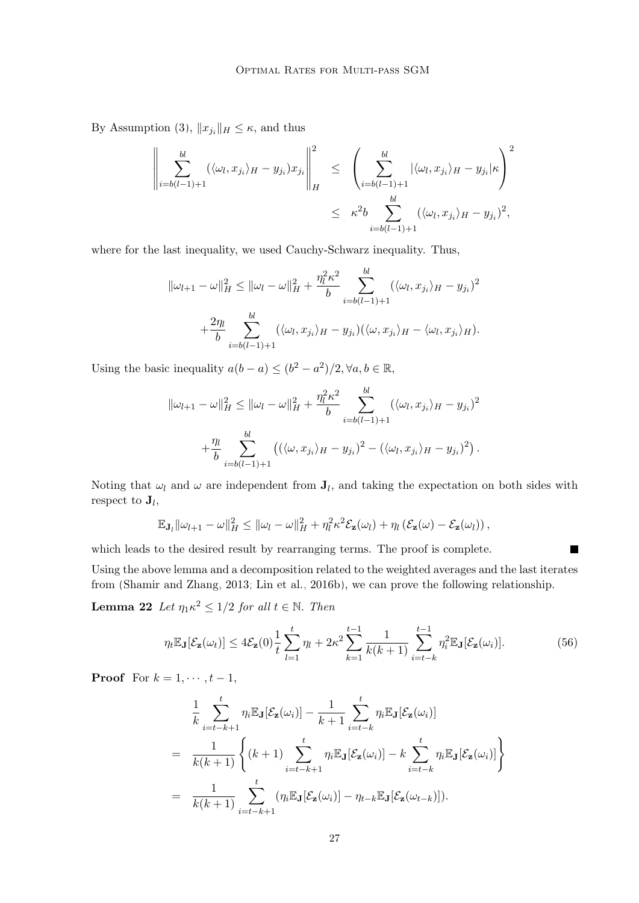By Assumption (3), $\|x_{j_i}\|_H \leq \kappa$, and thus

$$
\left\| \sum_{i=b(l-1)+1}^{bl} (\langle \omega_l, x_{j_i} \rangle_H - y_{j_i}) x_{j_i} \right\|_H^2 \leq \left( \sum_{i=b(l-1)+1}^{bl} |\langle \omega_l, x_{j_i} \rangle_H - y_{j_i}| \kappa \right)^2 \leq \kappa^2 b \sum_{i=b(l-1)+1}^{bl} (\langle \omega_l, x_{j_i} \rangle_H - y_{j_i})^2,
$$

where for the last inequality, we used Cauchy-Schwarz inequality. Thus,

$$
\|\omega_{l+1} - \omega\|_H^2 \leq \|\omega_l - \omega\|_H^2 + \frac{\eta_l^2 \kappa^2}{b} \sum_{i=b(l-1)+1}^{bl} (\langle \omega_l, x_{j_i} \rangle_H - y_{j_i})^2 + \frac{2\eta_l}{b} \sum_{i=b(l-1)+1}^{bl} (\langle \omega_l, x_{j_i} \rangle_H - y_{j_i})(\langle \omega, x_{j_i} \rangle_H - \langle \omega_l, x_{j_i} \rangle_H).
$$

Using the basic inequality $a(b-a) \leq (b^2 - a^2)/2, \forall a, b \in \mathbb{R}$,

$$
\|\omega_{l+1} - \omega\|_H^2 \leq \|\omega_l - \omega\|_H^2 + \frac{\eta_l^2 \kappa^2}{b} \sum_{i=b(l-1)+1}^{bl} (\langle \omega_l, x_{j_i} \rangle_H - y_{j_i})^2 + \frac{\eta_l}{b} \sum_{i=b(l-1)+1}^{bl} \left( (\langle \omega, x_{j_i} \rangle_H - y_{j_i})^2 - (\langle \omega_l, x_{j_i} \rangle_H - y_{j_i})^2 \right).
$$

Noting that $\omega_l$ and $\omega$ are independent from $\mathbf{J}_l$, and taking the expectation on both sides with respect to $\mathbf{J}_l$,

$$
\mathbb{E}_{\mathbf{J}_l} \|\omega_{l+1} - \omega\|_H^2 \leq \|\omega_l - \omega\|_H^2 + \eta_l^2 \kappa^2 \mathcal{E}_{\mathbf{z}}(\omega_l) + \eta_l \left( \mathcal{E}_{\mathbf{z}}(\omega) - \mathcal{E}_{\mathbf{z}}(\omega_l) \right),
$$

which leads to the desired result by rearranging terms. The proof is complete. ∎

Using the above lemma and a decomposition related to the weighted averages and the last iterates from (Shamir and Zhang, 2013; Lin et al., 2016b), we can prove the following relationship.

**Lemma 22** *Let $\eta_1 \kappa^2 \leq 1/2$ for all $t \in \mathbb{N}$. Then*

$$
\eta_t \mathbb{E}_{\mathbf{J}}[\mathcal{E}_{\mathbf{z}}(\omega_t)] \leq 4\mathcal{E}_{\mathbf{z}}(0) \frac{1}{t} \sum_{l=1}^{t} \eta_l + 2\kappa^2 \sum_{k=1}^{t-1} \frac{1}{k(k+1)} \sum_{i=t-k}^{t-1} \eta_i^2 \mathbb{E}_{\mathbf{J}}[\mathcal{E}_{\mathbf{z}}(\omega_i)]. \tag{56}
$$

**Proof** For $k = 1, \cdots, t-1$,

$$
\begin{aligned}
& \frac{1}{k} \sum_{i=t-k+1}^{t} \eta_i \mathbb{E}_{\mathbf{J}}[\mathcal{E}_{\mathbf{z}}(\omega_i)] - \frac{1}{k+1} \sum_{i=t-k}^{t} \eta_i \mathbb{E}_{\mathbf{J}}[\mathcal{E}_{\mathbf{z}}(\omega_i)] \\
= \; & \frac{1}{k(k+1)} \left\{ (k+1) \sum_{i=t-k+1}^{t} \eta_i \mathbb{E}_{\mathbf{J}}[\mathcal{E}_{\mathbf{z}}(\omega_i)] - k \sum_{i=t-k}^{t} \eta_i \mathbb{E}_{\mathbf{J}}[\mathcal{E}_{\mathbf{z}}(\omega_i)] \right\} \\
= \; & \frac{1}{k(k+1)} \sum_{i=t-k+1}^{t} (\eta_i \mathbb{E}_{\mathbf{J}}[\mathcal{E}_{\mathbf{z}}(\omega_i)] - \eta_{t-k} \mathbb{E}_{\mathbf{J}}[\mathcal{E}_{\mathbf{z}}(\omega_{t-k})]).
\end{aligned}
$$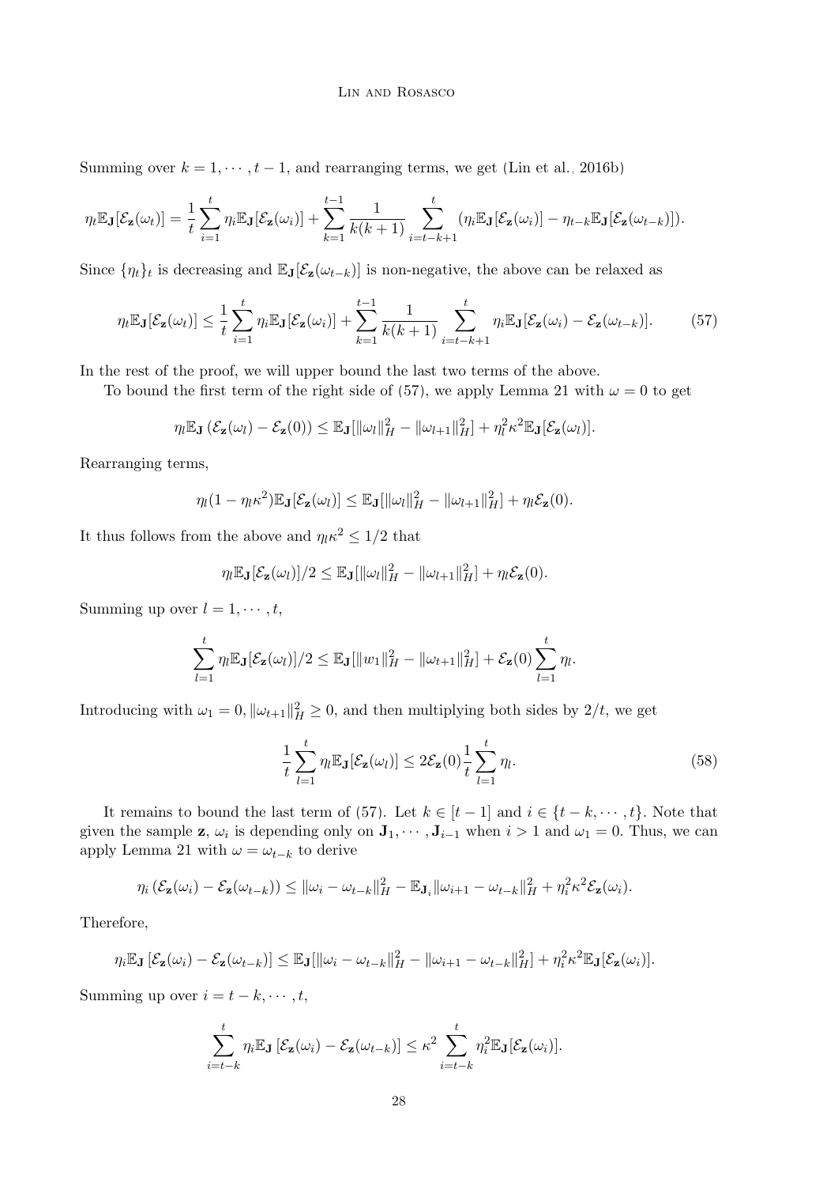Summing over $k = 1, \cdots, t-1$, and rearranging terms, we get (Lin et al., 2016b)

$$\eta_t \mathbb{E}_{\mathbf{J}}[\mathcal{E}_{\mathbf{z}}(\omega_t)] = \frac{1}{t}\sum_{i=1}^{t} \eta_i \mathbb{E}_{\mathbf{J}}[\mathcal{E}_{\mathbf{z}}(\omega_i)] + \sum_{k=1}^{t-1} \frac{1}{k(k+1)} \sum_{i=t-k+1}^{t} (\eta_i \mathbb{E}_{\mathbf{J}}[\mathcal{E}_{\mathbf{z}}(\omega_i)] - \eta_{t-k}\mathbb{E}_{\mathbf{J}}[\mathcal{E}_{\mathbf{z}}(\omega_{t-k})]).$$

Since $\{\eta_t\}_t$ is decreasing and $\mathbb{E}_{\mathbf{J}}[\mathcal{E}_{\mathbf{z}}(\omega_{t-k})]$ is non-negative, the above can be relaxed as

$$\eta_t \mathbb{E}_{\mathbf{J}}[\mathcal{E}_{\mathbf{z}}(\omega_t)] \leq \frac{1}{t}\sum_{i=1}^{t} \eta_i \mathbb{E}_{\mathbf{J}}[\mathcal{E}_{\mathbf{z}}(\omega_i)] + \sum_{k=1}^{t-1} \frac{1}{k(k+1)} \sum_{i=t-k+1}^{t} \eta_i \mathbb{E}_{\mathbf{J}}[\mathcal{E}_{\mathbf{z}}(\omega_i) - \mathcal{E}_{\mathbf{z}}(\omega_{t-k})]. \tag{57}$$

In the rest of the proof, we will upper bound the last two terms of the above.

To bound the first term of the right side of (57), we apply Lemma 21 with $\omega = 0$ to get

$$\eta_l \mathbb{E}_{\mathbf{J}} \left( \mathcal{E}_{\mathbf{z}}(\omega_l) - \mathcal{E}_{\mathbf{z}}(0) \right) \leq \mathbb{E}_{\mathbf{J}}[\|\omega_l\|_H^2 - \|\omega_{l+1}\|_H^2] + \eta_l^2 \kappa^2 \mathbb{E}_{\mathbf{J}}[\mathcal{E}_{\mathbf{z}}(\omega_l)].$$

Rearranging terms,

$$\eta_l(1 - \eta_l \kappa^2)\mathbb{E}_{\mathbf{J}}[\mathcal{E}_{\mathbf{z}}(\omega_l)] \leq \mathbb{E}_{\mathbf{J}}[\|\omega_l\|_H^2 - \|\omega_{l+1}\|_H^2] + \eta_l \mathcal{E}_{\mathbf{z}}(0).$$

It thus follows from the above and $\eta_l \kappa^2 \leq 1/2$ that

$$\eta_l \mathbb{E}_{\mathbf{J}}[\mathcal{E}_{\mathbf{z}}(\omega_l)]/2 \leq \mathbb{E}_{\mathbf{J}}[\|\omega_l\|_H^2 - \|\omega_{l+1}\|_H^2] + \eta_l \mathcal{E}_{\mathbf{z}}(0).$$

Summing up over $l = 1, \cdots, t$,

$$\sum_{l=1}^{t} \eta_l \mathbb{E}_{\mathbf{J}}[\mathcal{E}_{\mathbf{z}}(\omega_l)]/2 \leq \mathbb{E}_{\mathbf{J}}[\|w_1\|_H^2 - \|\omega_{t+1}\|_H^2] + \mathcal{E}_{\mathbf{z}}(0)\sum_{l=1}^{t} \eta_l.$$

Introducing with $\omega_1 = 0$, $\|\omega_{t+1}\|_H^2 \geq 0$, and then multiplying both sides by $2/t$, we get

$$\frac{1}{t}\sum_{l=1}^{t} \eta_l \mathbb{E}_{\mathbf{J}}[\mathcal{E}_{\mathbf{z}}(\omega_l)] \leq 2\mathcal{E}_{\mathbf{z}}(0)\frac{1}{t}\sum_{l=1}^{t} \eta_l. \tag{58}$$

It remains to bound the last term of (57). Let $k \in [t-1]$ and $i \in \{t-k, \cdots, t\}$. Note that given the sample $\mathbf{z}$, $\omega_i$ is depending only on $\mathbf{J}_1, \cdots, \mathbf{J}_{i-1}$ when $i > 1$ and $\omega_1 = 0$. Thus, we can apply Lemma 21 with $\omega = \omega_{t-k}$ to derive

$$\eta_i \left( \mathcal{E}_{\mathbf{z}}(\omega_i) - \mathcal{E}_{\mathbf{z}}(\omega_{t-k}) \right) \leq \|\omega_i - \omega_{t-k}\|_H^2 - \mathbb{E}_{\mathbf{J}_i}\|\omega_{i+1} - \omega_{t-k}\|_H^2 + \eta_i^2 \kappa^2 \mathcal{E}_{\mathbf{z}}(\omega_i).$$

Therefore,

$$\eta_i \mathbb{E}_{\mathbf{J}} \left[ \mathcal{E}_{\mathbf{z}}(\omega_i) - \mathcal{E}_{\mathbf{z}}(\omega_{t-k}) \right] \leq \mathbb{E}_{\mathbf{J}}[\|\omega_i - \omega_{t-k}\|_H^2 - \|\omega_{i+1} - \omega_{t-k}\|_H^2] + \eta_i^2 \kappa^2 \mathbb{E}_{\mathbf{J}}[\mathcal{E}_{\mathbf{z}}(\omega_i)].$$

Summing up over $i = t-k, \cdots, t$,

$$\sum_{i=t-k}^{t} \eta_i \mathbb{E}_{\mathbf{J}} \left[ \mathcal{E}_{\mathbf{z}}(\omega_i) - \mathcal{E}_{\mathbf{z}}(\omega_{t-k}) \right] \leq \kappa^2 \sum_{i=t-k}^{t} \eta_i^2 \mathbb{E}_{\mathbf{J}}[\mathcal{E}_{\mathbf{z}}(\omega_i)].$$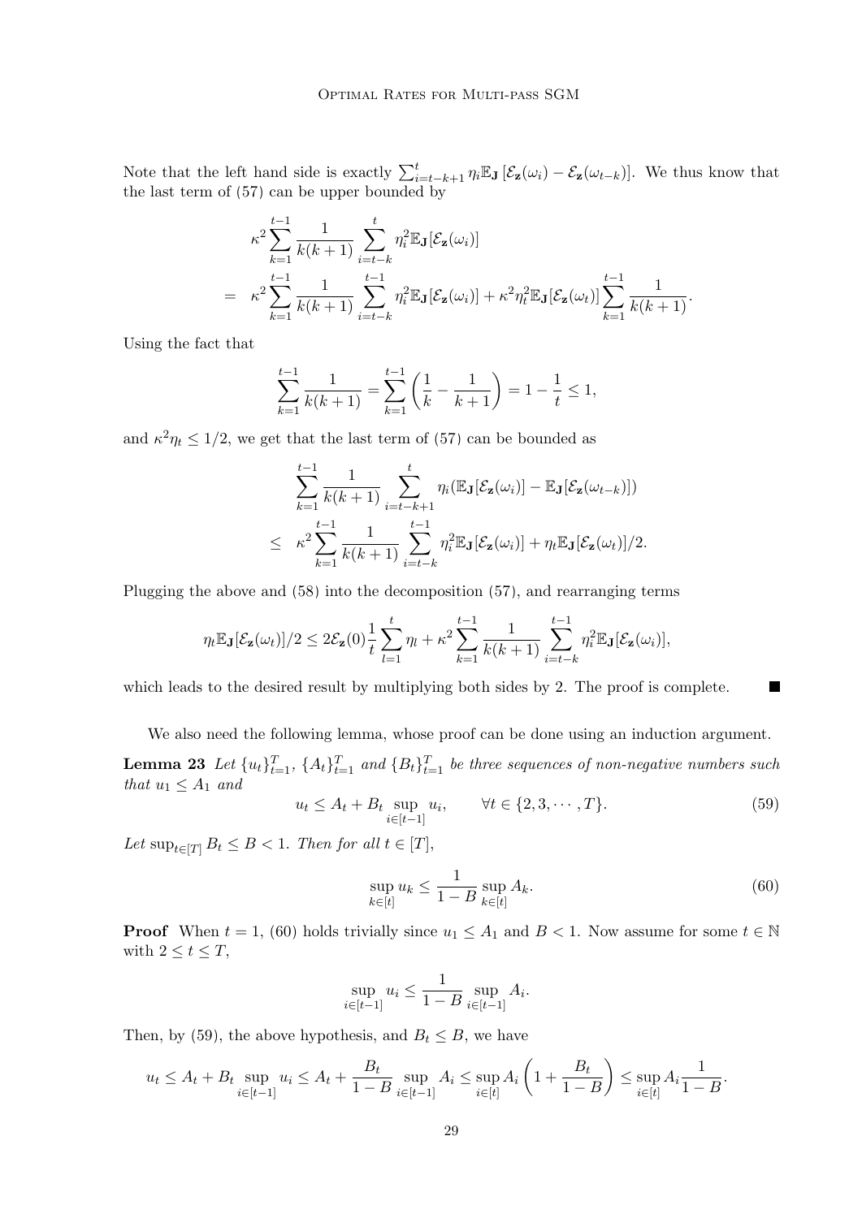Note that the left hand side is exactly $\sum_{i=t-k+1}^{t} \eta_i \mathbb{E}_{\mathbf{J}} [\mathcal{E}_{\mathbf{z}}(\omega_i) - \mathcal{E}_{\mathbf{z}}(\omega_{t-k})]$. We thus know that the last term of (57) can be upper bounded by

$$
\begin{aligned}
& \kappa^2 \sum_{k=1}^{t-1} \frac{1}{k(k+1)} \sum_{i=t-k}^{t} \eta_i^2 \mathbb{E}_{\mathbf{J}}[\mathcal{E}_{\mathbf{z}}(\omega_i)] \\
= \;& \kappa^2 \sum_{k=1}^{t-1} \frac{1}{k(k+1)} \sum_{i=t-k}^{t-1} \eta_i^2 \mathbb{E}_{\mathbf{J}}[\mathcal{E}_{\mathbf{z}}(\omega_i)] + \kappa^2 \eta_t^2 \mathbb{E}_{\mathbf{J}}[\mathcal{E}_{\mathbf{z}}(\omega_t)] \sum_{k=1}^{t-1} \frac{1}{k(k+1)}.
\end{aligned}
$$

Using the fact that

$$
\sum_{k=1}^{t-1} \frac{1}{k(k+1)} = \sum_{k=1}^{t-1} \left( \frac{1}{k} - \frac{1}{k+1} \right) = 1 - \frac{1}{t} \leq 1,
$$

and $\kappa^2 \eta_t \leq 1/2$, we get that the last term of (57) can be bounded as

$$
\begin{aligned}
& \sum_{k=1}^{t-1} \frac{1}{k(k+1)} \sum_{i=t-k+1}^{t} \eta_i (\mathbb{E}_{\mathbf{J}}[\mathcal{E}_{\mathbf{z}}(\omega_i)] - \mathbb{E}_{\mathbf{J}}[\mathcal{E}_{\mathbf{z}}(\omega_{t-k})]) \\
\leq \;& \kappa^2 \sum_{k=1}^{t-1} \frac{1}{k(k+1)} \sum_{i=t-k}^{t-1} \eta_i^2 \mathbb{E}_{\mathbf{J}}[\mathcal{E}_{\mathbf{z}}(\omega_i)] + \eta_t \mathbb{E}_{\mathbf{J}}[\mathcal{E}_{\mathbf{z}}(\omega_t)]/2.
\end{aligned}
$$

Plugging the above and (58) into the decomposition (57), and rearranging terms

$$
\eta_t \mathbb{E}_{\mathbf{J}}[\mathcal{E}_{\mathbf{z}}(\omega_t)]/2 \leq 2\mathcal{E}_{\mathbf{z}}(0) \frac{1}{t} \sum_{l=1}^{t} \eta_l + \kappa^2 \sum_{k=1}^{t-1} \frac{1}{k(k+1)} \sum_{i=t-k}^{t-1} \eta_i^2 \mathbb{E}_{\mathbf{J}}[\mathcal{E}_{\mathbf{z}}(\omega_i)],
$$

which leads to the desired result by multiplying both sides by 2. The proof is complete. ∎

We also need the following lemma, whose proof can be done using an induction argument.

**Lemma 23** *Let $\{u_t\}_{t=1}^T$, $\{A_t\}_{t=1}^T$ and $\{B_t\}_{t=1}^T$ be three sequences of non-negative numbers such that $u_1 \leq A_1$ and*

$$
u_t \leq A_t + B_t \sup_{i \in [t-1]} u_i, \qquad \forall t \in \{2, 3, \cdots, T\}. \tag{59}
$$

*Let $\sup_{t \in [T]} B_t \leq B < 1$. Then for all $t \in [T]$,*

$$
\sup_{k \in [t]} u_k \leq \frac{1}{1-B} \sup_{k \in [t]} A_k. \tag{60}
$$

**Proof** When $t = 1$, (60) holds trivially since $u_1 \leq A_1$ and $B < 1$. Now assume for some $t \in \mathbb{N}$ with $2 \leq t \leq T$,

$$
\sup_{i \in [t-1]} u_i \leq \frac{1}{1-B} \sup_{i \in [t-1]} A_i.
$$

Then, by (59), the above hypothesis, and $B_t \leq B$, we have

$$
u_t \leq A_t + B_t \sup_{i \in [t-1]} u_i \leq A_t + \frac{B_t}{1-B} \sup_{i \in [t-1]} A_i \leq \sup_{i \in [t]} A_i \left( 1 + \frac{B_t}{1-B} \right) \leq \sup_{i \in [t]} A_i \frac{1}{1-B}.
$$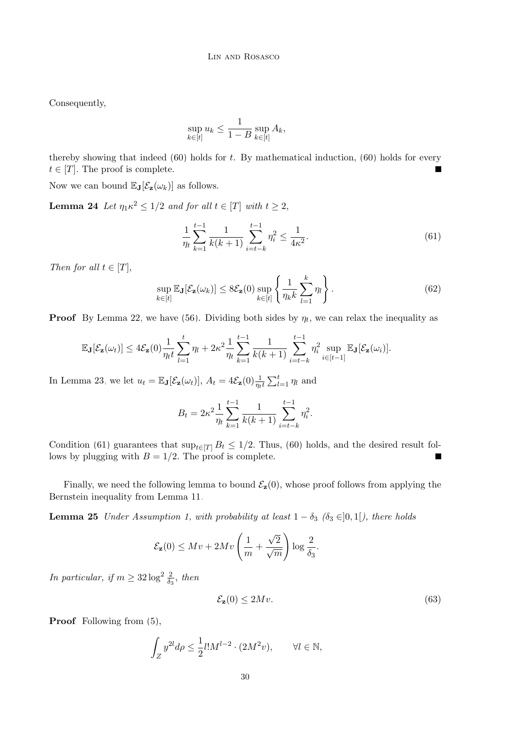Consequently,

$$\sup_{k\in[t]} u_k \leq \frac{1}{1-B} \sup_{k\in[t]} A_k,$$

thereby showing that indeed (60) holds for $t$. By mathematical induction, (60) holds for every $t \in [T]$. The proof is complete. ∎

Now we can bound $\mathbb{E}_{\mathbf{J}}[\mathcal{E}_{\mathbf{z}}(\omega_k)]$ as follows.

**Lemma 24** *Let $\eta_1\kappa^2 \leq 1/2$ and for all $t \in [T]$ with $t \geq 2$,*

$$\frac{1}{\eta_t}\sum_{k=1}^{t-1} \frac{1}{k(k+1)} \sum_{i=t-k}^{t-1} \eta_i^2 \leq \frac{1}{4\kappa^2}. \tag{61}$$

*Then for all $t \in [T]$,*

$$\sup_{k\in[t]} \mathbb{E}_{\mathbf{J}}[\mathcal{E}_{\mathbf{z}}(\omega_k)] \leq 8\mathcal{E}_{\mathbf{z}}(0) \sup_{k\in[t]} \left\{ \frac{1}{\eta_k k}\sum_{l=1}^{k} \eta_l \right\}. \tag{62}$$

**Proof** By Lemma 22, we have (56). Dividing both sides by $\eta_t$, we can relax the inequality as

$$\mathbb{E}_{\mathbf{J}}[\mathcal{E}_{\mathbf{z}}(\omega_t)] \leq 4\mathcal{E}_{\mathbf{z}}(0)\frac{1}{\eta_t t}\sum_{l=1}^{t}\eta_l + 2\kappa^2\frac{1}{\eta_t}\sum_{k=1}^{t-1}\frac{1}{k(k+1)}\sum_{i=t-k}^{t-1}\eta_i^2 \sup_{i\in[t-1]}\mathbb{E}_{\mathbf{J}}[\mathcal{E}_{\mathbf{z}}(\omega_i)].$$

In Lemma 23, we let $u_t = \mathbb{E}_{\mathbf{J}}[\mathcal{E}_{\mathbf{z}}(\omega_t)]$, $A_t = 4\mathcal{E}_{\mathbf{z}}(0)\frac{1}{\eta_t t}\sum_{l=1}^{t}\eta_l$ and

$$B_t = 2\kappa^2\frac{1}{\eta_t}\sum_{k=1}^{t-1}\frac{1}{k(k+1)}\sum_{i=t-k}^{t-1}\eta_i^2.$$

Condition (61) guarantees that $\sup_{t\in[T]} B_t \leq 1/2$. Thus, (60) holds, and the desired result follows by plugging with $B = 1/2$. The proof is complete. ∎

Finally, we need the following lemma to bound $\mathcal{E}_{\mathbf{z}}(0)$, whose proof follows from applying the Bernstein inequality from Lemma 11.

**Lemma 25** *Under Assumption 1, with probability at least $1-\delta_3$ ($\delta_3 \in ]0,1[$), there holds*

$$\mathcal{E}_{\mathbf{z}}(0) \leq Mv + 2Mv\left(\frac{1}{m} + \frac{\sqrt{2}}{\sqrt{m}}\right)\log\frac{2}{\delta_3}.$$

*In particular, if $m \geq 32\log^2\frac{2}{\delta_3}$, then*

$$\mathcal{E}_{\mathbf{z}}(0) \leq 2Mv. \tag{63}$$

**Proof** Following from (5),

$$\int_Z y^{2l} d\rho \leq \frac{1}{2} l! M^{l-2} \cdot (2M^2 v), \qquad \forall l \in \mathbb{N},$$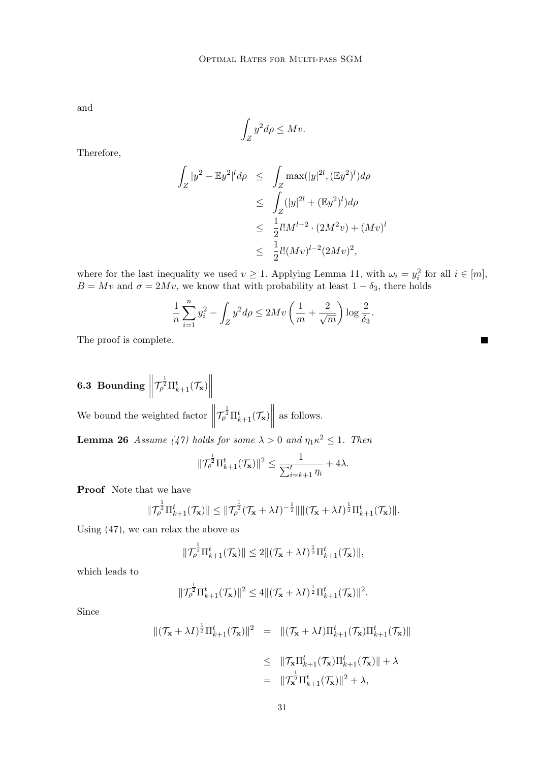and

$$\int_Z y^2 d\rho \leq Mv.$$

Therefore,

$$\begin{aligned}
\int_Z |y^2 - \mathbb{E}y^2|^l d\rho &\leq \int_Z \max(|y|^{2l}, (\mathbb{E}y^2)^l) d\rho \\
&\leq \int_Z (|y|^{2l} + (\mathbb{E}y^2)^l) d\rho \\
&\leq \frac{1}{2} l! M^{l-2} \cdot (2M^2 v) + (Mv)^l \\
&\leq \frac{1}{2} l! (Mv)^{l-2} (2Mv)^2,
\end{aligned}$$

where for the last inequality we used $v \geq 1$. Applying Lemma 11, with $\omega_i = y_i^2$ for all $i \in [m]$, $B = Mv$ and $\sigma = 2Mv$, we know that with probability at least $1 - \delta_3$, there holds

$$\frac{1}{n}\sum_{i=1}^n y_i^2 - \int_Z y^2 d\rho \leq 2Mv\left(\frac{1}{m} + \frac{2}{\sqrt{m}}\right)\log\frac{2}{\delta_3}.$$

The proof is complete. ∎

### 6.3 Bounding $\left\|\mathcal{T}_\rho^{\frac{1}{2}} \Pi_{k+1}^t(\mathcal{T}_{\mathbf{x}})\right\|$

We bound the weighted factor $\left\|\mathcal{T}_\rho^{\frac{1}{2}} \Pi_{k+1}^t(\mathcal{T}_{\mathbf{x}})\right\|$ as follows.

**Lemma 26** *Assume (47) holds for some $\lambda > 0$ and $\eta_1\kappa^2 \leq 1$. Then*

$$\|\mathcal{T}_\rho^{\frac{1}{2}} \Pi_{k+1}^t(\mathcal{T}_{\mathbf{x}})\|^2 \leq \frac{1}{\sum_{i=k+1}^t \eta_i} + 4\lambda.$$

**Proof** Note that we have

$$\|\mathcal{T}_\rho^{\frac{1}{2}} \Pi_{k+1}^t(\mathcal{T}_{\mathbf{x}})\| \leq \|\mathcal{T}_\rho^{\frac{1}{2}}(\mathcal{T}_{\mathbf{x}} + \lambda I)^{-\frac{1}{2}}\| \|(\mathcal{T}_{\mathbf{x}} + \lambda I)^{\frac{1}{2}} \Pi_{k+1}^t(\mathcal{T}_{\mathbf{x}})\|.$$

Using (47), we can relax the above as

$$\|\mathcal{T}_\rho^{\frac{1}{2}} \Pi_{k+1}^t(\mathcal{T}_{\mathbf{x}})\| \leq 2\|(\mathcal{T}_{\mathbf{x}} + \lambda I)^{\frac{1}{2}} \Pi_{k+1}^t(\mathcal{T}_{\mathbf{x}})\|,$$

which leads to

$$\|\mathcal{T}_\rho^{\frac{1}{2}} \Pi_{k+1}^t(\mathcal{T}_{\mathbf{x}})\|^2 \leq 4\|(\mathcal{T}_{\mathbf{x}} + \lambda I)^{\frac{1}{2}} \Pi_{k+1}^t(\mathcal{T}_{\mathbf{x}})\|^2.$$

Since

$$\begin{aligned}
\|(\mathcal{T}_{\mathbf{x}} + \lambda I)^{\frac{1}{2}} \Pi_{k+1}^t(\mathcal{T}_{\mathbf{x}})\|^2 &= \|(\mathcal{T}_{\mathbf{x}} + \lambda I) \Pi_{k+1}^t(\mathcal{T}_{\mathbf{x}}) \Pi_{k+1}^t(\mathcal{T}_{\mathbf{x}})\| \\
&\leq \|\mathcal{T}_{\mathbf{x}} \Pi_{k+1}^t(\mathcal{T}_{\mathbf{x}}) \Pi_{k+1}^t(\mathcal{T}_{\mathbf{x}})\| + \lambda \\
&= \|\mathcal{T}_{\mathbf{x}}^{\frac{1}{2}} \Pi_{k+1}^t(\mathcal{T}_{\mathbf{x}})\|^2 + \lambda,
\end{aligned}$$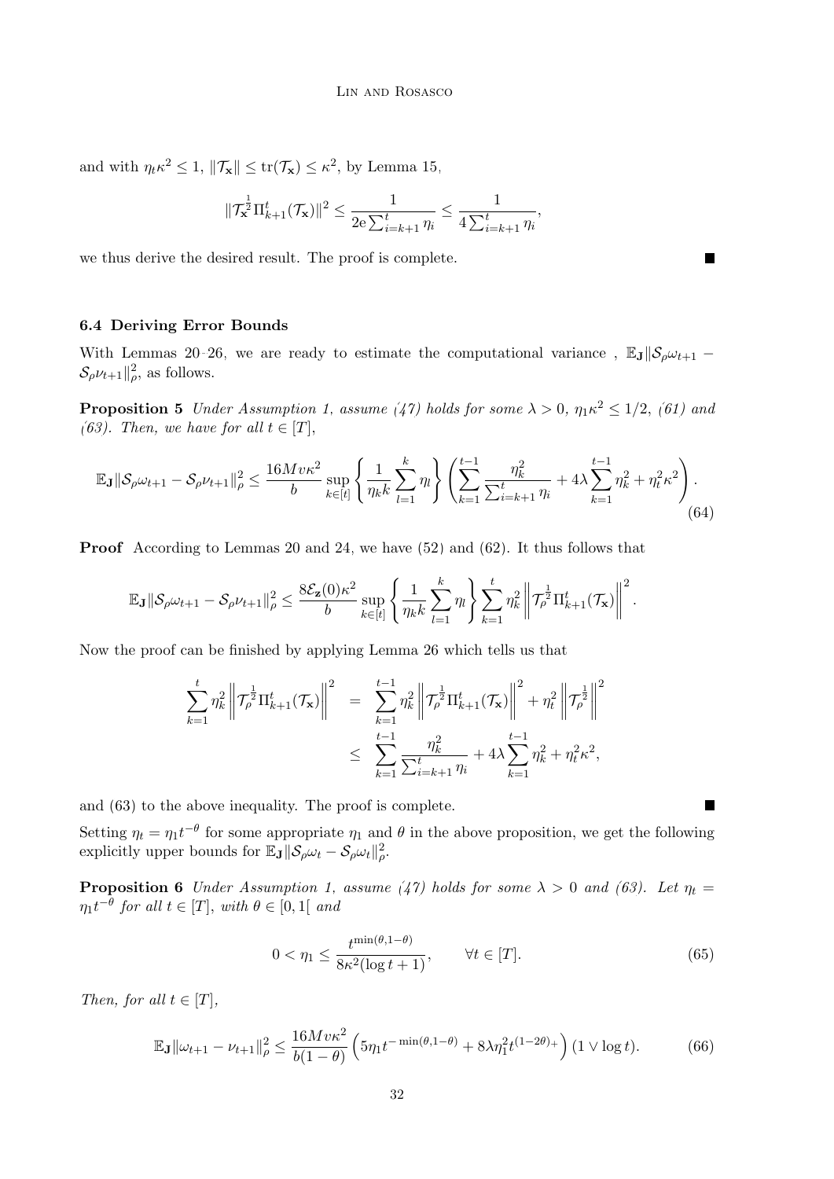and with $\eta_t \kappa^2 \leq 1$, $\|\mathcal{T}_{\mathbf{x}}\| \leq \mathrm{tr}(\mathcal{T}_{\mathbf{x}}) \leq \kappa^2$, by Lemma 15,

$$\|\mathcal{T}_{\mathbf{x}}^{\frac{1}{2}} \Pi_{k+1}^t(\mathcal{T}_{\mathbf{x}})\|^2 \leq \frac{1}{2\mathrm{e}\sum_{i=k+1}^t \eta_i} \leq \frac{1}{4\sum_{i=k+1}^t \eta_i},$$

we thus derive the desired result. The proof is complete. ∎

### 6.4 Deriving Error Bounds

With Lemmas 20–26, we are ready to estimate the computational variance , $\mathbb{E}_{\mathbf{J}}\|\mathcal{S}_\rho \omega_{t+1} - \mathcal{S}_\rho \nu_{t+1}\|_\rho^2$, as follows.

**Proposition 5** *Under Assumption 1, assume (47) holds for some $\lambda > 0$, $\eta_1 \kappa^2 \leq 1/2$, (61) and (63). Then, we have for all $t \in [T]$,*

$$\mathbb{E}_{\mathbf{J}}\|\mathcal{S}_\rho \omega_{t+1} - \mathcal{S}_\rho \nu_{t+1}\|_\rho^2 \leq \frac{16 M v \kappa^2}{b} \sup_{k \in [t]} \left\{ \frac{1}{\eta_k k} \sum_{l=1}^k \eta_l \right\} \left( \sum_{k=1}^{t-1} \frac{\eta_k^2}{\sum_{i=k+1}^t \eta_i} + 4\lambda \sum_{k=1}^{t-1} \eta_k^2 + \eta_t^2 \kappa^2 \right). \tag{64}$$

**Proof** According to Lemmas 20 and 24, we have (52) and (62). It thus follows that

$$\mathbb{E}_{\mathbf{J}}\|\mathcal{S}_\rho \omega_{t+1} - \mathcal{S}_\rho \nu_{t+1}\|_\rho^2 \leq \frac{8\mathcal{E}_{\mathbf{z}}(0)\kappa^2}{b} \sup_{k \in [t]} \left\{ \frac{1}{\eta_k k} \sum_{l=1}^k \eta_l \right\} \sum_{k=1}^t \eta_k^2 \left\| \mathcal{T}_\rho^{\frac{1}{2}} \Pi_{k+1}^t(\mathcal{T}_{\mathbf{x}}) \right\|^2.$$

Now the proof can be finished by applying Lemma 26 which tells us that

$$\begin{aligned}
\sum_{k=1}^t \eta_k^2 \left\| \mathcal{T}_\rho^{\frac{1}{2}} \Pi_{k+1}^t(\mathcal{T}_{\mathbf{x}}) \right\|^2 &= \sum_{k=1}^{t-1} \eta_k^2 \left\| \mathcal{T}_\rho^{\frac{1}{2}} \Pi_{k+1}^t(\mathcal{T}_{\mathbf{x}}) \right\|^2 + \eta_t^2 \left\| \mathcal{T}_\rho^{\frac{1}{2}} \right\|^2 \\
&\leq \sum_{k=1}^{t-1} \frac{\eta_k^2}{\sum_{i=k+1}^t \eta_i} + 4\lambda \sum_{k=1}^{t-1} \eta_k^2 + \eta_t^2 \kappa^2,
\end{aligned}$$

and (63) to the above inequality. The proof is complete. ∎

Setting $\eta_t = \eta_1 t^{-\theta}$ for some appropriate $\eta_1$ and $\theta$ in the above proposition, we get the following explicitly upper bounds for $\mathbb{E}_{\mathbf{J}}\|\mathcal{S}_\rho \omega_t - \mathcal{S}_\rho \omega_t\|_\rho^2$.

**Proposition 6** *Under Assumption 1, assume (47) holds for some $\lambda > 0$ and (63). Let $\eta_t = \eta_1 t^{-\theta}$ for all $t \in [T]$, with $\theta \in [0, 1[$ and*

$$0 < \eta_1 \leq \frac{t^{\min(\theta, 1-\theta)}}{8\kappa^2(\log t + 1)}, \qquad \forall t \in [T]. \tag{65}$$

*Then, for all $t \in [T]$,*

$$\mathbb{E}_{\mathbf{J}}\|\omega_{t+1} - \nu_{t+1}\|_\rho^2 \leq \frac{16 M v \kappa^2}{b(1-\theta)} \left( 5\eta_1 t^{-\min(\theta, 1-\theta)} + 8\lambda \eta_1^2 t^{(1-2\theta)_+} \right) (1 \vee \log t). \tag{66}$$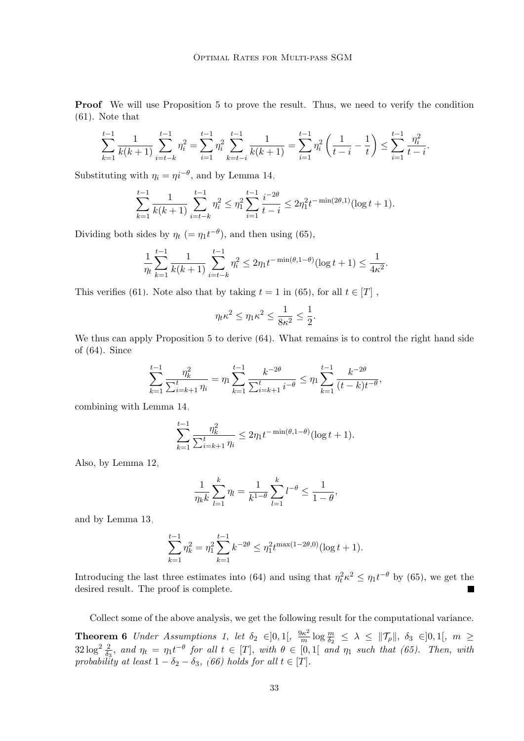**Proof** We will use Proposition 5 to prove the result. Thus, we need to verify the condition (61). Note that

$$\sum_{k=1}^{t-1} \frac{1}{k(k+1)} \sum_{i=t-k}^{t-1} \eta_i^2 = \sum_{i=1}^{t-1} \eta_i^2 \sum_{k=t-i}^{t-1} \frac{1}{k(k+1)} = \sum_{i=1}^{t-1} \eta_i^2 \left( \frac{1}{t-i} - \frac{1}{t} \right) \leq \sum_{i=1}^{t-1} \frac{\eta_i^2}{t-i}.$$

Substituting with $\eta_i = \eta i^{-\theta}$, and by Lemma 14,

$$\sum_{k=1}^{t-1} \frac{1}{k(k+1)} \sum_{i=t-k}^{t-1} \eta_i^2 \leq \eta_1^2 \sum_{i=1}^{t-1} \frac{i^{-2\theta}}{t-i} \leq 2\eta_1^2 t^{-\min(2\theta,1)} (\log t + 1).$$

Dividing both sides by $\eta_t$ $(= \eta_1 t^{-\theta})$, and then using (65),

$$\frac{1}{\eta_t} \sum_{k=1}^{t-1} \frac{1}{k(k+1)} \sum_{i=t-k}^{t-1} \eta_i^2 \leq 2\eta_1 t^{-\min(\theta, 1-\theta)} (\log t + 1) \leq \frac{1}{4\kappa^2}.$$

This verifies (61). Note also that by taking $t = 1$ in (65), for all $t \in [T]$ ,

$$\eta_t \kappa^2 \leq \eta_1 \kappa^2 \leq \frac{1}{8\kappa^2} \leq \frac{1}{2}.$$

We thus can apply Proposition 5 to derive (64). What remains is to control the right hand side of (64). Since

$$\sum_{k=1}^{t-1} \frac{\eta_k^2}{\sum_{i=k+1}^{t} \eta_i} = \eta_1 \sum_{k=1}^{t-1} \frac{k^{-2\theta}}{\sum_{i=k+1}^{t} i^{-\theta}} \leq \eta_1 \sum_{k=1}^{t-1} \frac{k^{-2\theta}}{(t-k) t^{-\theta}},$$

combining with Lemma 14,

$$\sum_{k=1}^{t-1} \frac{\eta_k^2}{\sum_{i=k+1}^{t} \eta_i} \leq 2\eta_1 t^{-\min(\theta, 1-\theta)} (\log t + 1).$$

Also, by Lemma 12,

$$\frac{1}{\eta_k k} \sum_{l=1}^{k} \eta_l = \frac{1}{k^{1-\theta}} \sum_{l=1}^{k} l^{-\theta} \leq \frac{1}{1-\theta},$$

and by Lemma 13,

$$\sum_{k=1}^{t-1} \eta_k^2 = \eta_1^2 \sum_{k=1}^{t-1} k^{-2\theta} \leq \eta_1^2 t^{\max(1-2\theta, 0)} (\log t + 1).$$

Introducing the last three estimates into (64) and using that $\eta_t^2 \kappa^2 \leq \eta_1 t^{-\theta}$ by (65), we get the desired result. The proof is complete. ■

Collect some of the above analysis, we get the following result for the computational variance.

**Theorem 6** *Under Assumptions 1, let $\delta_2 \in ]0,1[$, $\frac{9\kappa^2}{m} \log \frac{m}{\delta_2} \leq \lambda \leq \|\mathcal{T}_\rho\|$, $\delta_3 \in ]0,1[$, $m \geq 32 \log^2 \frac{2}{\delta_3}$, and $\eta_t = \eta_1 t^{-\theta}$ for all $t \in [T]$, with $\theta \in [0,1[$ and $\eta_1$ such that (65). Then, with probability at least $1 - \delta_2 - \delta_3$, (66) holds for all $t \in [T]$.*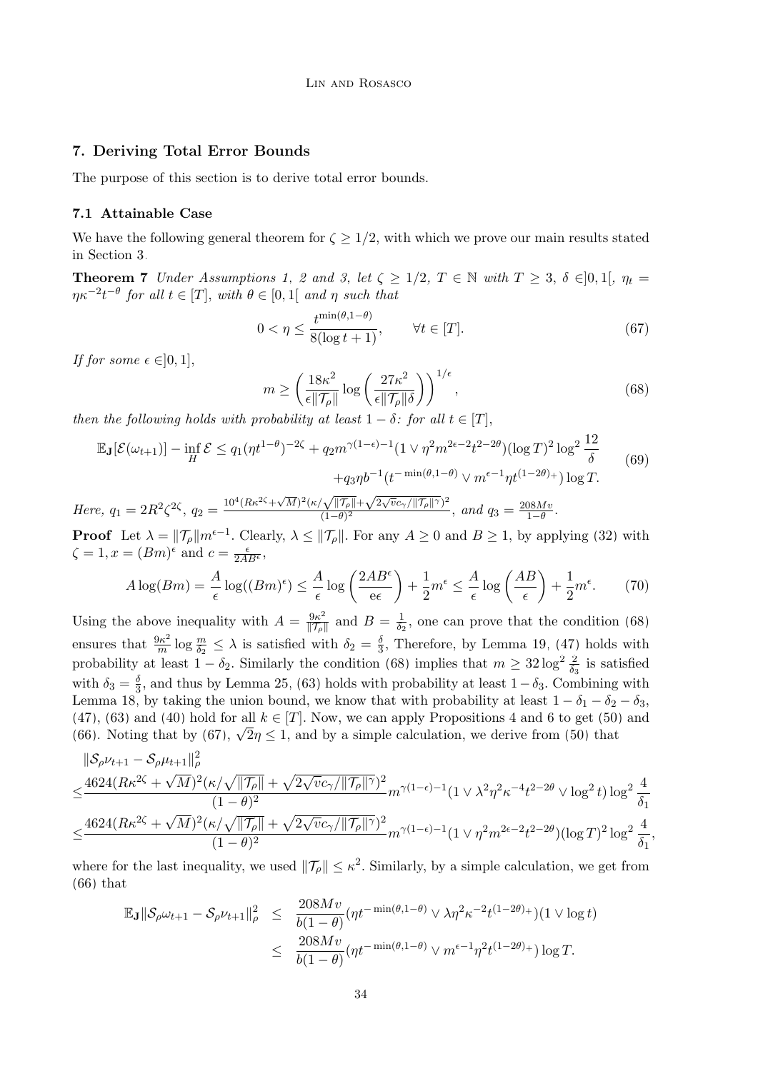## 7. Deriving Total Error Bounds

The purpose of this section is to derive total error bounds.

### 7.1 Attainable Case

We have the following general theorem for $\zeta \geq 1/2$, with which we prove our main results stated in Section 3.

**Theorem 7** *Under Assumptions 1, 2 and 3, let $\zeta \geq 1/2$, $T \in \mathbb{N}$ with $T \geq 3$, $\delta \in ]0,1[$, $\eta_t = \eta\kappa^{-2}t^{-\theta}$ for all $t \in [T]$, with $\theta \in [0,1[$ and $\eta$ such that*

$$0 < \eta \leq \frac{t^{\min(\theta,1-\theta)}}{8(\log t + 1)}, \qquad \forall t \in [T]. \tag{67}$$

*If for some $\epsilon \in ]0,1]$,*

$$m \geq \left(\frac{18\kappa^2}{\epsilon\|\mathcal{T}_\rho\|}\log\left(\frac{27\kappa^2}{\epsilon\|\mathcal{T}_\rho\|\delta}\right)\right)^{1/\epsilon}, \tag{68}$$

*then the following holds with probability at least $1-\delta$: for all $t \in [T]$,*

$$\begin{aligned}\mathbb{E}_{\mathbf{J}}[\mathcal{E}(\omega_{t+1})] - \inf_H \mathcal{E} \leq q_1(\eta t^{1-\theta})^{-2\zeta} + q_2 m^{\gamma(1-\epsilon)-1}(1 \vee \eta^2 m^{2\epsilon-2}t^{2-2\theta})(\log T)^2\log^2\frac{12}{\delta} \\ + q_3\eta b^{-1}(t^{-\min(\theta,1-\theta)} \vee m^{\epsilon-1}\eta t^{(1-2\theta)_+})\log T.\end{aligned} \tag{69}$$

*Here, $q_1 = 2R^2\zeta^{2\zeta}$, $q_2 = \frac{10^4(R\kappa^{2\zeta}+\sqrt{M})^2(\kappa/\sqrt{\|\mathcal{T}_\rho\|}+\sqrt{2\sqrt{v}c_\gamma/\|\mathcal{T}_\rho\|^\gamma})^2}{(1-\theta)^2}$, and $q_3 = \frac{208Mv}{1-\theta}$.*

**Proof** Let $\lambda = \|\mathcal{T}_\rho\|m^{\epsilon-1}$. Clearly, $\lambda \leq \|\mathcal{T}_\rho\|$. For any $A \geq 0$ and $B \geq 1$, by applying (32) with $\zeta = 1, x = (Bm)^\epsilon$ and $c = \frac{\epsilon}{2AB^\epsilon}$,

$$A\log(Bm) = \frac{A}{\epsilon}\log((Bm)^\epsilon) \leq \frac{A}{\epsilon}\log\left(\frac{2AB^\epsilon}{\mathrm{e}\epsilon}\right) + \frac{1}{2}m^\epsilon \leq \frac{A}{\epsilon}\log\left(\frac{AB}{\epsilon}\right) + \frac{1}{2}m^\epsilon. \tag{70}$$

Using the above inequality with $A = \frac{9\kappa^2}{\|\mathcal{T}_\rho\|}$ and $B = \frac{1}{\delta_2}$, one can prove that the condition (68) ensures that $\frac{9\kappa^2}{m}\log\frac{m}{\delta_2} \leq \lambda$ is satisfied with $\delta_2 = \frac{\delta}{3}$, Therefore, by Lemma 19, (47) holds with probability at least $1-\delta_2$. Similarly the condition (68) implies that $m \geq 32\log^2\frac{2}{\delta_3}$ is satisfied with $\delta_3 = \frac{\delta}{3}$, and thus by Lemma 25, (63) holds with probability at least $1-\delta_3$. Combining with Lemma 18, by taking the union bound, we know that with probability at least $1-\delta_1-\delta_2-\delta_3$, (47), (63) and (40) hold for all $k \in [T]$. Now, we can apply Propositions 4 and 6 to get (50) and (66). Noting that by (67), $\sqrt{2}\eta \leq 1$, and by a simple calculation, we derive from (50) that

$$\begin{aligned}&\|\mathcal{S}_\rho\nu_{t+1} - \mathcal{S}_\rho\mu_{t+1}\|_\rho^2 \\ \leq& \frac{4624(R\kappa^{2\zeta}+\sqrt{M})^2(\kappa/\sqrt{\|\mathcal{T}_\rho\|}+\sqrt{2\sqrt{v}c_\gamma/\|\mathcal{T}_\rho\|^\gamma})^2}{(1-\theta)^2}m^{\gamma(1-\epsilon)-1}(1 \vee \lambda^2\eta^2\kappa^{-4}t^{2-2\theta} \vee \log^2 t)\log^2\frac{4}{\delta_1} \\ \leq& \frac{4624(R\kappa^{2\zeta}+\sqrt{M})^2(\kappa/\sqrt{\|\mathcal{T}_\rho\|}+\sqrt{2\sqrt{v}c_\gamma/\|\mathcal{T}_\rho\|^\gamma})^2}{(1-\theta)^2}m^{\gamma(1-\epsilon)-1}(1 \vee \eta^2 m^{2\epsilon-2}t^{2-2\theta})(\log T)^2\log^2\frac{4}{\delta_1},\end{aligned}$$

where for the last inequality, we used $\|\mathcal{T}_\rho\| \leq \kappa^2$. Similarly, by a simple calculation, we get from (66) that

$$\begin{aligned}\mathbb{E}_{\mathbf{J}}\|\mathcal{S}_\rho\omega_{t+1} - \mathcal{S}_\rho\nu_{t+1}\|_\rho^2 &\leq \frac{208Mv}{b(1-\theta)}(\eta t^{-\min(\theta,1-\theta)} \vee \lambda\eta^2\kappa^{-2}t^{(1-2\theta)_+})(1 \vee \log t) \\ &\leq \frac{208Mv}{b(1-\theta)}(\eta t^{-\min(\theta,1-\theta)} \vee m^{\epsilon-1}\eta^2 t^{(1-2\theta)_+})\log T.\end{aligned}$$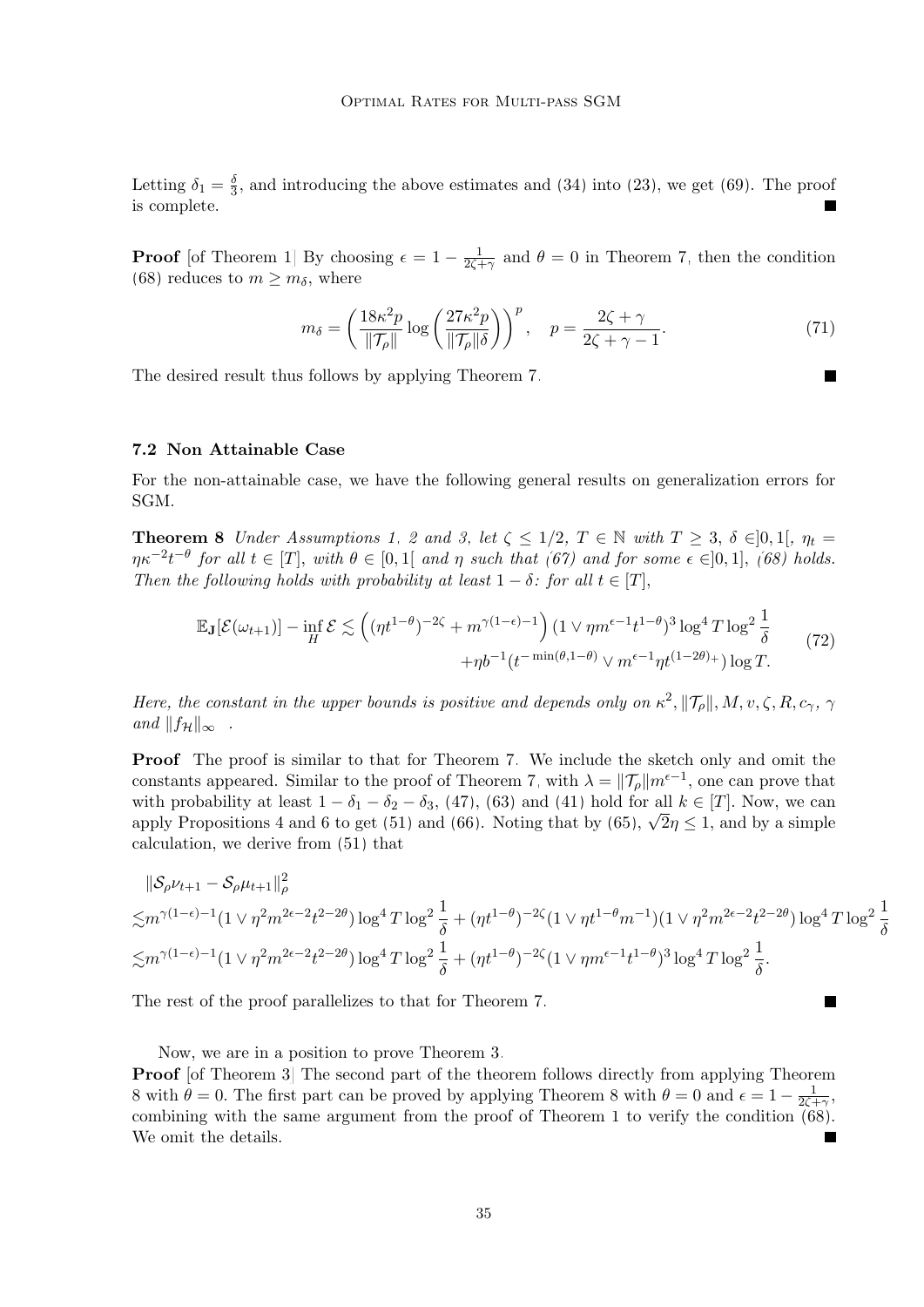Letting $\delta_1 = \frac{\delta}{3}$, and introducing the above estimates and (34) into (23), we get (69). The proof is complete. ∎

**Proof** [of Theorem 1] By choosing $\epsilon = 1 - \frac{1}{2\zeta+\gamma}$ and $\theta = 0$ in Theorem 7, then the condition (68) reduces to $m \geq m_\delta$, where

$$m_\delta = \left( \frac{18\kappa^2 p}{\|\mathcal{T}_\rho\|} \log\left( \frac{27\kappa^2 p}{\|\mathcal{T}_\rho\|\delta} \right) \right)^p, \quad p = \frac{2\zeta+\gamma}{2\zeta+\gamma-1}. \tag{71}$$

The desired result thus follows by applying Theorem 7. ∎

### 7.2 Non Attainable Case

For the non-attainable case, we have the following general results on generalization errors for SGM.

**Theorem 8** *Under Assumptions 1, 2 and 3, let $\zeta \leq 1/2$, $T \in \mathbb{N}$ with $T \geq 3$, $\delta \in ]0,1[$, $\eta_t = \eta\kappa^{-2}t^{-\theta}$ for all $t \in [T]$, with $\theta \in [0,1[$ and $\eta$ such that (67) and for some $\epsilon \in ]0,1]$, (68) holds. Then the following holds with probability at least $1-\delta$: for all $t \in [T]$,*

$$\begin{aligned}\mathbb{E}_{\mathbf{J}}[\mathcal{E}(\omega_{t+1})] - \inf_H \mathcal{E} \lesssim \left( (\eta t^{1-\theta})^{-2\zeta} + m^{\gamma(1-\epsilon)-1} \right) (1 \vee \eta m^{\epsilon-1} t^{1-\theta})^3 \log^4 T \log^2 \frac{1}{\delta} \\ + \eta b^{-1} (t^{-\min(\theta,1-\theta)} \vee m^{\epsilon-1}\eta t^{(1-2\theta)_+}) \log T.\end{aligned} \tag{72}$$

*Here, the constant in the upper bounds is positive and depends only on $\kappa^2, \|\mathcal{T}_\rho\|, M, v, \zeta, R, c_\gamma$, $\gamma$ and $\|f_{\mathcal{H}}\|_\infty$ .*

**Proof** The proof is similar to that for Theorem 7. We include the sketch only and omit the constants appeared. Similar to the proof of Theorem 7, with $\lambda = \|\mathcal{T}_\rho\| m^{\epsilon-1}$, one can prove that with probability at least $1-\delta_1-\delta_2-\delta_3$, (47), (63) and (41) hold for all $k \in [T]$. Now, we can apply Propositions 4 and 6 to get (51) and (66). Noting that by (65), $\sqrt{2}\eta \leq 1$, and by a simple calculation, we derive from (51) that

$$\begin{aligned}&\|\mathcal{S}_\rho \nu_{t+1} - \mathcal{S}_\rho \mu_{t+1}\|_\rho^2 \\ \lesssim & m^{\gamma(1-\epsilon)-1}(1 \vee \eta^2 m^{2\epsilon-2} t^{2-2\theta}) \log^4 T \log^2 \frac{1}{\delta} + (\eta t^{1-\theta})^{-2\zeta}(1 \vee \eta t^{1-\theta} m^{-1})(1 \vee \eta^2 m^{2\epsilon-2} t^{2-2\theta}) \log^4 T \log^2 \frac{1}{\delta} \\ \lesssim & m^{\gamma(1-\epsilon)-1}(1 \vee \eta^2 m^{2\epsilon-2} t^{2-2\theta}) \log^4 T \log^2 \frac{1}{\delta} + (\eta t^{1-\theta})^{-2\zeta}(1 \vee \eta m^{\epsilon-1} t^{1-\theta})^3 \log^4 T \log^2 \frac{1}{\delta}.\end{aligned}$$

The rest of the proof parallelizes to that for Theorem 7. ∎

Now, we are in a position to prove Theorem 3.

**Proof** [of Theorem 3] The second part of the theorem follows directly from applying Theorem 8 with $\theta = 0$. The first part can be proved by applying Theorem 8 with $\theta = 0$ and $\epsilon = 1 - \frac{1}{2\zeta+\gamma}$, combining with the same argument from the proof of Theorem 1 to verify the condition (68). We omit the details. ∎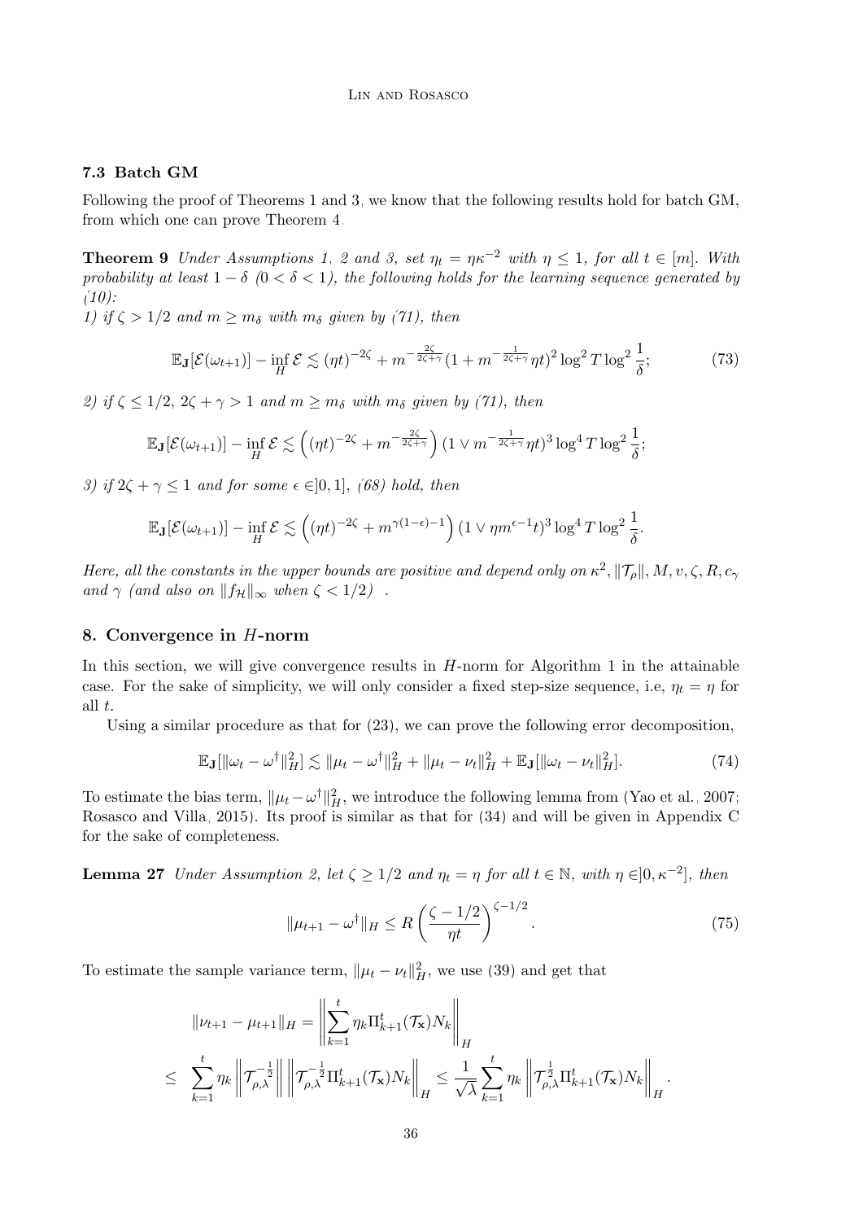### 7.3 Batch GM

Following the proof of Theorems 1 and 3, we know that the following results hold for batch GM, from which one can prove Theorem 4.

**Theorem 9** *Under Assumptions 1, 2 and 3, set $\eta_t = \eta\kappa^{-2}$ with $\eta \le 1$, for all $t \in [m]$. With probability at least $1-\delta$ ($0 < \delta < 1$), the following holds for the learning sequence generated by (10):*
*1) if $\zeta > 1/2$ and $m \ge m_\delta$ with $m_\delta$ given by (71), then*

$$\mathbb{E}_{\mathbf{J}}[\mathcal{E}(\omega_{t+1})] - \inf_H \mathcal{E} \lesssim (\eta t)^{-2\zeta} + m^{-\frac{2\zeta}{2\zeta+\gamma}}(1 + m^{-\frac{1}{2\zeta+\gamma}}\eta t)^2 \log^2 T \log^2 \frac{1}{\delta}; \tag{73}$$

*2) if $\zeta \le 1/2$, $2\zeta + \gamma > 1$ and $m \ge m_\delta$ with $m_\delta$ given by (71), then*

$$\mathbb{E}_{\mathbf{J}}[\mathcal{E}(\omega_{t+1})] - \inf_H \mathcal{E} \lesssim \left((\eta t)^{-2\zeta} + m^{-\frac{2\zeta}{2\zeta+\gamma}}\right)(1 \vee m^{-\frac{1}{2\zeta+\gamma}}\eta t)^3 \log^4 T \log^2 \frac{1}{\delta};$$

*3) if $2\zeta + \gamma \le 1$ and for some $\epsilon \in ]0,1]$, (68) hold, then*

$$\mathbb{E}_{\mathbf{J}}[\mathcal{E}(\omega_{t+1})] - \inf_H \mathcal{E} \lesssim \left((\eta t)^{-2\zeta} + m^{\gamma(1-\epsilon)-1}\right)(1 \vee \eta m^{\epsilon-1} t)^3 \log^4 T \log^2 \frac{1}{\delta}.$$

*Here, all the constants in the upper bounds are positive and depend only on $\kappa^2, \|\mathcal{T}_\rho\|, M, v, \zeta, R, c_\gamma$ and $\gamma$ (and also on $\|f_{\mathcal{H}}\|_\infty$ when $\zeta < 1/2$) .*

## 8. Convergence in $H$-norm

In this section, we will give convergence results in $H$-norm for Algorithm 1 in the attainable case. For the sake of simplicity, we will only consider a fixed step-size sequence, i.e, $\eta_t = \eta$ for all $t$.

Using a similar procedure as that for (23), we can prove the following error decomposition,

$$\mathbb{E}_{\mathbf{J}}[\|\omega_t - \omega^\dagger\|_H^2] \lesssim \|\mu_t - \omega^\dagger\|_H^2 + \|\mu_t - \nu_t\|_H^2 + \mathbb{E}_{\mathbf{J}}[\|\omega_t - \nu_t\|_H^2]. \tag{74}$$

To estimate the bias term, $\|\mu_t - \omega^\dagger\|_H^2$, we introduce the following lemma from (Yao et al., 2007; Rosasco and Villa, 2015). Its proof is similar as that for (34) and will be given in Appendix C for the sake of completeness.

**Lemma 27** *Under Assumption 2, let $\zeta \ge 1/2$ and $\eta_t = \eta$ for all $t \in \mathbb{N}$, with $\eta \in ]0, \kappa^{-2}]$, then*

$$\|\mu_{t+1} - \omega^\dagger\|_H \le R\left(\frac{\zeta - 1/2}{\eta t}\right)^{\zeta - 1/2}. \tag{75}$$

To estimate the sample variance term, $\|\mu_t - \nu_t\|_H^2$, we use (39) and get that

$$\begin{aligned}
&\|\nu_{t+1} - \mu_{t+1}\|_H = \left\|\sum_{k=1}^t \eta_k \Pi_{k+1}^t(\mathcal{T}_{\mathbf{x}}) N_k\right\|_H \\
\le\ & \sum_{k=1}^t \eta_k \left\|\mathcal{T}_{\rho,\lambda}^{-\frac{1}{2}}\right\| \left\|\mathcal{T}_{\rho,\lambda}^{-\frac{1}{2}}\Pi_{k+1}^t(\mathcal{T}_{\mathbf{x}}) N_k\right\|_H \le \frac{1}{\sqrt{\lambda}}\sum_{k=1}^t \eta_k \left\|\mathcal{T}_{\rho,\lambda}^{\frac{1}{2}}\Pi_{k+1}^t(\mathcal{T}_{\mathbf{x}}) N_k\right\|_H.
\end{aligned}$$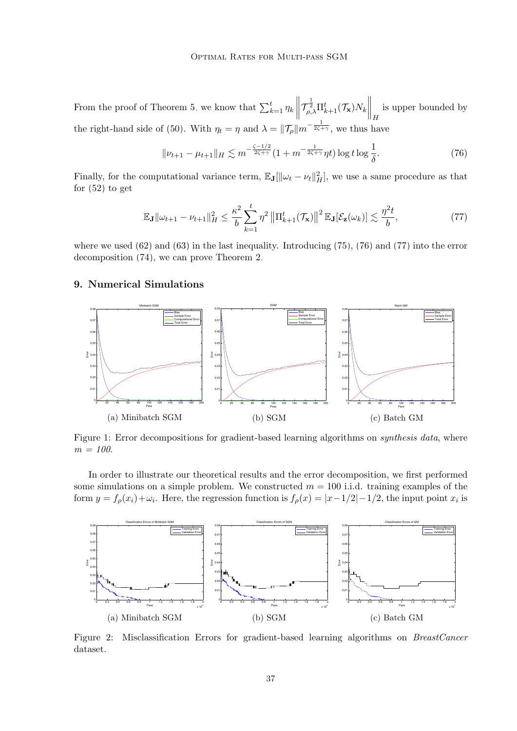From the proof of Theorem 5, we know that $\sum_{k=1}^{t} \eta_k \left\| \mathcal{T}_{\rho,\lambda}^{\frac{1}{2}} \Pi_{k+1}^{t}(\mathcal{T}_{\mathbf{x}}) N_k \right\|_H$ is upper bounded by the right-hand side of (50). With $\eta_t = \eta$ and $\lambda = \|\mathcal{T}_\rho\| m^{-\frac{1}{2\zeta+\gamma}}$, we thus have

$$\|\nu_{t+1} - \mu_{t+1}\|_H \lesssim m^{-\frac{\zeta-1/2}{2\zeta+\gamma}}(1 + m^{-\frac{1}{2\zeta+\gamma}}\eta t) \log t \log \frac{1}{\delta}. \tag{76}$$

Finally, for the computational variance term, $\mathbb{E}_{\mathbf{J}}[\|\omega_t - \nu_t\|_H^2]$, we use a same procedure as that for (52) to get

$$\mathbb{E}_{\mathbf{J}}\|\omega_{t+1} - \nu_{t+1}\|_H^2 \leq \frac{\kappa^2}{b} \sum_{k=1}^{t} \eta^2 \left\|\Pi_{k+1}^t(\mathcal{T}_{\mathbf{x}})\right\|^2 \mathbb{E}_{\mathbf{J}}[\mathcal{E}_{\mathbf{z}}(\omega_k)] \lesssim \frac{\eta^2 t}{b}, \tag{77}$$

where we used (62) and (63) in the last inequality. Introducing (75), (76) and (77) into the error decomposition (74), we can prove Theorem 2.

## 9. Numerical Simulations

Figure 1: Error decompositions for gradient-based learning algorithms on *synthesis data*, where $m = 100$.

(a) Minibatch SGM (b) SGM (c) Batch GM

In order to illustrate our theoretical results and the error decomposition, we first performed some simulations on a simple problem. We constructed $m = 100$ i.i.d. training examples of the form $y = f_\rho(x_i) + \omega_i$. Here, the regression function is $f_\rho(x) = |x - 1/2| - 1/2$, the input point $x_i$ is

Figure 2: Misclassification Errors for gradient-based learning algorithms on *BreastCancer* dataset.

(a) Minibatch SGM (b) SGM (c) Batch GM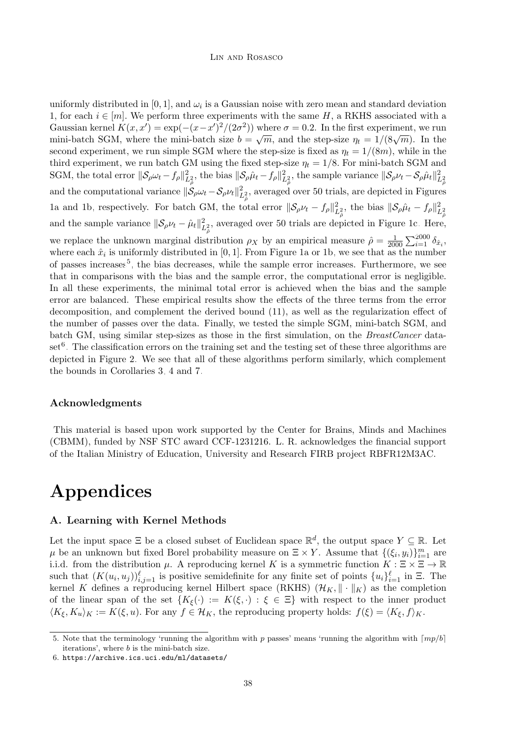uniformly distributed in $[0, 1]$, and $\omega_i$ is a Gaussian noise with zero mean and standard deviation 1, for each $i \in [m]$. We perform three experiments with the same $H$, a RKHS associated with a Gaussian kernel $K(x, x') = \exp(-(x-x')^2/(2\sigma^2))$ where $\sigma = 0.2$. In the first experiment, we run mini-batch SGM, where the mini-batch size $b = \sqrt{m}$, and the step-size $\eta_t = 1/(8\sqrt{m})$. In the second experiment, we run simple SGM where the step-size is fixed as $\eta_t = 1/(8m)$, while in the third experiment, we run batch GM using the fixed step-size $\eta_t = 1/8$. For mini-batch SGM and SGM, the total error $\|\mathcal{S}_\rho \omega_t - f_\rho\|^2_{L^2_{\hat{\rho}}}$, the bias $\|\mathcal{S}_\rho \hat{\mu}_t - f_\rho\|^2_{L^2_{\hat{\rho}}}$, the sample variance $\|\mathcal{S}_\rho \nu_t - \mathcal{S}_\rho \hat{\mu}_t\|^2_{L^2_{\hat{\rho}}}$ and the computational variance $\|\mathcal{S}_\rho \omega_t - \mathcal{S}_\rho \nu_t\|^2_{L^2_{\hat{\rho}}}$, averaged over 50 trials, are depicted in Figures 1a and 1b, respectively. For batch GM, the total error $\|\mathcal{S}_\rho \nu_t - f_\rho\|^2_{L^2_{\hat{\rho}}}$, the bias $\|\mathcal{S}_\rho \hat{\mu}_t - f_\rho\|^2_{L^2_{\hat{\rho}}}$ and the sample variance $\|\mathcal{S}_\rho \nu_t - \hat{\mu}_t\|^2_{L^2_{\hat{\rho}}}$, averaged over 50 trials are depicted in Figure 1c. Here, we replace the unknown marginal distribution $\rho_X$ by an empirical measure $\hat{\rho} = \frac{1}{2000}\sum_{i=1}^{2000} \delta_{\hat{x}_i}$, where each $\hat{x}_i$ is uniformly distributed in $[0, 1]$. From Figure 1a or 1b, we see that as the number of passes increases[5], the bias decreases, while the sample error increases. Furthermore, we see that in comparisons with the bias and the sample error, the computational error is negligible. In all these experiments, the minimal total error is achieved when the bias and the sample error are balanced. These empirical results show the effects of the three terms from the error decomposition, and complement the derived bound (11), as well as the regularization effect of the number of passes over the data. Finally, we tested the simple SGM, mini-batch SGM, and batch GM, using similar step-sizes as those in the first simulation, on the *BreastCancer* data-set[6]. The classification errors on the training set and the testing set of these three algorithms are depicted in Figure 2. We see that all of these algorithms perform similarly, which complement the bounds in Corollaries 3, 4 and 7.

### Acknowledgments

This material is based upon work supported by the Center for Brains, Minds and Machines (CBMM), funded by NSF STC award CCF-1231216. L. R. acknowledges the financial support of the Italian Ministry of Education, University and Research FIRB project RBFR12M3AC.

# Appendices

### A. Learning with Kernel Methods

Let the input space $\Xi$ be a closed subset of Euclidean space $\mathbb{R}^d$, the output space $Y \subseteq \mathbb{R}$. Let $\mu$ be an unknown but fixed Borel probability measure on $\Xi \times Y$. Assume that $\{(\xi_i, y_i)\}_{i=1}^m$ are i.i.d. from the distribution $\mu$. A reproducing kernel $K$ is a symmetric function $K : \Xi \times \Xi \to \mathbb{R}$ such that $(K(u_i, u_j))_{i,j=1}^{\ell}$ is positive semidefinite for any finite set of points $\{u_i\}_{i=1}^{\ell}$ in $\Xi$. The kernel $K$ defines a reproducing kernel Hilbert space (RKHS) $(\mathcal{H}_K, \|\cdot\|_K)$ as the completion of the linear span of the set $\{K_\xi(\cdot) := K(\xi, \cdot) : \xi \in \Xi\}$ with respect to the inner product $\langle K_\xi, K_u\rangle_K := K(\xi, u)$. For any $f \in \mathcal{H}_K$, the reproducing property holds: $f(\xi) = \langle K_\xi, f\rangle_K$.

5. Note that the terminology 'running the algorithm with $p$ passes' means 'running the algorithm with $\lceil mp/b \rceil$ iterations', where $b$ is the mini-batch size.

6. https://archive.ics.uci.edu/ml/datasets/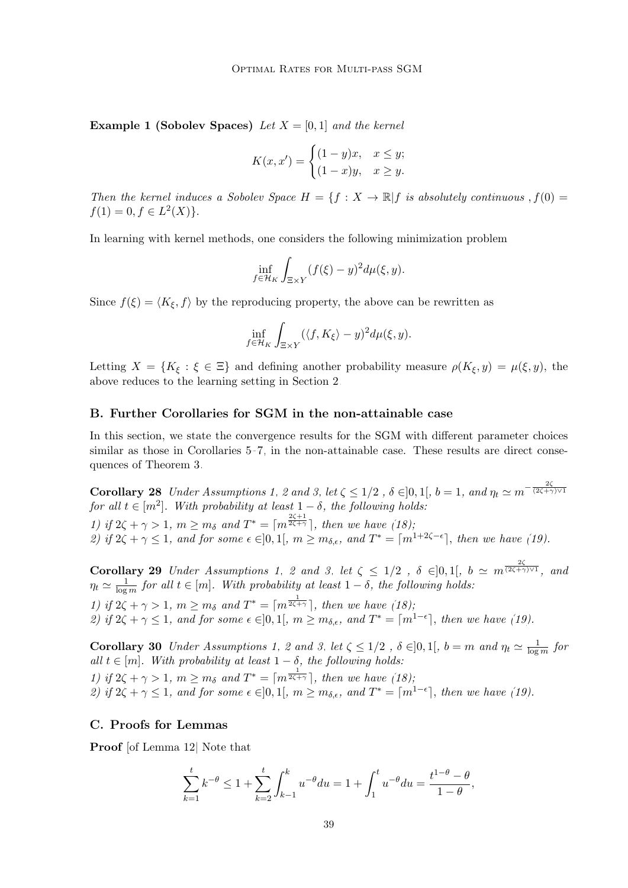**Example 1 (Sobolev Spaces)** *Let $X = [0,1]$ and the kernel*

$$K(x,x') = \begin{cases} (1-y)x, & x \leq y; \\ (1-x)y, & x \geq y. \end{cases}$$

*Then the kernel induces a Sobolev Space $H = \{f : X \to \mathbb{R} | f$ is absolutely continuous , $f(0) = f(1) = 0, f \in L^2(X)\}$.*

In learning with kernel methods, one considers the following minimization problem

$$\inf_{f \in \mathcal{H}_K} \int_{\Xi \times Y} (f(\xi) - y)^2 d\mu(\xi, y).$$

Since $f(\xi) = \langle K_\xi, f \rangle$ by the reproducing property, the above can be rewritten as

$$\inf_{f \in \mathcal{H}_K} \int_{\Xi \times Y} (\langle f, K_\xi \rangle - y)^2 d\mu(\xi, y).$$

Letting $X = \{K_\xi : \xi \in \Xi\}$ and defining another probability measure $\rho(K_\xi, y) = \mu(\xi, y)$, the above reduces to the learning setting in Section 2.

## B. Further Corollaries for SGM in the non-attainable case

In this section, we state the convergence results for the SGM with different parameter choices similar as those in Corollaries 5-7, in the non-attainable case. These results are direct consequences of Theorem 3.

**Corollary 28** *Under Assumptions 1, 2 and 3, let $\zeta \leq 1/2$ , $\delta \in ]0,1[$, $b = 1$, and $\eta_t \simeq m^{-\frac{2\zeta}{(2\zeta+\gamma)\vee 1}}$ for all $t \in [m^2]$. With probability at least $1 - \delta$, the following holds:*
*1) if $2\zeta + \gamma > 1$, $m \geq m_\delta$ and $T^* = \lceil m^{\frac{2\zeta+1}{2\zeta+\gamma}} \rceil$, then we have (18);*
*2) if $2\zeta + \gamma \leq 1$, and for some $\epsilon \in ]0,1[$, $m \geq m_{\delta,\epsilon}$, and $T^* = \lceil m^{1+2\zeta-\epsilon} \rceil$, then we have (19).*

**Corollary 29** *Under Assumptions 1, 2 and 3, let $\zeta \leq 1/2$ , $\delta \in ]0,1[$, $b \simeq m^{\frac{2\zeta}{(2\zeta+\gamma)\vee 1}}$, and $\eta_t \simeq \frac{1}{\log m}$ for all $t \in [m]$. With probability at least $1 - \delta$, the following holds:*
*1) if $2\zeta + \gamma > 1$, $m \geq m_\delta$ and $T^* = \lceil m^{\frac{1}{2\zeta+\gamma}} \rceil$, then we have (18);*
*2) if $2\zeta + \gamma \leq 1$, and for some $\epsilon \in ]0,1[$, $m \geq m_{\delta,\epsilon}$, and $T^* = \lceil m^{1-\epsilon} \rceil$, then we have (19).*

**Corollary 30** *Under Assumptions 1, 2 and 3, let $\zeta \leq 1/2$ , $\delta \in ]0,1[$, $b = m$ and $\eta_t \simeq \frac{1}{\log m}$ for all $t \in [m]$. With probability at least $1 - \delta$, the following holds:*
*1) if $2\zeta + \gamma > 1$, $m \geq m_\delta$ and $T^* = \lceil m^{\frac{1}{2\zeta+\gamma}} \rceil$, then we have (18);*
*2) if $2\zeta + \gamma \leq 1$, and for some $\epsilon \in ]0,1[$, $m \geq m_{\delta,\epsilon}$, and $T^* = \lceil m^{1-\epsilon} \rceil$, then we have (19).*

## C. Proofs for Lemmas

**Proof** [of Lemma 12] Note that

$$\sum_{k=1}^{t} k^{-\theta} \leq 1 + \sum_{k=2}^{t} \int_{k-1}^{k} u^{-\theta} du = 1 + \int_{1}^{t} u^{-\theta} du = \frac{t^{1-\theta} - \theta}{1 - \theta},$$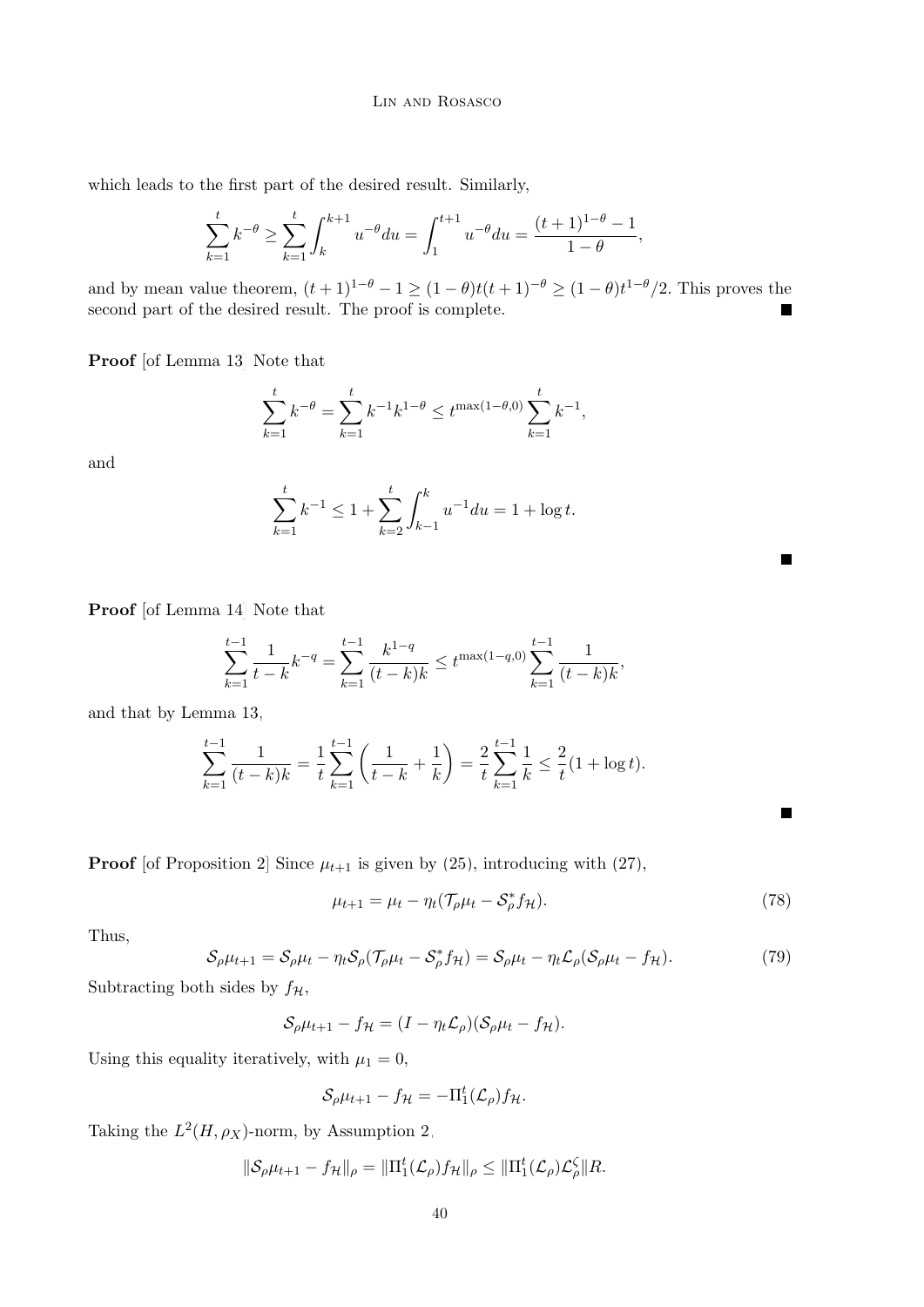which leads to the first part of the desired result. Similarly,

$$\sum_{k=1}^{t} k^{-\theta} \geq \sum_{k=1}^{t} \int_{k}^{k+1} u^{-\theta} du = \int_{1}^{t+1} u^{-\theta} du = \frac{(t+1)^{1-\theta} - 1}{1-\theta},$$

and by mean value theorem, $(t+1)^{1-\theta} - 1 \geq (1-\theta)t(t+1)^{-\theta} \geq (1-\theta)t^{1-\theta}/2$. This proves the second part of the desired result. The proof is complete. ∎

**Proof** [of Lemma 13] Note that

$$\sum_{k=1}^{t} k^{-\theta} = \sum_{k=1}^{t} k^{-1} k^{1-\theta} \leq t^{\max(1-\theta,0)} \sum_{k=1}^{t} k^{-1},$$

and

$$\sum_{k=1}^{t} k^{-1} \leq 1 + \sum_{k=2}^{t} \int_{k-1}^{k} u^{-1} du = 1 + \log t.$$

∎

**Proof** [of Lemma 14] Note that

$$\sum_{k=1}^{t-1} \frac{1}{t-k} k^{-q} = \sum_{k=1}^{t-1} \frac{k^{1-q}}{(t-k)k} \leq t^{\max(1-q,0)} \sum_{k=1}^{t-1} \frac{1}{(t-k)k},$$

and that by Lemma 13,

$$\sum_{k=1}^{t-1} \frac{1}{(t-k)k} = \frac{1}{t} \sum_{k=1}^{t-1} \left( \frac{1}{t-k} + \frac{1}{k} \right) = \frac{2}{t} \sum_{k=1}^{t-1} \frac{1}{k} \leq \frac{2}{t}(1 + \log t).$$

∎

**Proof** [of Proposition 2] Since $\mu_{t+1}$ is given by (25), introducing with (27),

$$\mu_{t+1} = \mu_t - \eta_t (\mathcal{T}_\rho \mu_t - \mathcal{S}_\rho^* f_{\mathcal{H}}). \tag{78}$$

Thus,

$$\mathcal{S}_\rho \mu_{t+1} = \mathcal{S}_\rho \mu_t - \eta_t \mathcal{S}_\rho (\mathcal{T}_\rho \mu_t - \mathcal{S}_\rho^* f_{\mathcal{H}}) = \mathcal{S}_\rho \mu_t - \eta_t \mathcal{L}_\rho (\mathcal{S}_\rho \mu_t - f_{\mathcal{H}}). \tag{79}$$

Subtracting both sides by $f_{\mathcal{H}}$,

$$\mathcal{S}_\rho \mu_{t+1} - f_{\mathcal{H}} = (I - \eta_t \mathcal{L}_\rho)(\mathcal{S}_\rho \mu_t - f_{\mathcal{H}}).$$

Using this equality iteratively, with $\mu_1 = 0$,

$$\mathcal{S}_\rho \mu_{t+1} - f_{\mathcal{H}} = -\Pi_1^t(\mathcal{L}_\rho) f_{\mathcal{H}}.$$

Taking the $L^2(H, \rho_X)$-norm, by Assumption 2,

$$\|\mathcal{S}_\rho \mu_{t+1} - f_{\mathcal{H}}\|_\rho = \|\Pi_1^t(\mathcal{L}_\rho) f_{\mathcal{H}}\|_\rho \leq \|\Pi_1^t(\mathcal{L}_\rho) \mathcal{L}_\rho^\zeta\| R.$$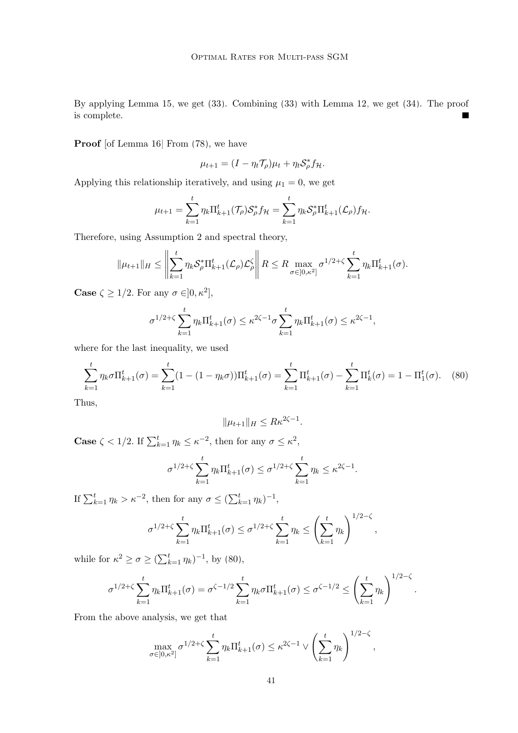By applying Lemma 15, we get (33). Combining (33) with Lemma 12, we get (34). The proof is complete. ■

**Proof** [of Lemma 16] From (78), we have

$$\mu_{t+1} = (I - \eta_t \mathcal{T}_\rho)\mu_t + \eta_t \mathcal{S}_\rho^* f_{\mathcal{H}}.$$

Applying this relationship iteratively, and using $\mu_1 = 0$, we get

$$\mu_{t+1} = \sum_{k=1}^t \eta_k \Pi_{k+1}^t(\mathcal{T}_\rho)\mathcal{S}_\rho^* f_{\mathcal{H}} = \sum_{k=1}^t \eta_k \mathcal{S}_\rho^* \Pi_{k+1}^t(\mathcal{L}_\rho) f_{\mathcal{H}}.$$

Therefore, using Assumption 2 and spectral theory,

$$\|\mu_{t+1}\|_H \leq \left\| \sum_{k=1}^t \eta_k \mathcal{S}_\rho^* \Pi_{k+1}^t(\mathcal{L}_\rho)\mathcal{L}_\rho^\zeta \right\| R \leq R \max_{\sigma \in ]0,\kappa^2]} \sigma^{1/2+\zeta} \sum_{k=1}^t \eta_k \Pi_{k+1}^t(\sigma).$$

**Case** $\zeta \geq 1/2$. For any $\sigma \in ]0, \kappa^2]$,

$$\sigma^{1/2+\zeta} \sum_{k=1}^t \eta_k \Pi_{k+1}^t(\sigma) \leq \kappa^{2\zeta-1} \sigma \sum_{k=1}^t \eta_k \Pi_{k+1}^t(\sigma) \leq \kappa^{2\zeta-1},$$

where for the last inequality, we used

$$\sum_{k=1}^t \eta_k \sigma \Pi_{k+1}^t(\sigma) = \sum_{k=1}^t (1 - (1-\eta_k\sigma))\Pi_{k+1}^t(\sigma) = \sum_{k=1}^t \Pi_{k+1}^t(\sigma) - \sum_{k=1}^t \Pi_k^t(\sigma) = 1 - \Pi_1^t(\sigma). \quad (80)$$

Thus,

$$\|\mu_{t+1}\|_H \leq R\kappa^{2\zeta-1}.$$

**Case** $\zeta < 1/2$. If $\sum_{k=1}^t \eta_k \leq \kappa^{-2}$, then for any $\sigma \leq \kappa^2$,

$$\sigma^{1/2+\zeta} \sum_{k=1}^t \eta_k \Pi_{k+1}^t(\sigma) \leq \sigma^{1/2+\zeta} \sum_{k=1}^t \eta_k \leq \kappa^{2\zeta-1}.$$

If $\sum_{k=1}^t \eta_k > \kappa^{-2}$, then for any $\sigma \leq (\sum_{k=1}^t \eta_k)^{-1}$,

$$\sigma^{1/2+\zeta} \sum_{k=1}^t \eta_k \Pi_{k+1}^t(\sigma) \leq \sigma^{1/2+\zeta} \sum_{k=1}^t \eta_k \leq \left( \sum_{k=1}^t \eta_k \right)^{1/2-\zeta},$$

while for $\kappa^2 \geq \sigma \geq (\sum_{k=1}^t \eta_k)^{-1}$, by (80),

$$\sigma^{1/2+\zeta} \sum_{k=1}^t \eta_k \Pi_{k+1}^t(\sigma) = \sigma^{\zeta-1/2} \sum_{k=1}^t \eta_k \sigma \Pi_{k+1}^t(\sigma) \leq \sigma^{\zeta-1/2} \leq \left( \sum_{k=1}^t \eta_k \right)^{1/2-\zeta}.$$

From the above analysis, we get that

$$\max_{\sigma \in ]0,\kappa^2]} \sigma^{1/2+\zeta} \sum_{k=1}^t \eta_k \Pi_{k+1}^t(\sigma) \leq \kappa^{2\zeta-1} \vee \left( \sum_{k=1}^t \eta_k \right)^{1/2-\zeta},$$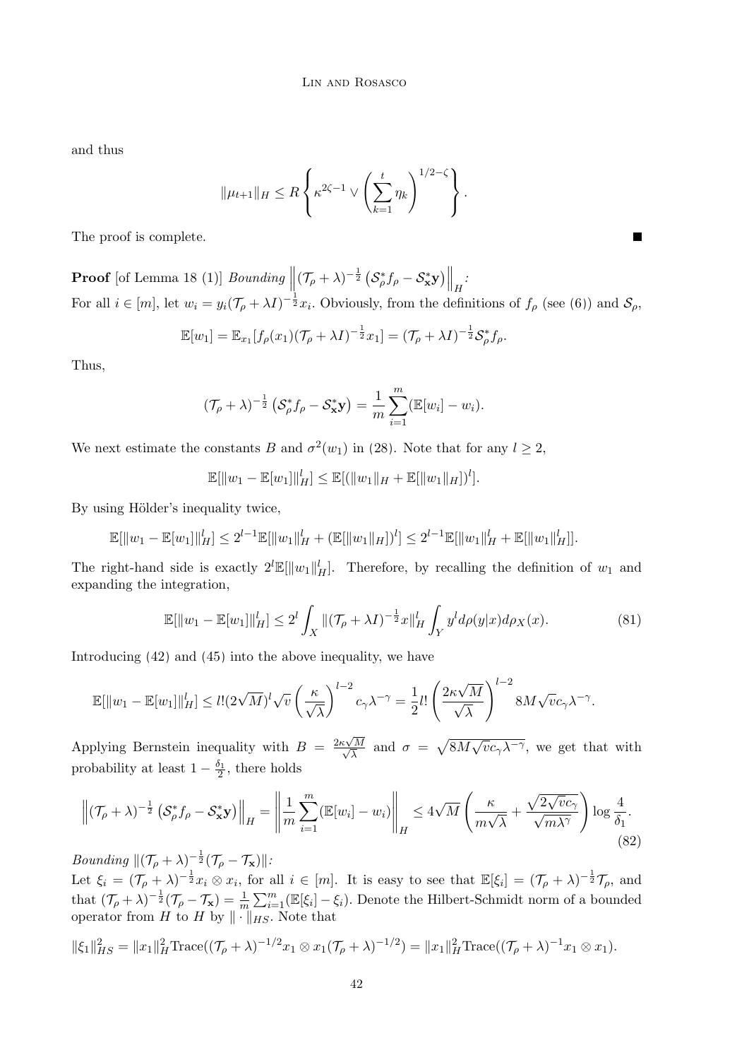and thus

$$\|\mu_{t+1}\|_H \le R \left\{ \kappa^{2\zeta-1} \vee \left( \sum_{k=1}^{t} \eta_k \right)^{1/2-\zeta} \right\}.$$

The proof is complete. ■

**Proof** [of Lemma 18 (1)] *Bounding* $\left\|(\mathcal{T}_\rho + \lambda)^{-\frac{1}{2}} \left( \mathcal{S}_\rho^* f_\rho - \mathcal{S}_{\mathbf{x}}^* \mathbf{y} \right)\right\|_H$*:*
For all $i \in [m]$, let $w_i = y_i (\mathcal{T}_\rho + \lambda I)^{-\frac{1}{2}} x_i$. Obviously, from the definitions of $f_\rho$ (see (6)) and $\mathcal{S}_\rho$,

$$\mathbb{E}[w_1] = \mathbb{E}_{x_1}[f_\rho(x_1)(\mathcal{T}_\rho + \lambda I)^{-\frac{1}{2}} x_1] = (\mathcal{T}_\rho + \lambda I)^{-\frac{1}{2}} \mathcal{S}_\rho^* f_\rho.$$

Thus,

$$(\mathcal{T}_\rho + \lambda)^{-\frac{1}{2}} \left( \mathcal{S}_\rho^* f_\rho - \mathcal{S}_{\mathbf{x}}^* \mathbf{y} \right) = \frac{1}{m} \sum_{i=1}^{m} (\mathbb{E}[w_i] - w_i).$$

We next estimate the constants $B$ and $\sigma^2(w_1)$ in (28). Note that for any $l \ge 2$,

$$\mathbb{E}[\|w_1 - \mathbb{E}[w_1]\|_H^l] \le \mathbb{E}[(\|w_1\|_H + \mathbb{E}[\|w_1\|_H])^l].$$

By using Hölder's inequality twice,

$$\mathbb{E}[\|w_1 - \mathbb{E}[w_1]\|_H^l] \le 2^{l-1} \mathbb{E}[\|w_1\|_H^l + (\mathbb{E}[\|w_1\|_H])^l] \le 2^{l-1} \mathbb{E}[\|w_1\|_H^l + \mathbb{E}[\|w_1\|_H^l]].$$

The right-hand side is exactly $2^l \mathbb{E}[\|w_1\|_H^l]$. Therefore, by recalling the definition of $w_1$ and expanding the integration,

$$\mathbb{E}[\|w_1 - \mathbb{E}[w_1]\|_H^l] \le 2^l \int_X \|(\mathcal{T}_\rho + \lambda I)^{-\frac{1}{2}} x\|_H^l \int_Y y^l d\rho(y|x) d\rho_X(x). \tag{81}$$

Introducing (42) and (45) into the above inequality, we have

$$\mathbb{E}[\|w_1 - \mathbb{E}[w_1]\|_H^l] \le l! (2\sqrt{M})^l \sqrt{v} \left( \frac{\kappa}{\sqrt{\lambda}} \right)^{l-2} c_\gamma \lambda^{-\gamma} = \frac{1}{2} l! \left( \frac{2\kappa\sqrt{M}}{\sqrt{\lambda}} \right)^{l-2} 8M\sqrt{v} c_\gamma \lambda^{-\gamma}.$$

Applying Bernstein inequality with $B = \frac{2\kappa\sqrt{M}}{\sqrt{\lambda}}$ and $\sigma = \sqrt{8M\sqrt{v}c_\gamma\lambda^{-\gamma}}$, we get that with probability at least $1 - \frac{\delta_1}{2}$, there holds

$$\left\|(\mathcal{T}_\rho + \lambda)^{-\frac{1}{2}} \left( \mathcal{S}_\rho^* f_\rho - \mathcal{S}_{\mathbf{x}}^* \mathbf{y} \right)\right\|_H = \left\| \frac{1}{m} \sum_{i=1}^{m} (\mathbb{E}[w_i] - w_i) \right\|_H \le 4\sqrt{M} \left( \frac{\kappa}{m\sqrt{\lambda}} + \frac{\sqrt{2\sqrt{v}c_\gamma}}{\sqrt{m\lambda^\gamma}} \right) \log \frac{4}{\delta_1}. \tag{82}$$

*Bounding* $\|(\mathcal{T}_\rho + \lambda)^{-\frac{1}{2}} (\mathcal{T}_\rho - \mathcal{T}_{\mathbf{x}})\|$*:*
Let $\xi_i = (\mathcal{T}_\rho + \lambda)^{-\frac{1}{2}} x_i \otimes x_i$, for all $i \in [m]$. It is easy to see that $\mathbb{E}[\xi_i] = (\mathcal{T}_\rho + \lambda)^{-\frac{1}{2}} \mathcal{T}_\rho$, and that $(\mathcal{T}_\rho + \lambda)^{-\frac{1}{2}} (\mathcal{T}_\rho - \mathcal{T}_{\mathbf{x}}) = \frac{1}{m} \sum_{i=1}^{m} (\mathbb{E}[\xi_i] - \xi_i)$. Denote the Hilbert-Schmidt norm of a bounded operator from $H$ to $H$ by $\|\cdot\|_{HS}$. Note that

$$\|\xi_1\|_{HS}^2 = \|x_1\|_H^2 \mathrm{Trace}((\mathcal{T}_\rho + \lambda)^{-1/2} x_1 \otimes x_1 (\mathcal{T}_\rho + \lambda)^{-1/2}) = \|x_1\|_H^2 \mathrm{Trace}((\mathcal{T}_\rho + \lambda)^{-1} x_1 \otimes x_1).$$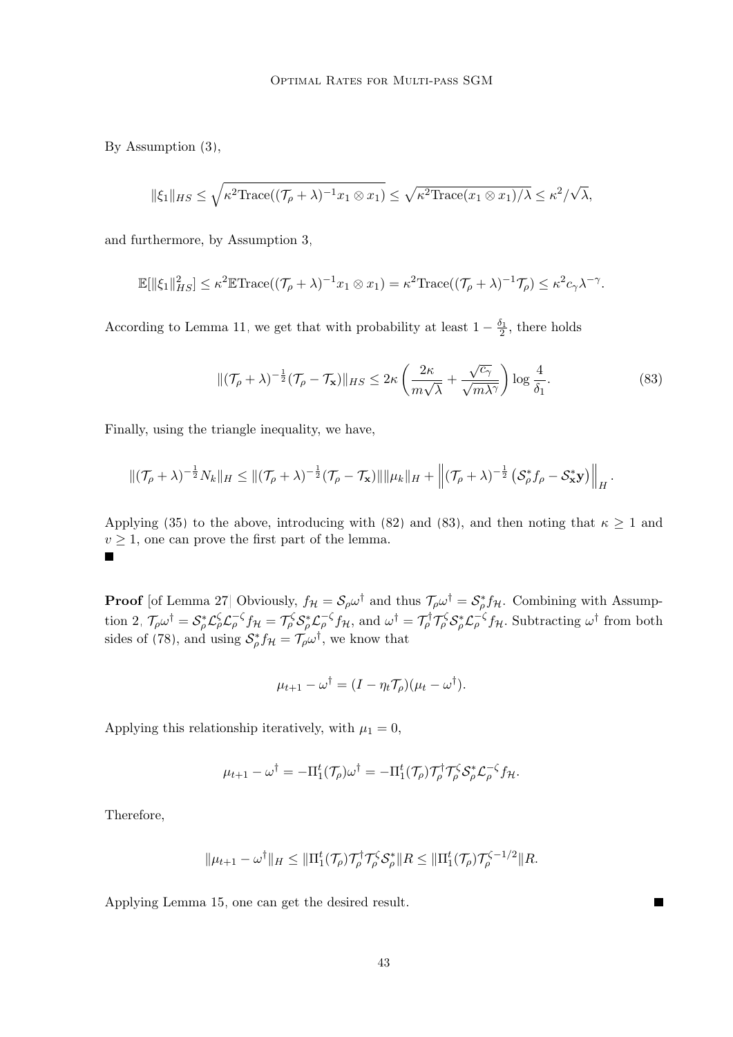By Assumption (3),

$$
\|\xi_1\|_{HS} \leq \sqrt{\kappa^2 \mathrm{Trace}((\mathcal{T}_\rho + \lambda)^{-1} x_1 \otimes x_1)} \leq \sqrt{\kappa^2 \mathrm{Trace}(x_1 \otimes x_1)/\lambda} \leq \kappa^2/\sqrt{\lambda},
$$

and furthermore, by Assumption 3,

$$
\mathbb{E}[\|\xi_1\|_{HS}^2] \leq \kappa^2 \mathbb{E}\mathrm{Trace}((\mathcal{T}_\rho + \lambda)^{-1} x_1 \otimes x_1) = \kappa^2 \mathrm{Trace}((\mathcal{T}_\rho + \lambda)^{-1} \mathcal{T}_\rho) \leq \kappa^2 c_\gamma \lambda^{-\gamma}.
$$

According to Lemma 11, we get that with probability at least $1 - \frac{\delta_1}{2}$, there holds

$$
\|(\mathcal{T}_\rho + \lambda)^{-\frac{1}{2}} (\mathcal{T}_\rho - \mathcal{T}_{\mathbf{x}})\|_{HS} \leq 2\kappa \left( \frac{2\kappa}{m\sqrt{\lambda}} + \frac{\sqrt{c_\gamma}}{\sqrt{m\lambda^\gamma}} \right) \log \frac{4}{\delta_1}. \tag{83}
$$

Finally, using the triangle inequality, we have,

$$
\|(\mathcal{T}_\rho + \lambda)^{-\frac{1}{2}} N_k\|_H \leq \|(\mathcal{T}_\rho + \lambda)^{-\frac{1}{2}} (\mathcal{T}_\rho - \mathcal{T}_{\mathbf{x}})\| \|\mu_k\|_H + \left\| (\mathcal{T}_\rho + \lambda)^{-\frac{1}{2}} \left( \mathcal{S}_\rho^* f_\rho - \mathcal{S}_{\mathbf{x}}^* \mathbf{y} \right) \right\|_H.
$$

Applying (35) to the above, introducing with (82) and (83), and then noting that $\kappa \geq 1$ and $v \geq 1$, one can prove the first part of the lemma.
■

**Proof** [of Lemma 27] Obviously, $f_{\mathcal{H}} = \mathcal{S}_\rho \omega^\dagger$ and thus $\mathcal{T}_\rho \omega^\dagger = \mathcal{S}_\rho^* f_{\mathcal{H}}$. Combining with Assumption 2, $\mathcal{T}_\rho \omega^\dagger = \mathcal{S}_\rho^* \mathcal{L}_\rho^\zeta \mathcal{L}_\rho^{-\zeta} f_{\mathcal{H}} = \mathcal{T}_\rho^\zeta \mathcal{S}_\rho^* \mathcal{L}_\rho^{-\zeta} f_{\mathcal{H}}$, and $\omega^\dagger = \mathcal{T}_\rho^\dagger \mathcal{T}_\rho^\zeta \mathcal{S}_\rho^* \mathcal{L}_\rho^{-\zeta} f_{\mathcal{H}}$. Subtracting $\omega^\dagger$ from both sides of (78), and using $\mathcal{S}_\rho^* f_{\mathcal{H}} = \mathcal{T}_\rho \omega^\dagger$, we know that

$$
\mu_{t+1} - \omega^\dagger = (I - \eta_t \mathcal{T}_\rho)(\mu_t - \omega^\dagger).
$$

Applying this relationship iteratively, with $\mu_1 = 0$,

$$
\mu_{t+1} - \omega^\dagger = -\Pi_1^t(\mathcal{T}_\rho) \omega^\dagger = -\Pi_1^t(\mathcal{T}_\rho) \mathcal{T}_\rho^\dagger \mathcal{T}_\rho^\zeta \mathcal{S}_\rho^* \mathcal{L}_\rho^{-\zeta} f_{\mathcal{H}}.
$$

Therefore,

$$
\|\mu_{t+1} - \omega^\dagger\|_H \leq \|\Pi_1^t(\mathcal{T}_\rho) \mathcal{T}_\rho^\dagger \mathcal{T}_\rho^\zeta \mathcal{S}_\rho^*\| R \leq \|\Pi_1^t(\mathcal{T}_\rho) \mathcal{T}_\rho^{\zeta - 1/2}\| R.
$$

Applying Lemma 15, one can get the desired result. ■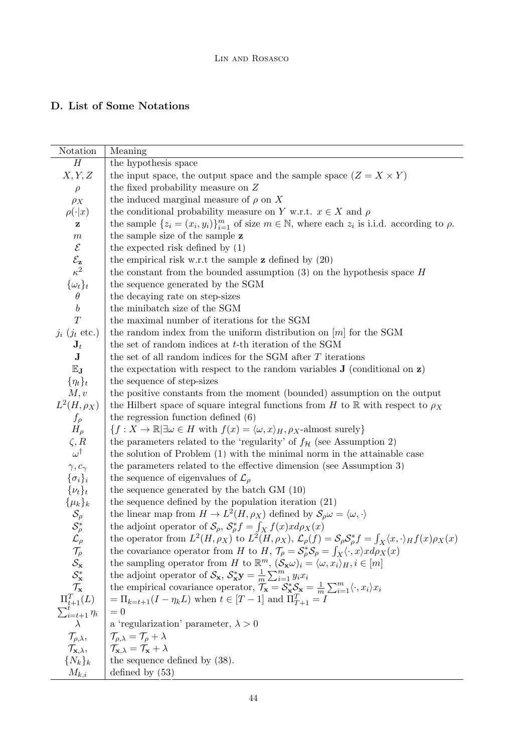## D. List of Some Notations

| Notation | Meaning |
|---|---|
| $H$ | the hypothesis space |
| $X, Y, Z$ | the input space, the output space and the sample space ($Z = X \times Y$) |
| $\rho$ | the fixed probability measure on $Z$ |
| $\rho_X$ | the induced marginal measure of $\rho$ on $X$ |
| $\rho(\cdot\|x)$ | the conditional probability measure on $Y$ w.r.t. $x \in X$ and $\rho$ |
| $\mathbf{z}$ | the sample $\{z_i = (x_i, y_i)\}_{i=1}^m$ of size $m \in \mathbb{N}$, where each $z_i$ is i.i.d. according to $\rho$. |
| $m$ | the sample size of the sample $\mathbf{z}$ |
| $\mathcal{E}$ | the expected risk defined by (1) |
| $\mathcal{E}_{\mathbf{z}}$ | the empirical risk w.r.t the sample $\mathbf{z}$ defined by (20) |
| $\kappa^2$ | the constant from the bounded assumption (3) on the hypothesis space $H$ |
| $\{\omega_t\}_t$ | the sequence generated by the SGM |
| $\theta$ | the decaying rate on step-sizes |
| $b$ | the minibatch size of the SGM |
| $T$ | the maximal number of iterations for the SGM |
| $j_i$ ($j_t$ etc.) | the random index from the uniform distribution on $[m]$ for the SGM |
| $\mathbf{J}_t$ | the set of random indices at $t$-th iteration of the SGM |
| $\mathbf{J}$ | the set of all random indices for the SGM after $T$ iterations |
| $\mathbb{E}_{\mathbf{J}}$ | the expectation with respect to the random variables $\mathbf{J}$ (conditional on $\mathbf{z}$) |
| $\{\eta_t\}_t$ | the sequence of step-sizes |
| $M, v$ | the positive constants from the moment (bounded) assumption on the output |
| $L^2(H, \rho_X)$ | the Hilbert space of square integral functions from $H$ to $\mathbb{R}$ with respect to $\rho_X$ |
| $f_\rho$ | the regression function defined (6) |
| $H_\rho$ | $\{f : X \to \mathbb{R} \| \exists \omega \in H \text{ with } f(x) = \langle \omega, x \rangle_H, \rho_X\text{-almost surely}\}$ |
| $\zeta, R$ | the parameters related to the 'regularity' of $f_{\mathcal{H}}$ (see Assumption 2) |
| $\omega^\dagger$ | the solution of Problem (1) with the minimal norm in the attainable case |
| $\gamma, c_\gamma$ | the parameters related to the effective dimension (see Assumption 3) |
| $\{\sigma_i\}_i$ | the sequence of eigenvalues of $\mathcal{L}_\rho$ |
| $\{\nu_t\}_t$ | the sequence generated by the batch GM (10) |
| $\{\mu_k\}_k$ | the sequence defined by the population iteration (21) |
| $\mathcal{S}_\rho$ | the linear map from $H \to L^2(H, \rho_X)$ defined by $\mathcal{S}_\rho \omega = \langle \omega, \cdot \rangle$ |
| $\mathcal{S}_\rho^*$ | the adjoint operator of $\mathcal{S}_\rho$, $\mathcal{S}_\rho^* f = \int_X f(x) x d\rho_X(x)$ |
| $\mathcal{L}_\rho$ | the operator from $L^2(H, \rho_X)$ to $L^2(H, \rho_X)$, $\mathcal{L}_\rho(f) = \mathcal{S}_\rho \mathcal{S}_\rho^* f = \int_X \langle x, \cdot \rangle_H f(x) \rho_X(x)$ |
| $\mathcal{T}_\rho$ | the covariance operator from $H$ to $H$, $\mathcal{T}_\rho = \mathcal{S}_\rho^* \mathcal{S}_\rho = \int_X \langle \cdot, x \rangle x d\rho_X(x)$ |
| $\mathcal{S}_{\mathbf{x}}$ | the sampling operator from $H$ to $\mathbb{R}^m$, $(\mathcal{S}_{\mathbf{x}} \omega)_i = \langle \omega, x_i \rangle_H, i \in [m]$ |
| $\mathcal{S}_{\mathbf{x}}^*$ | the adjoint operator of $\mathcal{S}_{\mathbf{x}}$, $\mathcal{S}_{\mathbf{x}}^* \mathbf{y} = \frac{1}{m} \sum_{i=1}^m y_i x_i$ |
| $\mathcal{T}_{\mathbf{x}}$ | the empirical covariance operator, $\mathcal{T}_{\mathbf{x}} = \mathcal{S}_{\mathbf{x}}^* \mathcal{S}_{\mathbf{x}} = \frac{1}{m} \sum_{i=1}^m \langle \cdot, x_i \rangle x_i$ |
| $\Pi_{t+1}^T(L)$ | $= \Pi_{k=t+1}^T (I - \eta_k L)$ when $t \in [T-1]$ and $\Pi_{T+1}^T = I$ |
| $\sum_{i=t+1}^t \eta_i$ | $= 0$ |
| $\lambda$ | a 'regularization' parameter, $\lambda > 0$ |
| $\mathcal{T}_{\rho,\lambda}$, | $\mathcal{T}_{\rho,\lambda} = \mathcal{T}_\rho + \lambda$ |
| $\mathcal{T}_{\mathbf{x},\lambda}$, | $\mathcal{T}_{\mathbf{x},\lambda} = \mathcal{T}_{\mathbf{x}} + \lambda$ |
| $\{N_k\}_k$ | the sequence defined by (38). |
| $M_{k,i}$ | defined by (53) |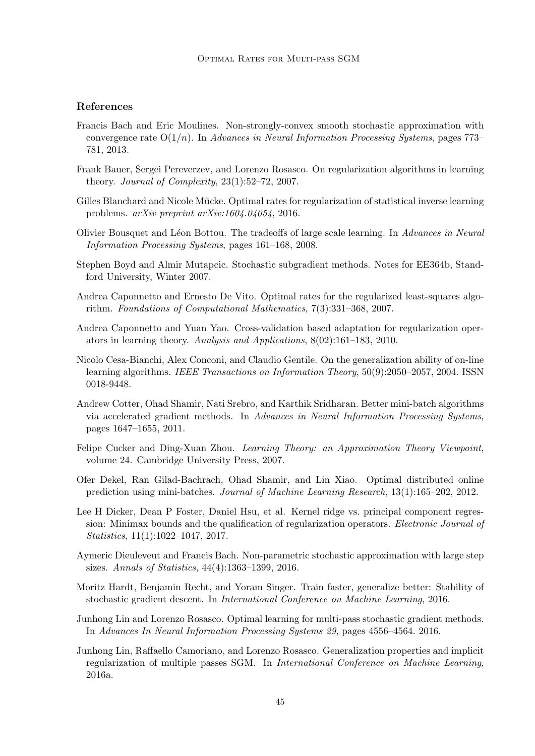## References

Francis Bach and Eric Moulines. Non-strongly-convex smooth stochastic approximation with convergence rate $O(1/n)$. In *Advances in Neural Information Processing Systems*, pages 773–781, 2013.

Frank Bauer, Sergei Pereverzev, and Lorenzo Rosasco. On regularization algorithms in learning theory. *Journal of Complexity*, 23(1):52–72, 2007.

Gilles Blanchard and Nicole Mücke. Optimal rates for regularization of statistical inverse learning problems. *arXiv preprint arXiv:1604.04054*, 2016.

Olivier Bousquet and Léon Bottou. The tradeoffs of large scale learning. In *Advances in Neural Information Processing Systems*, pages 161–168, 2008.

Stephen Boyd and Almir Mutapcic. Stochastic subgradient methods. Notes for EE364b, Standford University, Winter 2007.

Andrea Caponnetto and Ernesto De Vito. Optimal rates for the regularized least-squares algorithm. *Foundations of Computational Mathematics*, 7(3):331–368, 2007.

Andrea Caponnetto and Yuan Yao. Cross-validation based adaptation for regularization operators in learning theory. *Analysis and Applications*, 8(02):161–183, 2010.

Nicolo Cesa-Bianchi, Alex Conconi, and Claudio Gentile. On the generalization ability of on-line learning algorithms. *IEEE Transactions on Information Theory*, 50(9):2050–2057, 2004. ISSN 0018-9448.

Andrew Cotter, Ohad Shamir, Nati Srebro, and Karthik Sridharan. Better mini-batch algorithms via accelerated gradient methods. In *Advances in Neural Information Processing Systems*, pages 1647–1655, 2011.

Felipe Cucker and Ding-Xuan Zhou. *Learning Theory: an Approximation Theory Viewpoint*, volume 24. Cambridge University Press, 2007.

Ofer Dekel, Ran Gilad-Bachrach, Ohad Shamir, and Lin Xiao. Optimal distributed online prediction using mini-batches. *Journal of Machine Learning Research*, 13(1):165–202, 2012.

Lee H Dicker, Dean P Foster, Daniel Hsu, et al. Kernel ridge vs. principal component regression: Minimax bounds and the qualification of regularization operators. *Electronic Journal of Statistics*, 11(1):1022–1047, 2017.

Aymeric Dieuleveut and Francis Bach. Non-parametric stochastic approximation with large step sizes. *Annals of Statistics*, 44(4):1363–1399, 2016.

Moritz Hardt, Benjamin Recht, and Yoram Singer. Train faster, generalize better: Stability of stochastic gradient descent. In *International Conference on Machine Learning*, 2016.

Junhong Lin and Lorenzo Rosasco. Optimal learning for multi-pass stochastic gradient methods. In *Advances In Neural Information Processing Systems 29*, pages 4556–4564. 2016.

Junhong Lin, Raffaello Camoriano, and Lorenzo Rosasco. Generalization properties and implicit regularization of multiple passes SGM. In *International Conference on Machine Learning*, 2016a.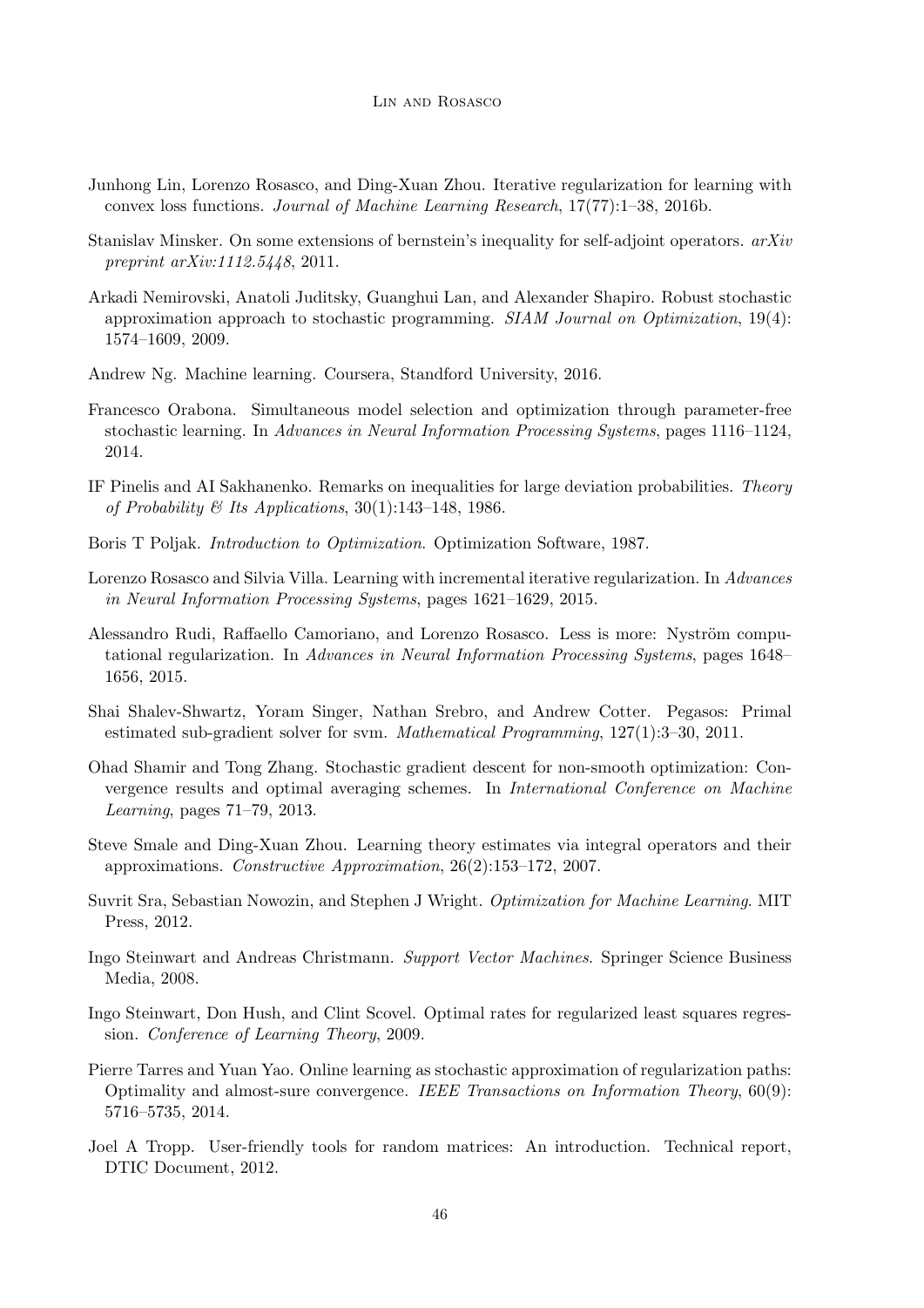Junhong Lin, Lorenzo Rosasco, and Ding-Xuan Zhou. Iterative regularization for learning with convex loss functions. *Journal of Machine Learning Research*, 17(77):1–38, 2016b.

Stanislav Minsker. On some extensions of bernstein's inequality for self-adjoint operators. *arXiv preprint arXiv:1112.5448*, 2011.

Arkadi Nemirovski, Anatoli Juditsky, Guanghui Lan, and Alexander Shapiro. Robust stochastic approximation approach to stochastic programming. *SIAM Journal on Optimization*, 19(4): 1574–1609, 2009.

Andrew Ng. Machine learning. Coursera, Standford University, 2016.

Francesco Orabona. Simultaneous model selection and optimization through parameter-free stochastic learning. In *Advances in Neural Information Processing Systems*, pages 1116–1124, 2014.

IF Pinelis and AI Sakhanenko. Remarks on inequalities for large deviation probabilities. *Theory of Probability & Its Applications*, 30(1):143–148, 1986.

Boris T Poljak. *Introduction to Optimization*. Optimization Software, 1987.

Lorenzo Rosasco and Silvia Villa. Learning with incremental iterative regularization. In *Advances in Neural Information Processing Systems*, pages 1621–1629, 2015.

Alessandro Rudi, Raffaello Camoriano, and Lorenzo Rosasco. Less is more: Nyström computational regularization. In *Advances in Neural Information Processing Systems*, pages 1648–1656, 2015.

Shai Shalev-Shwartz, Yoram Singer, Nathan Srebro, and Andrew Cotter. Pegasos: Primal estimated sub-gradient solver for svm. *Mathematical Programming*, 127(1):3–30, 2011.

Ohad Shamir and Tong Zhang. Stochastic gradient descent for non-smooth optimization: Convergence results and optimal averaging schemes. In *International Conference on Machine Learning*, pages 71–79, 2013.

Steve Smale and Ding-Xuan Zhou. Learning theory estimates via integral operators and their approximations. *Constructive Approximation*, 26(2):153–172, 2007.

Suvrit Sra, Sebastian Nowozin, and Stephen J Wright. *Optimization for Machine Learning*. MIT Press, 2012.

Ingo Steinwart and Andreas Christmann. *Support Vector Machines*. Springer Science Business Media, 2008.

Ingo Steinwart, Don Hush, and Clint Scovel. Optimal rates for regularized least squares regression. *Conference of Learning Theory*, 2009.

Pierre Tarres and Yuan Yao. Online learning as stochastic approximation of regularization paths: Optimality and almost-sure convergence. *IEEE Transactions on Information Theory*, 60(9): 5716–5735, 2014.

Joel A Tropp. User-friendly tools for random matrices: An introduction. Technical report, DTIC Document, 2012.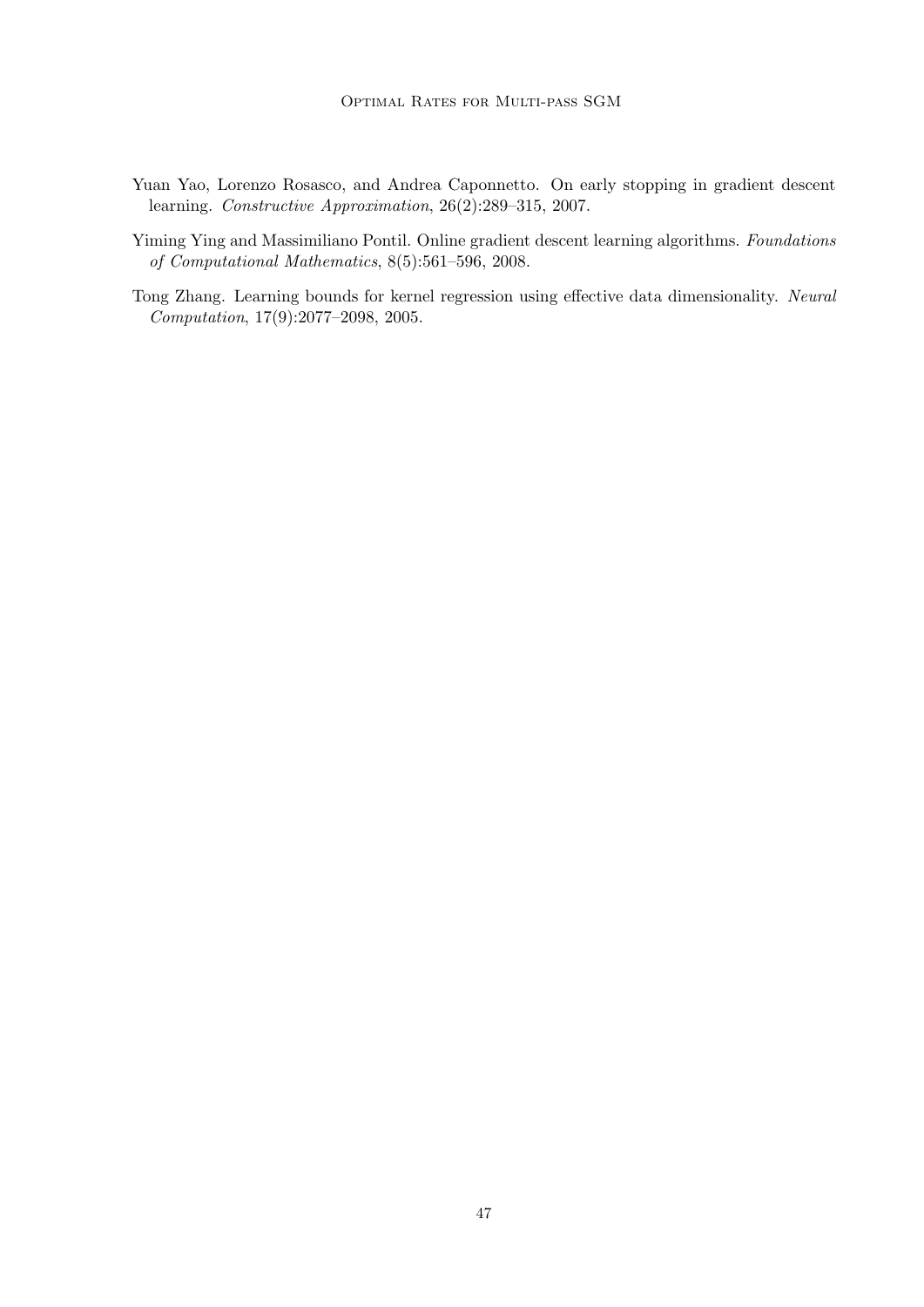Yuan Yao, Lorenzo Rosasco, and Andrea Caponnetto. On early stopping in gradient descent learning. *Constructive Approximation*, 26(2):289–315, 2007.

Yiming Ying and Massimiliano Pontil. Online gradient descent learning algorithms. *Foundations of Computational Mathematics*, 8(5):561–596, 2008.

Tong Zhang. Learning bounds for kernel regression using effective data dimensionality. *Neural Computation*, 17(9):2077–2098, 2005.